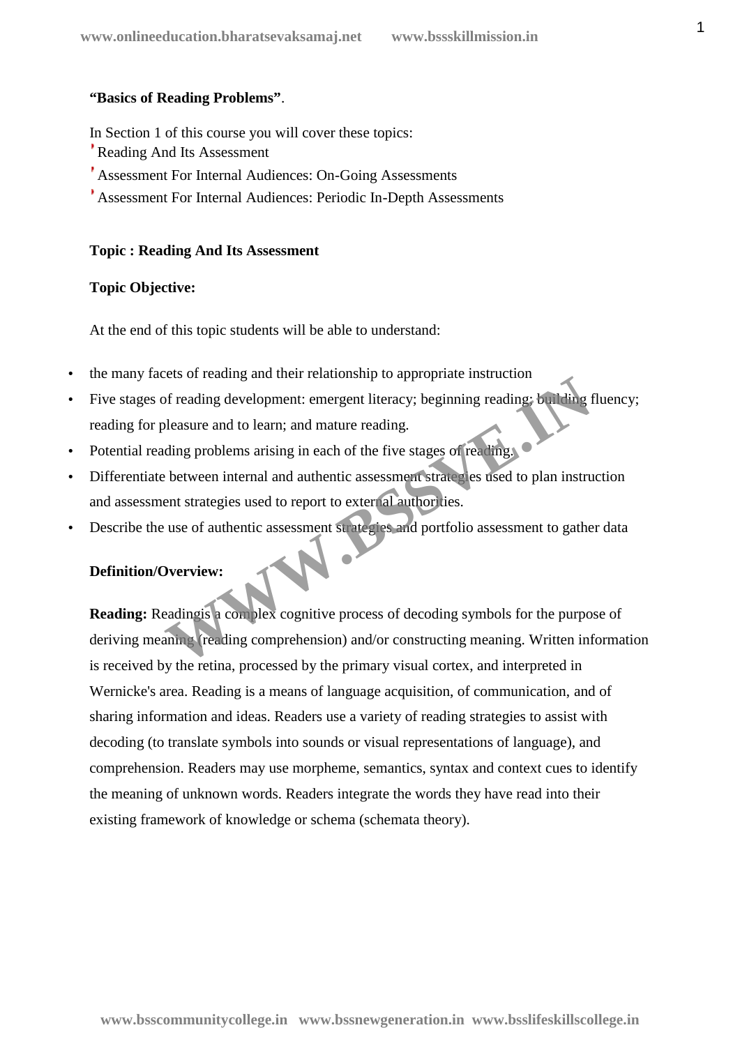**"Basics of Reading Problems"**.

In Section 1 of this course you will cover these topics:

- Reading And Its Assessment
- Assessment For Internal Audiences: On-Going Assessments
- Assessment For Internal Audiences: Periodic In-Depth Assessments

**Topic : Reading And Its Assessment**

**Topic Objective:**

At the end of this topic students will be able to understand:

- the many facets of reading and their relationship to appropriate instruction
- Five stages of reading development: emergent literacy; beginning reading; building fluency; reading for pleasure and to learn; and mature reading.
- Potential reading problems arising in each of the five stages of reading.
- Differentiate between internal and authentic assessment strategies used to plan instruction and assessment strategies used to report to external authorities.
- Describe the use of authentic assessment strategies and portfolio assessment to gather data

**Definition/Overview:**

**Reading:** Readingis a complex cognitive process of decoding symbols for the purpose of deriving meaning (reading comprehension) and/or constructing meaning. Written information is received by the retina, processed by the primary visual cortex, and interpreted in Wernicke's area. Reading is a means of language acquisition, of communication, and of sharing information and ideas. Readers use a variety of reading strategies to assist with decoding (to translate symbols into sounds or visual representations of language), and comprehension. Readers may use morpheme, semantics, syntax and context cues to identify the meaning of unknown words. Readers integrate the words they have read into their existing framework of knowledge or schema (schemata theory).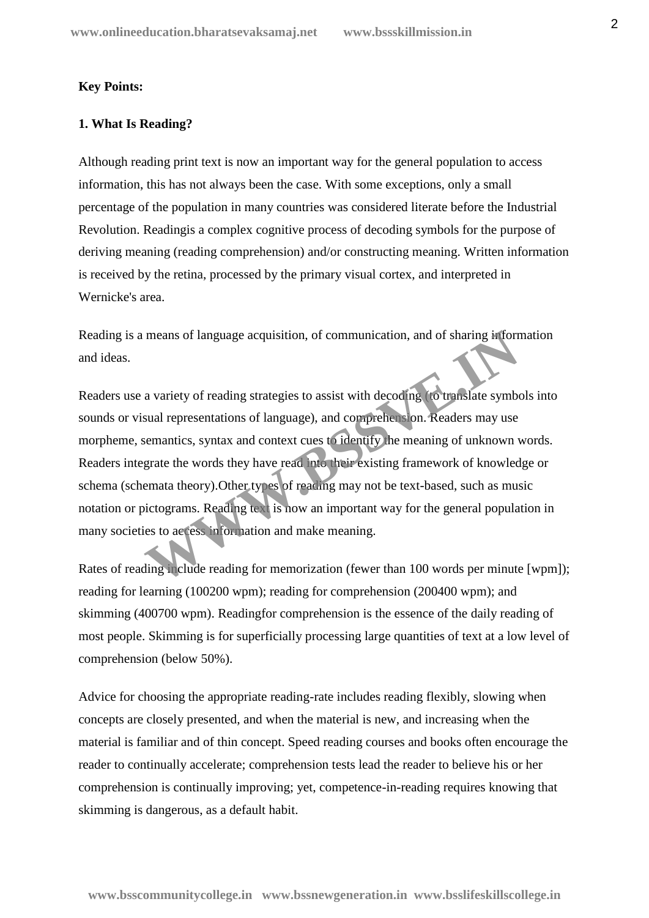**Key Points:**

**1. What Is Reading?**

Although reading print text is now an important way for the general population to access information, this has not always been the case. With some exceptions, only a small percentage of the population in many countries was considered literate before the Industrial Revolution. Readingis a complex cognitive process of decoding symbols for the purpose of deriving meaning (reading comprehension) and/or constructing meaning. Written information is received by the retina, processed by the primary visual cortex, and interpreted in Wernicke's area.

Reading is a means of language acquisition, of communication, and of sharing information and ideas.

Readers use a variety of reading strategies to assist with decoding (to translate symbols into sounds or visual representations of language), and comprehension. Readers may use morpheme, semantics, syntax and context cues to identify the meaning of unknown words. Readers integrate the words they have read into their existing framework of knowledge or schema (schemata theory).Other types of reading may not be text-based, such as music notation or pictograms. Reading text is now an important way for the general population in many societies to access information and make meaning.

Rates of reading include reading for memorization (fewer than 100 words per minute [wpm]); reading for learning (100200 wpm); reading for comprehension (200400 wpm); and skimming (400700 wpm). Readingfor comprehension is the essence of the daily reading of most people. Skimming is for superficially processing large quantities of text at a low level of comprehension (below 50%).

Advice for choosing the appropriate reading-rate includes reading flexibly, slowing when concepts are closely presented, and when the material is new, and increasing when the material is familiar and of thin concept. Speed reading courses and books often encourage the reader to continually accelerate; comprehension tests lead the reader to believe his or her comprehension is continually improving; yet, competence-in-reading requires knowing that skimming is dangerous, as a default habit.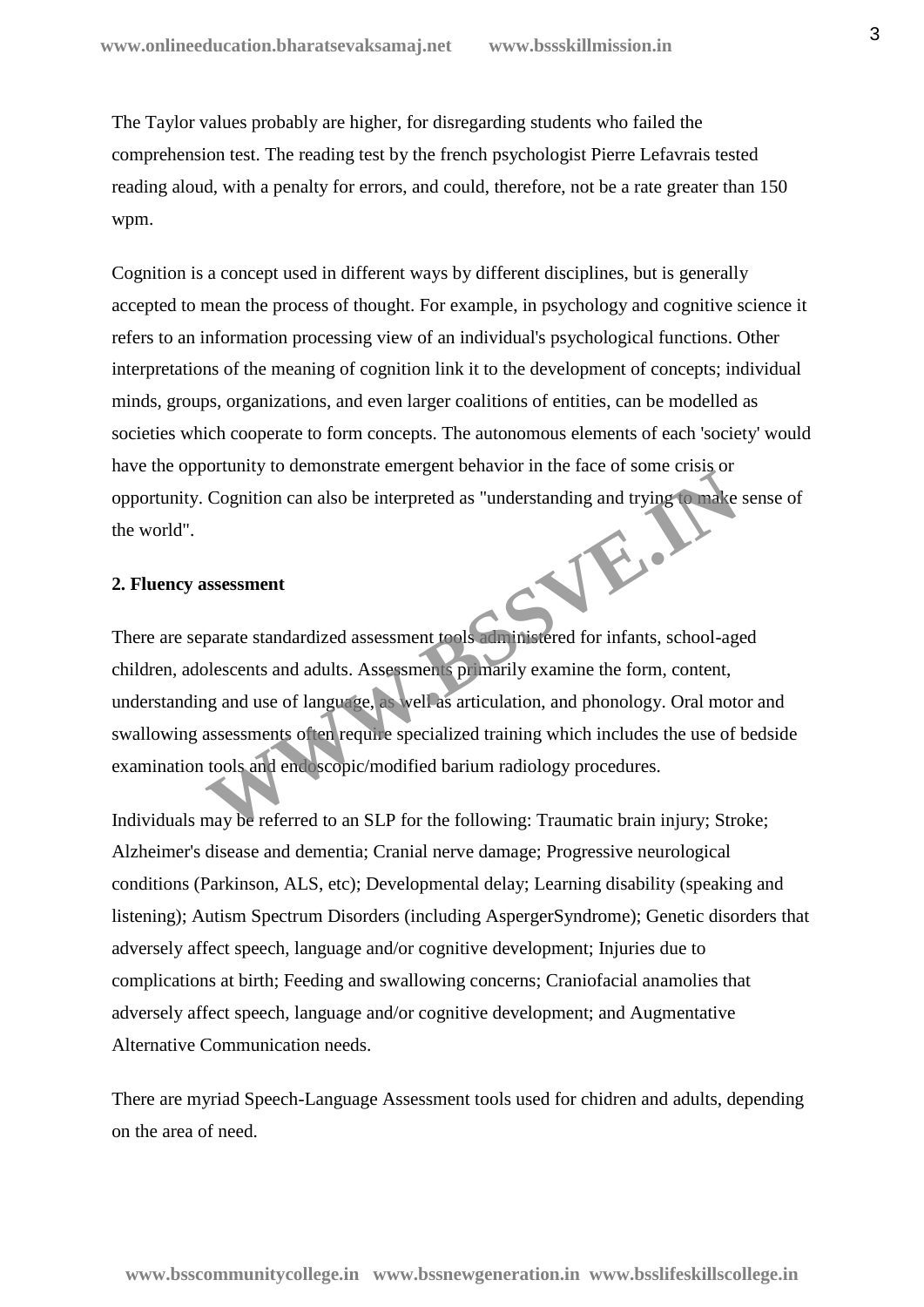The Taylor values probably are higher, for disregarding students who failed the comprehension test. The reading test by the french psychologist Pierre Lefavrais tested reading aloud, with a penalty for errors, and could, therefore, not be a rate greater than 150 wpm.

Cognition is a concept used in different ways by different disciplines, but is generally accepted to mean the process of thought. For example, in psychology and cognitive science it refers to an information processing view of an individual's psychological functions. Other interpretations of the meaning of cognition link it to the development of concepts; individual minds, groups, organizations, and even larger coalitions of entities, can be modelled as societies which cooperate to form concepts. The autonomous elements of each 'society' would have the opportunity to demonstrate emergent behavior in the face of some crisis or opportunity. Cognition can also be interpreted as "understanding and trying to make sense of the world".

**2. Fluency assessment**

There are separate standardized assessment tools administered for infants, school-aged children, adolescents and adults. Assessments primarily examine the form, content, understanding and use of language, as well as articulation, and phonology. Oral motor and swallowing assessments often require specialized training which includes the use of bedside examination tools and endoscopic/modified barium radiology procedures.

Individuals may be referred to an SLP for the following: Traumatic brain injury; Stroke; Alzheimer's disease and dementia; Cranial nerve damage; Progressive neurological conditions (Parkinson, ALS, etc); Developmental delay; Learning disability (speaking and listening); Autism Spectrum Disorders (including AspergerSyndrome); Genetic disorders that adversely affect speech, language and/or cognitive development; Injuries due to complications at birth; Feeding and swallowing concerns; Craniofacial anamolies that adversely affect speech, language and/or cognitive development; and Augmentative Alternative Communication needs.

There are myriad Speech-Language Assessment tools used for chidren and adults, depending on the area of need.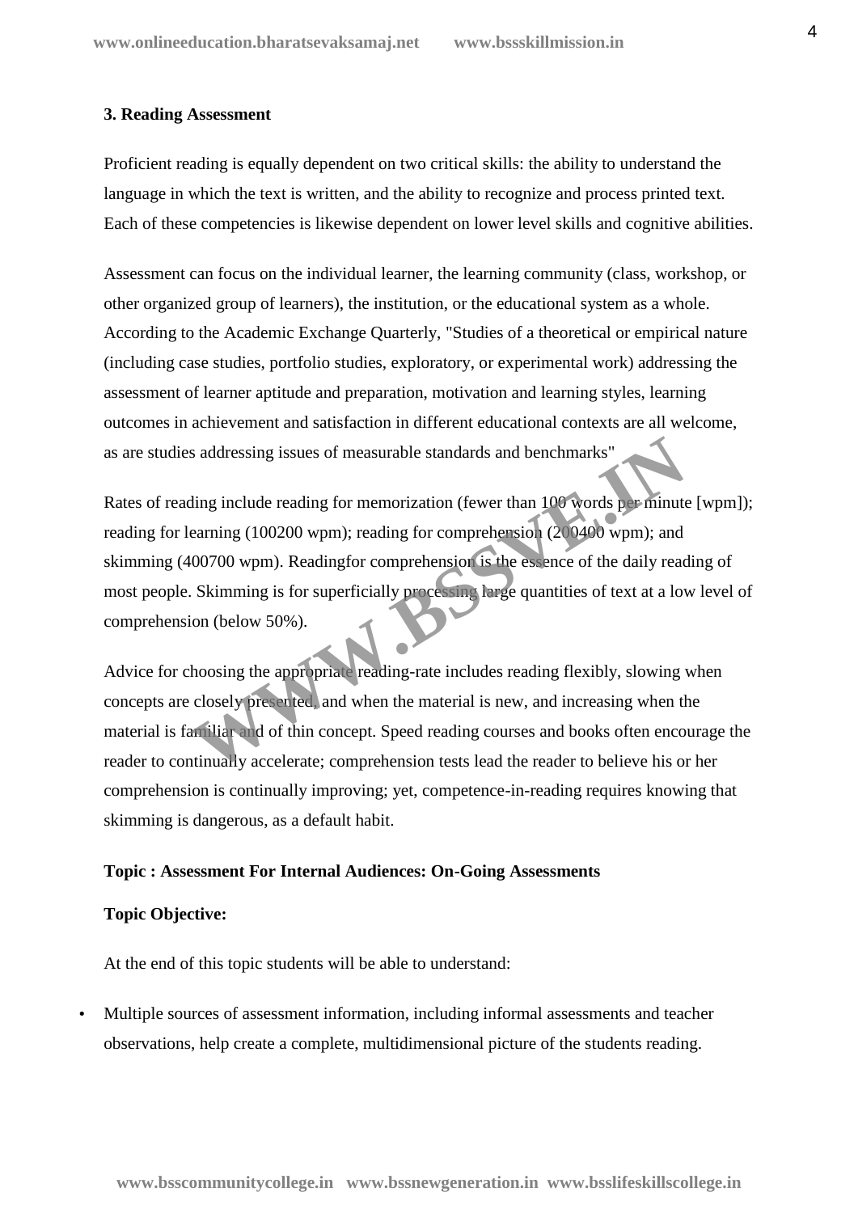**3. Reading Assessment**

Proficient reading is equally dependent on two critical skills: the ability to understand the language in which the text is written, and the ability to recognize and process printed text. Each of these competencies is likewise dependent on lower level skills and cognitive abilities.

Assessment can focus on the individual learner, the learning community (class, workshop, or other organized group of learners), the institution, or the educational system as a whole. According to the Academic Exchange Quarterly, "Studies of a theoretical or empirical nature (including case studies, portfolio studies, exploratory, or experimental work) addressing the assessment of learner aptitude and preparation, motivation and learning styles, learning outcomes in achievement and satisfaction in different educational contexts are all welcome, as are studies addressing issues of measurable standards and benchmarks"

Rates of reading include reading for memorization (fewer than 100 words per minute [wpm]); reading for learning (100200 wpm); reading for comprehension (200400 wpm); and skimming (400700 wpm). Readingfor comprehension is the essence of the daily reading of most people. Skimming is for superficially processing large quantities of text at a low level of comprehension (below 50%).

Advice for choosing the appropriate reading-rate includes reading flexibly, slowing when concepts are closely presented, and when the material is new, and increasing when the material is familiar and of thin concept. Speed reading courses and books often encourage the reader to continually accelerate; comprehension tests lead the reader to believe his or her comprehension is continually improving; yet, competence-in-reading requires knowing that skimming is dangerous, as a default habit.

**Topic : Assessment For Internal Audiences: On-Going Assessments**

**Topic Objective:**

At the end of this topic students will be able to understand:

- Multiple sources of assessment information, including informal assessments and teacher observations, help create a complete, multidimensional picture of the students reading.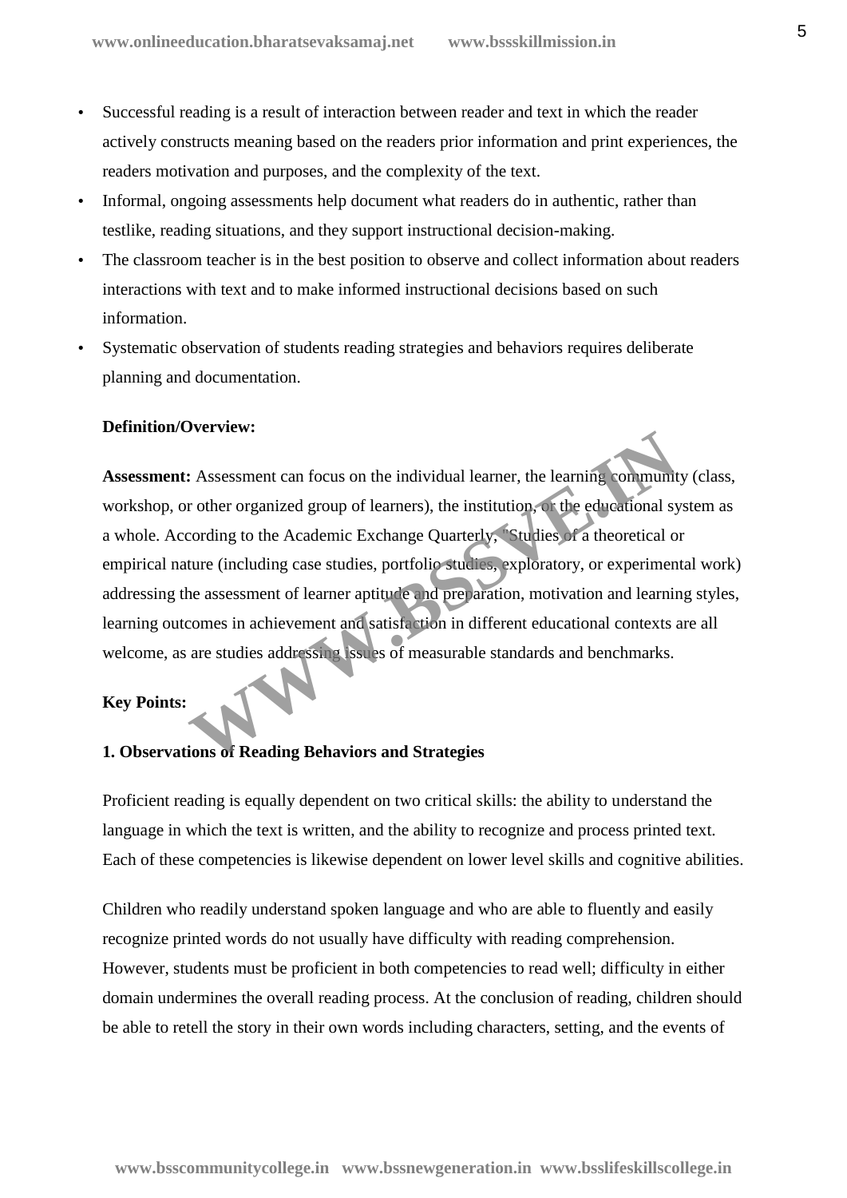- Successful reading is a result of interaction between reader and text in which the reader actively constructs meaning based on the readers prior information and print experiences, the readers motivation and purposes, and the complexity of the text.
- Informal, ongoing assessments help document what readers do in authentic, rather than testlike, reading situations, and they support instructional decision-making.
- The classroom teacher is in the best position to observe and collect information about readers interactions with text and to make informed instructional decisions based on such information.
- Systematic observation of students reading strategies and behaviors requires deliberate planning and documentation.

**Definition/Overview:**

**Assessment:** Assessment can focus on the individual learner, the learning community (class, workshop, or other organized group of learners), the institution, or the educational system as a whole. According to the Academic Exchange Quarterly, "Studies of a theoretical or empirical nature (including case studies, portfolio studies, exploratory, or experimental work) addressing the assessment of learner aptitude and preparation, motivation and learning styles, learning outcomes in achievement and satisfaction in different educational contexts are all welcome, as are studies addressing issues of measurable standards and benchmarks.

**Key Points:**

**1. Observations of Reading Behaviors and Strategies**

Proficient reading is equally dependent on two critical skills: the ability to understand the language in which the text is written, and the ability to recognize and process printed text. Each of these competencies is likewise dependent on lower level skills and cognitive abilities.

Children who readily understand spoken language and who are able to fluently and easily recognize printed words do not usually have difficulty with reading comprehension. However, students must be proficient in both competencies to read well; difficulty in either domain undermines the overall reading process. At the conclusion of reading, children should be able to retell the story in their own words including characters, setting, and the events of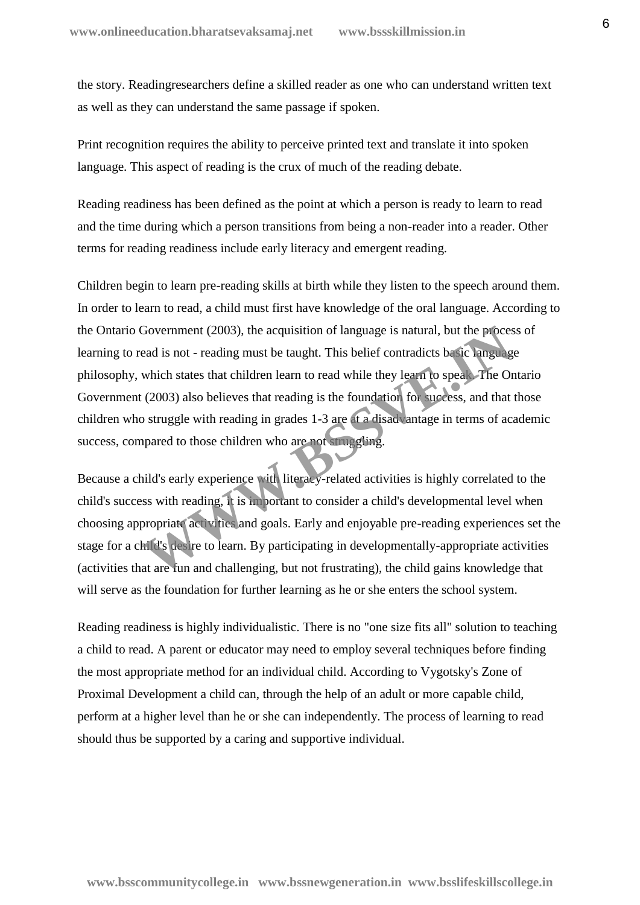the story. Readingresearchers define a skilled reader as one who can understand written text as well as they can understand the same passage if spoken.

Print recognition requires the ability to perceive printed text and translate it into spoken language. This aspect of reading is the crux of much of the reading debate.

Reading readiness has been defined as the point at which a person is ready to learn to read and the time during which a person transitions from being a non-reader into a reader. Other terms for reading readiness include early literacy and emergent reading.

Children begin to learn pre-reading skills at birth while they listen to the speech around them. In order to learn to read, a child must first have knowledge of the oral language. According to the Ontario Government (2003), the acquisition of language is natural, but the process of learning to read is not - reading must be taught. This belief contradicts basic language philosophy, which states that children learn to read while they learn to speak. The Ontario Government (2003) also believes that reading is the foundation for success, and that those children who struggle with reading in grades 1-3 are at a disadvantage in terms of academic success, compared to those children who are not struggling.

Because a child's early experience with literacy-related activities is highly correlated to the child's success with reading, it is important to consider a child's developmental level when choosing appropriate activities and goals. Early and enjoyable pre-reading experiences set the stage for a child's desire to learn. By participating in developmentally-appropriate activities (activities that are fun and challenging, but not frustrating), the child gains knowledge that will serve as the foundation for further learning as he or she enters the school system.

Reading readiness is highly individualistic. There is no "one size fits all" solution to teaching a child to read. A parent or educator may need to employ several techniques before finding the most appropriate method for an individual child. According to Vygotsky's Zone of Proximal Development a child can, through the help of an adult or more capable child, perform at a higher level than he or she can independently. The process of learning to read should thus be supported by a caring and supportive individual.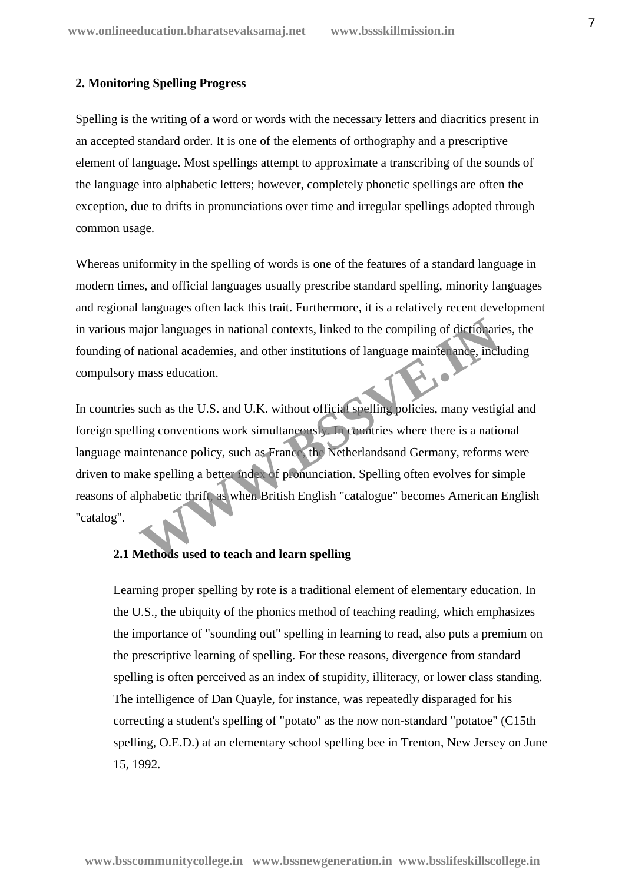## 2. Monitoring Spelling Progress

Spelling is the writing of a word or words with the necessary letters and diacritics present in an accepted standard order. It is one of the elements of orthography and a prescriptive element of language. Most spellings attempt to approximate a transcribing of the sounds of the language into alphabetic letters; however, completely phonetic spellings are often the exception, due to drifts in pronunciations over time and irregular spellings adopted through common usage.

Whereas uniformity in the spelling of words is one of the features of a standard language in modern times, and official languages usually prescribe standard spelling, minority languages and regional languages often lack this trait. Furthermore, it is a relatively recent development in various major languages in national contexts, linked to the compiling of dictionaries, the founding of national academies, and other institutions of language maintenance, including compulsory mass education.

In countries such as the U.S. and U.K. without official spelling policies, many vestigial and foreign spelling conventions work simultaneously. In countries where there is a national language maintenance policy, such as France, the Netherlandsand Germany, reforms were driven to make spelling a better index of pronunciation. Spelling often evolves for simple reasons of alphabetic thrift, as when British English "catalogue" becomes American English "catalog".

### 2.1 Methods used to teach and learn spelling

Learning proper spelling by rote is a traditional element of elementary education. In the U.S., the ubiquity of the phonics method of teaching reading, which emphasizes the importance of "sounding out" spelling in learning to read, also puts a premium on the prescriptive learning of spelling. For these reasons, divergence from standard spelling is often perceived as an index of stupidity, illiteracy, or lower class standing. The intelligence of Dan Quayle, for instance, was repeatedly disparaged for his correcting a student's spelling of "potato" as the now non-standard "potatoe" (C15th spelling, O.E.D.) at an elementary school spelling bee in Trenton, New Jersey on June 15, 1992.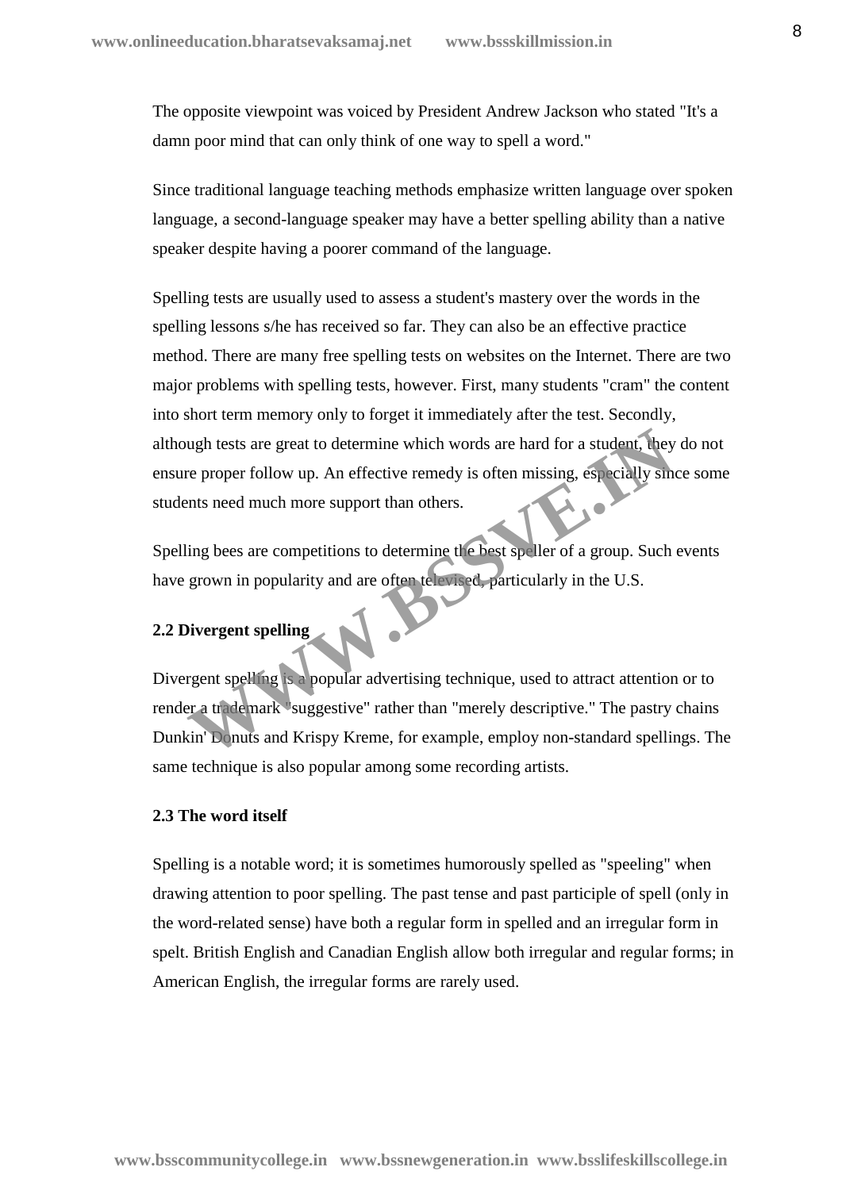The opposite viewpoint was voiced by President Andrew Jackson who stated "It's a damn poor mind that can only think of one way to spell a word."

Since traditional language teaching methods emphasize written language over spoken language, a second-language speaker may have a better spelling ability than a native speaker despite having a poorer command of the language.

Spelling tests are usually used to assess a student's mastery over the words in the spelling lessons s/he has received so far. They can also be an effective practice method. There are many free spelling tests on websites on the Internet. There are two major problems with spelling tests, however. First, many students "cram" the content into short term memory only to forget it immediately after the test. Secondly, although tests are great to determine which words are hard for a student, they do not ensure proper follow up. An effective remedy is often missing, especially since some students need much more support than others.

Spelling bees are competitions to determine the best speller of a group. Such events have grown in popularity and are often televised, particularly in the U.S.

### 2.2 Divergent spelling

Divergent spelling is a popular advertising technique, used to attract attention or to render a trademark "suggestive" rather than "merely descriptive." The pastry chains Dunkin' Donuts and Krispy Kreme, for example, employ non-standard spellings. The same technique is also popular among some recording artists.

### 2.3 The word itself

Spelling is a notable word; it is sometimes humorously spelled as "speeling" when drawing attention to poor spelling. The past tense and past participle of spell (only in the word-related sense) have both a regular form in spelled and an irregular form in spelt. British English and Canadian English allow both irregular and regular forms; in American English, the irregular forms are rarely used.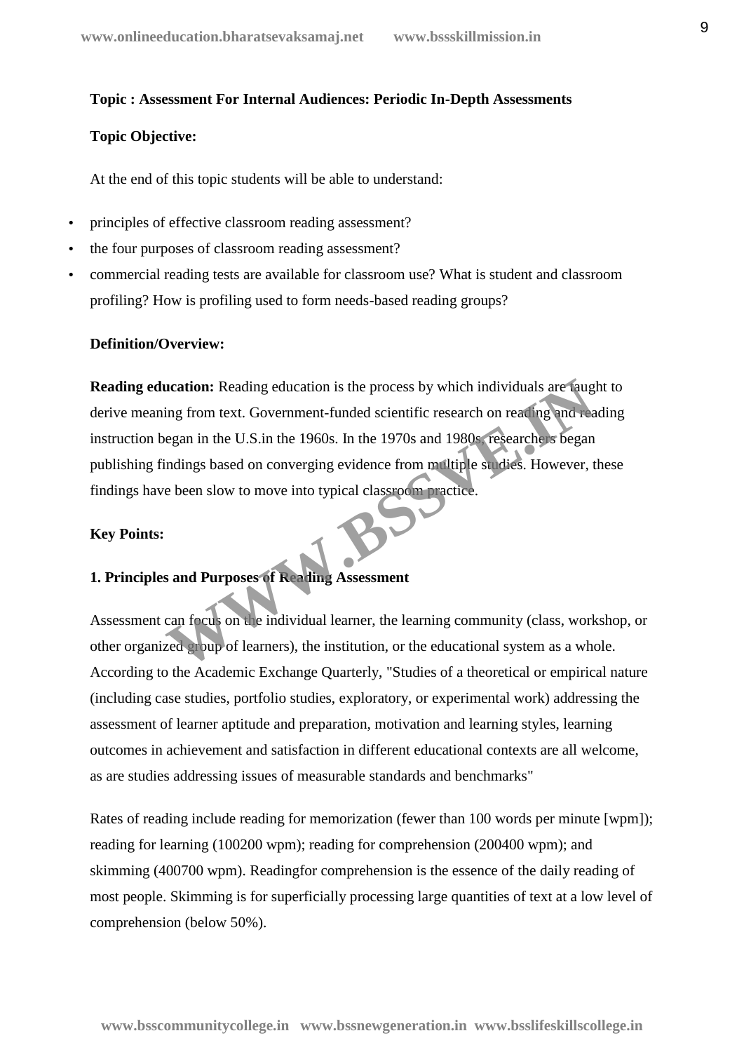**Topic : Assessment For Internal Audiences: Periodic In-Depth Assessments**

**Topic Objective:**

At the end of this topic students will be able to understand:

- principles of effective classroom reading assessment?
- the four purposes of classroom reading assessment?
- commercial reading tests are available for classroom use? What is student and classroom profiling? How is profiling used to form needs-based reading groups?

**Definition/Overview:**

**Reading education:** Reading education is the process by which individuals are taught to derive meaning from text. Government-funded scientific research on reading and reading instruction began in the U.S.in the 1960s. In the 1970s and 1980s, researchers began publishing findings based on converging evidence from multiple studies. However, these findings have been slow to move into typical classroom practice.

**Key Points:**

**1. Principles and Purposes of Reading Assessment**

Assessment can focus on the individual learner, the learning community (class, workshop, or other organized group of learners), the institution, or the educational system as a whole. According to the Academic Exchange Quarterly, "Studies of a theoretical or empirical nature (including case studies, portfolio studies, exploratory, or experimental work) addressing the assessment of learner aptitude and preparation, motivation and learning styles, learning outcomes in achievement and satisfaction in different educational contexts are all welcome, as are studies addressing issues of measurable standards and benchmarks"

Rates of reading include reading for memorization (fewer than 100 words per minute [wpm]); reading for learning (100200 wpm); reading for comprehension (200400 wpm); and skimming (400700 wpm). Readingfor comprehension is the essence of the daily reading of most people. Skimming is for superficially processing large quantities of text at a low level of comprehension (below 50%).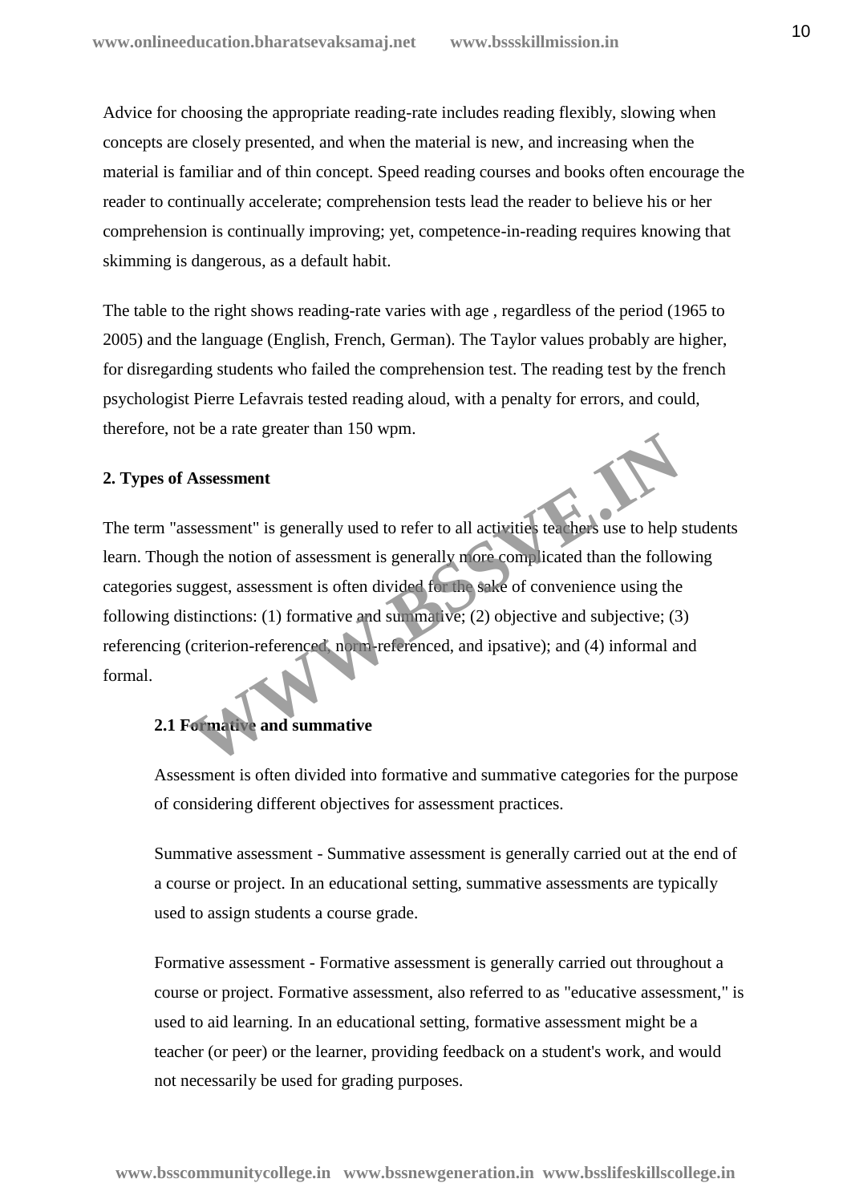Advice for choosing the appropriate reading-rate includes reading flexibly, slowing when concepts are closely presented, and when the material is new, and increasing when the material is familiar and of thin concept. Speed reading courses and books often encourage the reader to continually accelerate; comprehension tests lead the reader to believe his or her comprehension is continually improving; yet, competence-in-reading requires knowing that skimming is dangerous, as a default habit.

The table to the right shows reading-rate varies with age , regardless of the period (1965 to 2005) and the language (English, French, German). The Taylor values probably are higher, for disregarding students who failed the comprehension test. The reading test by the french psychologist Pierre Lefavrais tested reading aloud, with a penalty for errors, and could, therefore, not be a rate greater than 150 wpm.

**2. Types of Assessment**

The term "assessment" is generally used to refer to all activities teachers use to help students learn. Though the notion of assessment is generally more complicated than the following categories suggest, assessment is often divided for the sake of convenience using the following distinctions: (1) formative and summative; (2) objective and subjective; (3) referencing (criterion-referenced, norm-referenced, and ipsative); and (4) informal and formal.

**2.1 Formative and summative**

Assessment is often divided into formative and summative categories for the purpose of considering different objectives for assessment practices.

Summative assessment - Summative assessment is generally carried out at the end of a course or project. In an educational setting, summative assessments are typically used to assign students a course grade.

Formative assessment - Formative assessment is generally carried out throughout a course or project. Formative assessment, also referred to as "educative assessment," is used to aid learning. In an educational setting, formative assessment might be a teacher (or peer) or the learner, providing feedback on a student's work, and would not necessarily be used for grading purposes.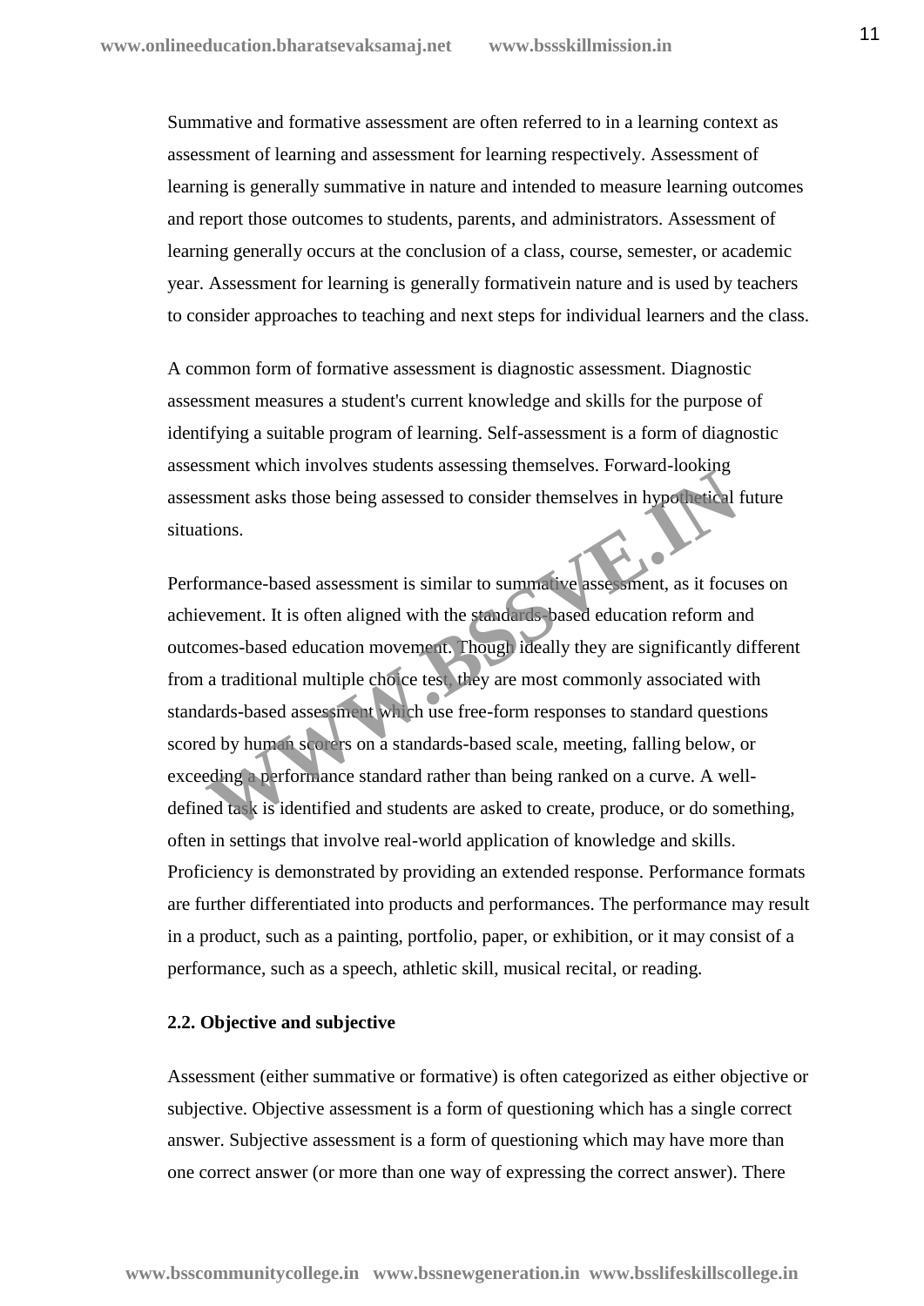Summative and formative assessment are often referred to in a learning context as assessment of learning and assessment for learning respectively. Assessment of learning is generally summative in nature and intended to measure learning outcomes and report those outcomes to students, parents, and administrators. Assessment of learning generally occurs at the conclusion of a class, course, semester, or academic year. Assessment for learning is generally formativein nature and is used by teachers to consider approaches to teaching and next steps for individual learners and the class.

A common form of formative assessment is diagnostic assessment. Diagnostic assessment measures a student's current knowledge and skills for the purpose of identifying a suitable program of learning. Self-assessment is a form of diagnostic assessment which involves students assessing themselves. Forward-looking assessment asks those being assessed to consider themselves in hypothetical future situations.

Performance-based assessment is similar to summative assessment, as it focuses on achievement. It is often aligned with the standards-based education reform and outcomes-based education movement. Though ideally they are significantly different from a traditional multiple choice test, they are most commonly associated with standards-based assessment which use free-form responses to standard questions scored by human scorers on a standards-based scale, meeting, falling below, or exceeding a performance standard rather than being ranked on a curve. A well-defined task is identified and students are asked to create, produce, or do something, often in settings that involve real-world application of knowledge and skills. Proficiency is demonstrated by providing an extended response. Performance formats are further differentiated into products and performances. The performance may result in a product, such as a painting, portfolio, paper, or exhibition, or it may consist of a performance, such as a speech, athletic skill, musical recital, or reading.

**2.2. Objective and subjective**

Assessment (either summative or formative) is often categorized as either objective or subjective. Objective assessment is a form of questioning which has a single correct answer. Subjective assessment is a form of questioning which may have more than one correct answer (or more than one way of expressing the correct answer). There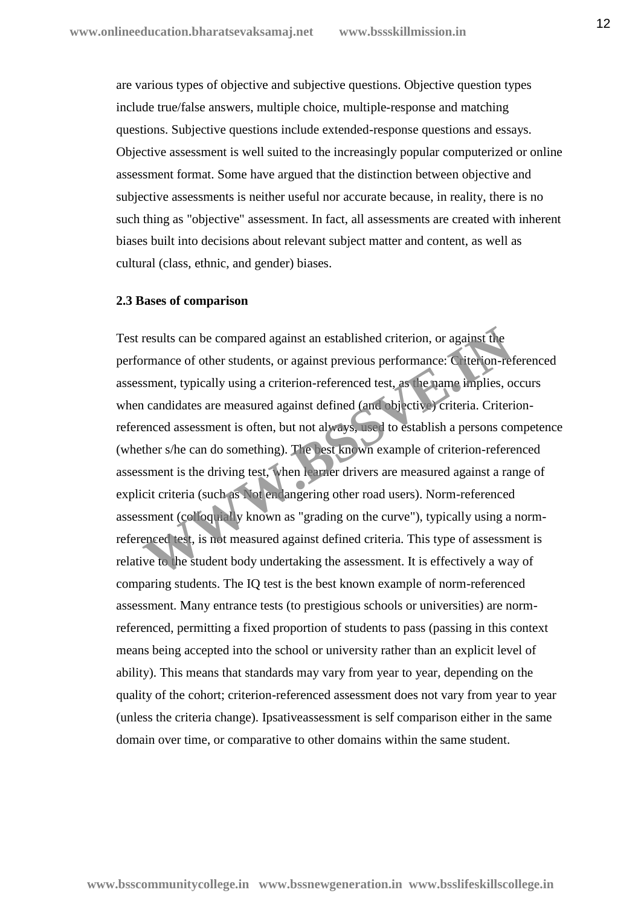are various types of objective and subjective questions. Objective question types include true/false answers, multiple choice, multiple-response and matching questions. Subjective questions include extended-response questions and essays. Objective assessment is well suited to the increasingly popular computerized or online assessment format. Some have argued that the distinction between objective and subjective assessments is neither useful nor accurate because, in reality, there is no such thing as "objective" assessment. In fact, all assessments are created with inherent biases built into decisions about relevant subject matter and content, as well as cultural (class, ethnic, and gender) biases.

**2.3 Bases of comparison**

Test results can be compared against an established criterion, or against the performance of other students, or against previous performance: Criterion-referenced assessment, typically using a criterion-referenced test, as the name implies, occurs when candidates are measured against defined (and objective) criteria. Criterion-referenced assessment is often, but not always, used to establish a persons competence (whether s/he can do something). The best known example of criterion-referenced assessment is the driving test, when learner drivers are measured against a range of explicit criteria (such as Not endangering other road users). Norm-referenced assessment (colloquially known as "grading on the curve"), typically using a norm-referenced test, is not measured against defined criteria. This type of assessment is relative to the student body undertaking the assessment. It is effectively a way of comparing students. The IQ test is the best known example of norm-referenced assessment. Many entrance tests (to prestigious schools or universities) are norm-referenced, permitting a fixed proportion of students to pass (passing in this context means being accepted into the school or university rather than an explicit level of ability). This means that standards may vary from year to year, depending on the quality of the cohort; criterion-referenced assessment does not vary from year to year (unless the criteria change). Ipsativeassessment is self comparison either in the same domain over time, or comparative to other domains within the same student.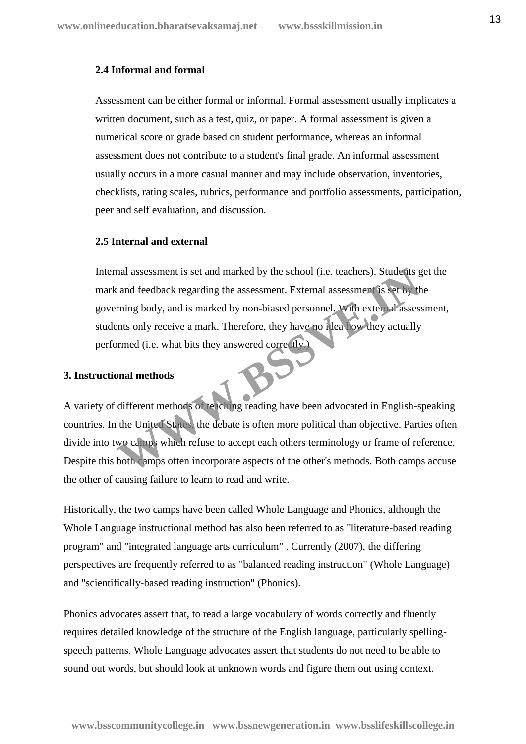### 2.4 Informal and formal

Assessment can be either formal or informal. Formal assessment usually implicates a written document, such as a test, quiz, or paper. A formal assessment is given a numerical score or grade based on student performance, whereas an informal assessment does not contribute to a student's final grade. An informal assessment usually occurs in a more casual manner and may include observation, inventories, checklists, rating scales, rubrics, performance and portfolio assessments, participation, peer and self evaluation, and discussion.

### 2.5 Internal and external

Internal assessment is set and marked by the school (i.e. teachers). Students get the mark and feedback regarding the assessment. External assessment is set by the governing body, and is marked by non-biased personnel. With external assessment, students only receive a mark. Therefore, they have no idea how they actually performed (i.e. what bits they answered correctly.)

## 3. Instructional methods

A variety of different methods of teaching reading have been advocated in English-speaking countries. In the United States, the debate is often more political than objective. Parties often divide into two camps which refuse to accept each others terminology or frame of reference. Despite this both camps often incorporate aspects of the other's methods. Both camps accuse the other of causing failure to learn to read and write.

Historically, the two camps have been called Whole Language and Phonics, although the Whole Language instructional method has also been referred to as "literature-based reading program" and "integrated language arts curriculum" . Currently (2007), the differing perspectives are frequently referred to as "balanced reading instruction" (Whole Language) and "scientifically-based reading instruction" (Phonics).

Phonics advocates assert that, to read a large vocabulary of words correctly and fluently requires detailed knowledge of the structure of the English language, particularly spelling-speech patterns. Whole Language advocates assert that students do not need to be able to sound out words, but should look at unknown words and figure them out using context.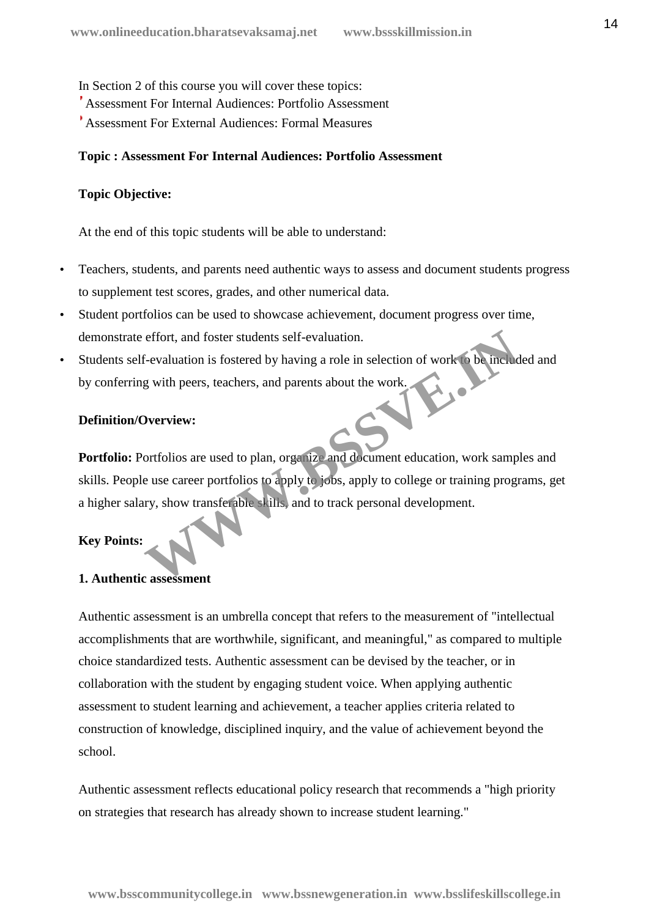In Section 2 of this course you will cover these topics:

- Assessment For Internal Audiences: Portfolio Assessment
- Assessment For External Audiences: Formal Measures

**Topic : Assessment For Internal Audiences: Portfolio Assessment**

**Topic Objective:**

At the end of this topic students will be able to understand:

- Teachers, students, and parents need authentic ways to assess and document students progress to supplement test scores, grades, and other numerical data.
- Student portfolios can be used to showcase achievement, document progress over time, demonstrate effort, and foster students self-evaluation.
- Students self-evaluation is fostered by having a role in selection of work to be included and by conferring with peers, teachers, and parents about the work.

**Definition/Overview:**

**Portfolio:** Portfolios are used to plan, organize and document education, work samples and skills. People use career portfolios to apply to jobs, apply to college or training programs, get a higher salary, show transferable skills, and to track personal development.

**Key Points:**

**1. Authentic assessment**

Authentic assessment is an umbrella concept that refers to the measurement of "intellectual accomplishments that are worthwhile, significant, and meaningful," as compared to multiple choice standardized tests. Authentic assessment can be devised by the teacher, or in collaboration with the student by engaging student voice. When applying authentic assessment to student learning and achievement, a teacher applies criteria related to construction of knowledge, disciplined inquiry, and the value of achievement beyond the school.

Authentic assessment reflects educational policy research that recommends a "high priority on strategies that research has already shown to increase student learning."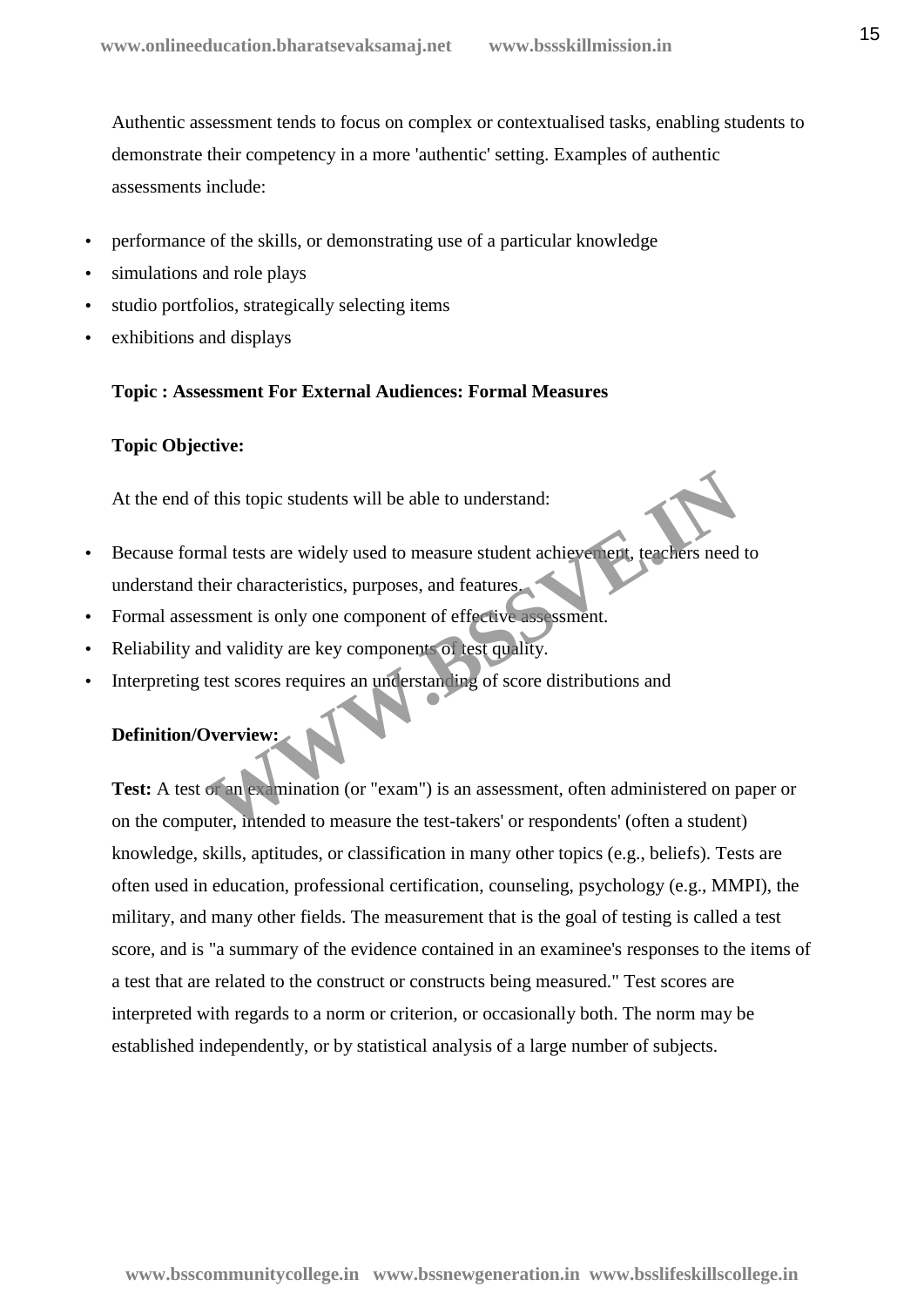Authentic assessment tends to focus on complex or contextualised tasks, enabling students to demonstrate their competency in a more 'authentic' setting. Examples of authentic assessments include:

- performance of the skills, or demonstrating use of a particular knowledge
- simulations and role plays
- studio portfolios, strategically selecting items
- exhibitions and displays

**Topic : Assessment For External Audiences: Formal Measures**

**Topic Objective:**

At the end of this topic students will be able to understand:

- Because formal tests are widely used to measure student achievement, teachers need to understand their characteristics, purposes, and features.
- Formal assessment is only one component of effective assessment.
- Reliability and validity are key components of test quality.
- Interpreting test scores requires an understanding of score distributions and

**Definition/Overview:**

**Test:** A test or an examination (or "exam") is an assessment, often administered on paper or on the computer, intended to measure the test-takers' or respondents' (often a student) knowledge, skills, aptitudes, or classification in many other topics (e.g., beliefs). Tests are often used in education, professional certification, counseling, psychology (e.g., MMPI), the military, and many other fields. The measurement that is the goal of testing is called a test score, and is "a summary of the evidence contained in an examinee's responses to the items of a test that are related to the construct or constructs being measured." Test scores are interpreted with regards to a norm or criterion, or occasionally both. The norm may be established independently, or by statistical analysis of a large number of subjects.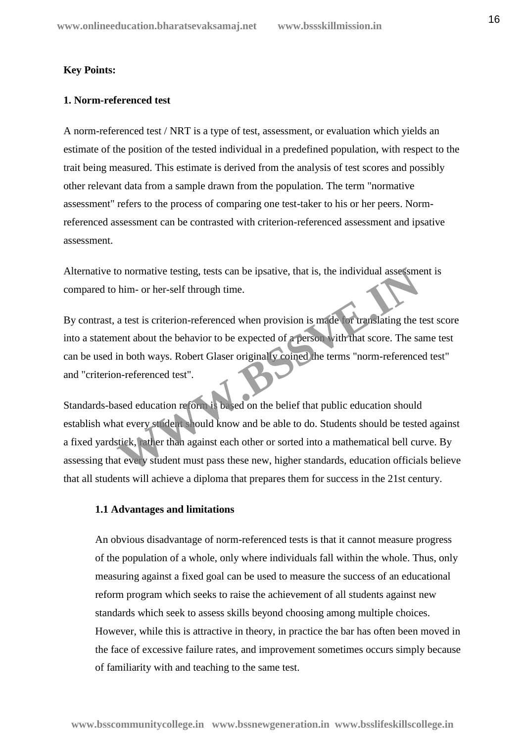**Key Points:**

**1. Norm-referenced test**

A norm-referenced test / NRT is a type of test, assessment, or evaluation which yields an estimate of the position of the tested individual in a predefined population, with respect to the trait being measured. This estimate is derived from the analysis of test scores and possibly other relevant data from a sample drawn from the population. The term "normative assessment" refers to the process of comparing one test-taker to his or her peers. Norm-referenced assessment can be contrasted with criterion-referenced assessment and ipsative assessment.

Alternative to normative testing, tests can be ipsative, that is, the individual assessment is compared to him- or her-self through time.

By contrast, a test is criterion-referenced when provision is made for translating the test score into a statement about the behavior to be expected of a person with that score. The same test can be used in both ways. Robert Glaser originally coined the terms "norm-referenced test" and "criterion-referenced test".

Standards-based education reform is based on the belief that public education should establish what every student should know and be able to do. Students should be tested against a fixed yardstick, rather than against each other or sorted into a mathematical bell curve. By assessing that every student must pass these new, higher standards, education officials believe that all students will achieve a diploma that prepares them for success in the 21st century.

**1.1 Advantages and limitations**

An obvious disadvantage of norm-referenced tests is that it cannot measure progress of the population of a whole, only where individuals fall within the whole. Thus, only measuring against a fixed goal can be used to measure the success of an educational reform program which seeks to raise the achievement of all students against new standards which seek to assess skills beyond choosing among multiple choices. However, while this is attractive in theory, in practice the bar has often been moved in the face of excessive failure rates, and improvement sometimes occurs simply because of familiarity with and teaching to the same test.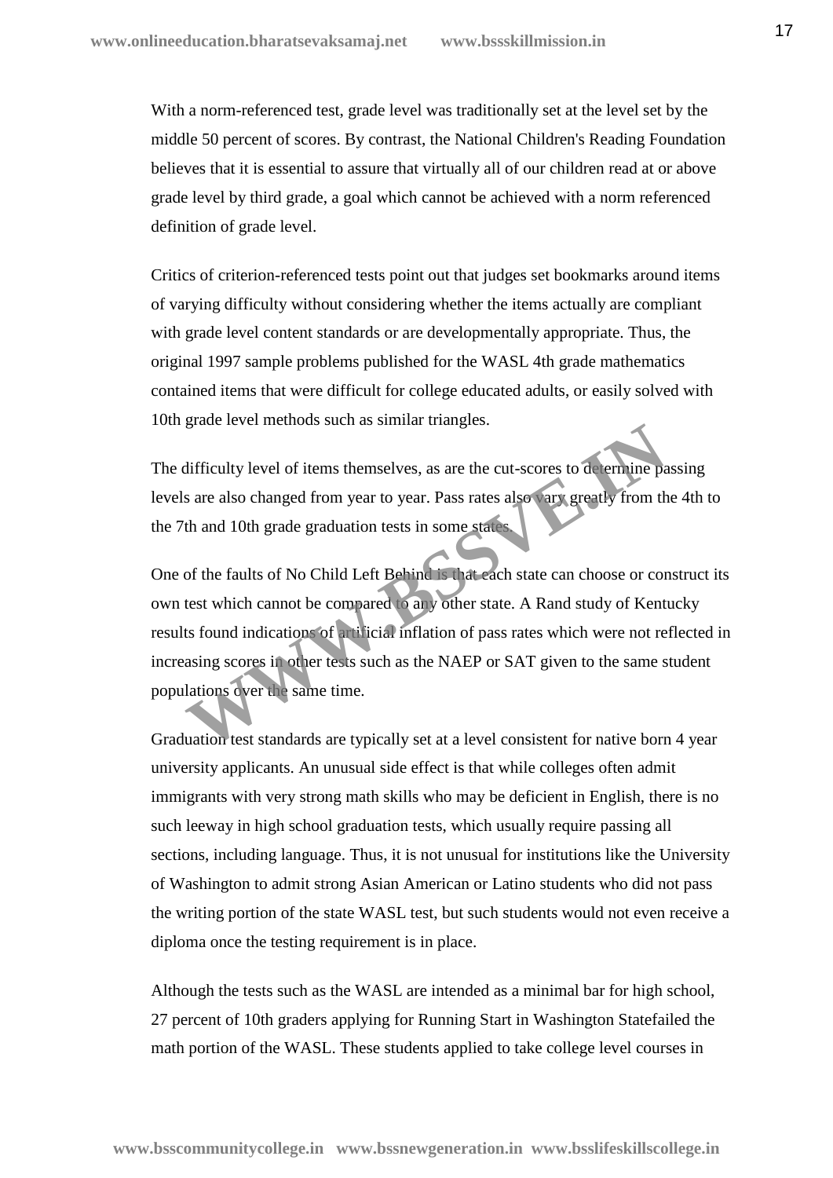With a norm-referenced test, grade level was traditionally set at the level set by the middle 50 percent of scores. By contrast, the National Children's Reading Foundation believes that it is essential to assure that virtually all of our children read at or above grade level by third grade, a goal which cannot be achieved with a norm referenced definition of grade level.

Critics of criterion-referenced tests point out that judges set bookmarks around items of varying difficulty without considering whether the items actually are compliant with grade level content standards or are developmentally appropriate. Thus, the original 1997 sample problems published for the WASL 4th grade mathematics contained items that were difficult for college educated adults, or easily solved with 10th grade level methods such as similar triangles.

The difficulty level of items themselves, as are the cut-scores to determine passing levels are also changed from year to year. Pass rates also vary greatly from the 4th to the 7th and 10th grade graduation tests in some states.

One of the faults of No Child Left Behind is that each state can choose or construct its own test which cannot be compared to any other state. A Rand study of Kentucky results found indications of artificial inflation of pass rates which were not reflected in increasing scores in other tests such as the NAEP or SAT given to the same student populations over the same time.

Graduation test standards are typically set at a level consistent for native born 4 year university applicants. An unusual side effect is that while colleges often admit immigrants with very strong math skills who may be deficient in English, there is no such leeway in high school graduation tests, which usually require passing all sections, including language. Thus, it is not unusual for institutions like the University of Washington to admit strong Asian American or Latino students who did not pass the writing portion of the state WASL test, but such students would not even receive a diploma once the testing requirement is in place.

Although the tests such as the WASL are intended as a minimal bar for high school, 27 percent of 10th graders applying for Running Start in Washington Statefailed the math portion of the WASL. These students applied to take college level courses in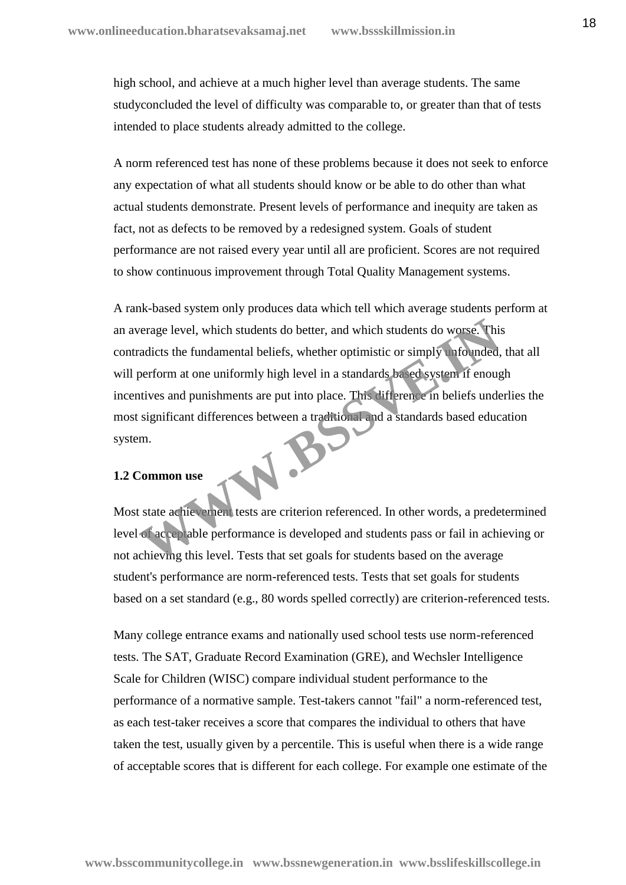high school, and achieve at a much higher level than average students. The same studyconcluded the level of difficulty was comparable to, or greater than that of tests intended to place students already admitted to the college.

A norm referenced test has none of these problems because it does not seek to enforce any expectation of what all students should know or be able to do other than what actual students demonstrate. Present levels of performance and inequity are taken as fact, not as defects to be removed by a redesigned system. Goals of student performance are not raised every year until all are proficient. Scores are not required to show continuous improvement through Total Quality Management systems.

A rank-based system only produces data which tell which average students perform at an average level, which students do better, and which students do worse. This contradicts the fundamental beliefs, whether optimistic or simply unfounded, that all will perform at one uniformly high level in a standards based system if enough incentives and punishments are put into place. This difference in beliefs underlies the most significant differences between a traditional and a standards based education system.

**1.2 Common use**

Most state achievement tests are criterion referenced. In other words, a predetermined level of acceptable performance is developed and students pass or fail in achieving or not achieving this level. Tests that set goals for students based on the average student's performance are norm-referenced tests. Tests that set goals for students based on a set standard (e.g., 80 words spelled correctly) are criterion-referenced tests.

Many college entrance exams and nationally used school tests use norm-referenced tests. The SAT, Graduate Record Examination (GRE), and Wechsler Intelligence Scale for Children (WISC) compare individual student performance to the performance of a normative sample. Test-takers cannot "fail" a norm-referenced test, as each test-taker receives a score that compares the individual to others that have taken the test, usually given by a percentile. This is useful when there is a wide range of acceptable scores that is different for each college. For example one estimate of the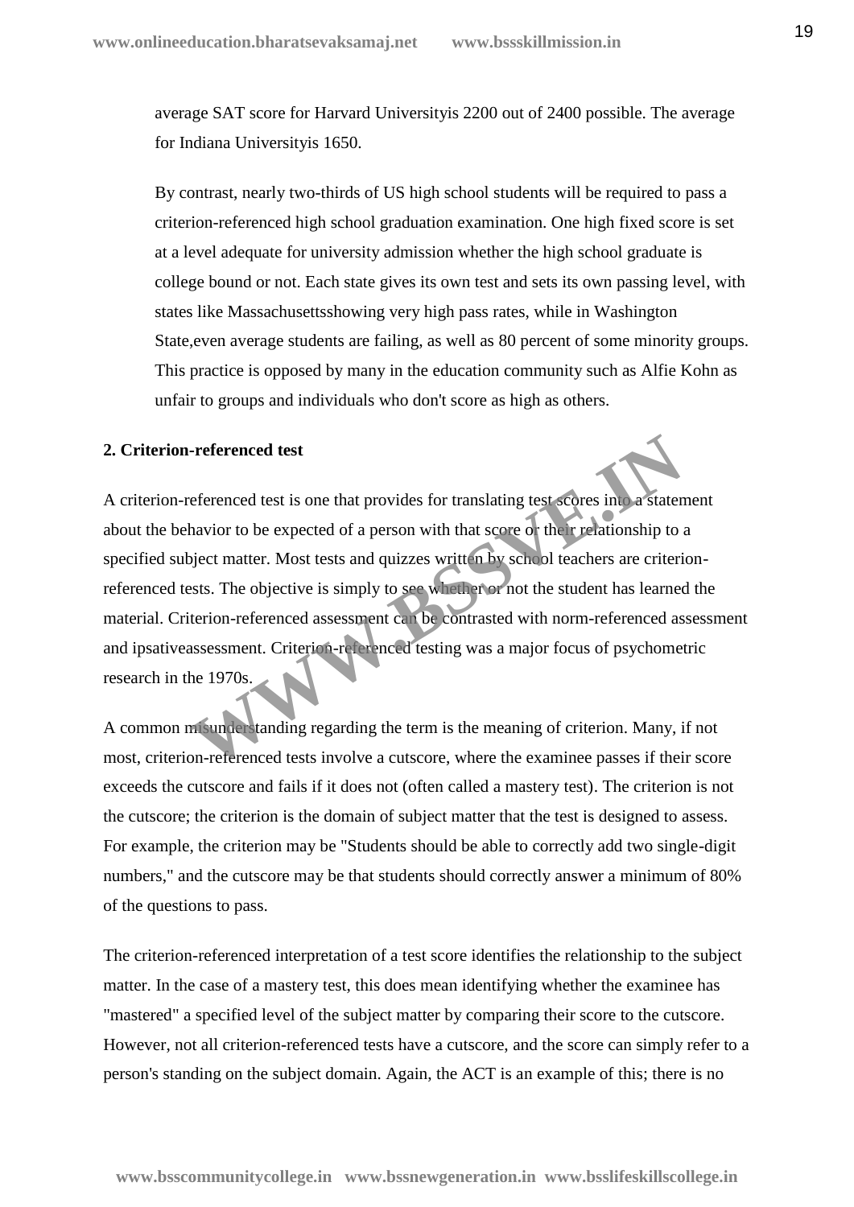average SAT score for Harvard Universityis 2200 out of 2400 possible. The average for Indiana Universityis 1650.

By contrast, nearly two-thirds of US high school students will be required to pass a criterion-referenced high school graduation examination. One high fixed score is set at a level adequate for university admission whether the high school graduate is college bound or not. Each state gives its own test and sets its own passing level, with states like Massachusettsshowing very high pass rates, while in Washington State,even average students are failing, as well as 80 percent of some minority groups. This practice is opposed by many in the education community such as Alfie Kohn as unfair to groups and individuals who don't score as high as others.

**2. Criterion-referenced test**

A criterion-referenced test is one that provides for translating test scores into a statement about the behavior to be expected of a person with that score or their relationship to a specified subject matter. Most tests and quizzes written by school teachers are criterion-referenced tests. The objective is simply to see whether or not the student has learned the material. Criterion-referenced assessment can be contrasted with norm-referenced assessment and ipsativeassessment. Criterion-referenced testing was a major focus of psychometric research in the 1970s.

A common misunderstanding regarding the term is the meaning of criterion. Many, if not most, criterion-referenced tests involve a cutscore, where the examinee passes if their score exceeds the cutscore and fails if it does not (often called a mastery test). The criterion is not the cutscore; the criterion is the domain of subject matter that the test is designed to assess. For example, the criterion may be "Students should be able to correctly add two single-digit numbers," and the cutscore may be that students should correctly answer a minimum of 80% of the questions to pass.

The criterion-referenced interpretation of a test score identifies the relationship to the subject matter. In the case of a mastery test, this does mean identifying whether the examinee has "mastered" a specified level of the subject matter by comparing their score to the cutscore. However, not all criterion-referenced tests have a cutscore, and the score can simply refer to a person's standing on the subject domain. Again, the ACT is an example of this; there is no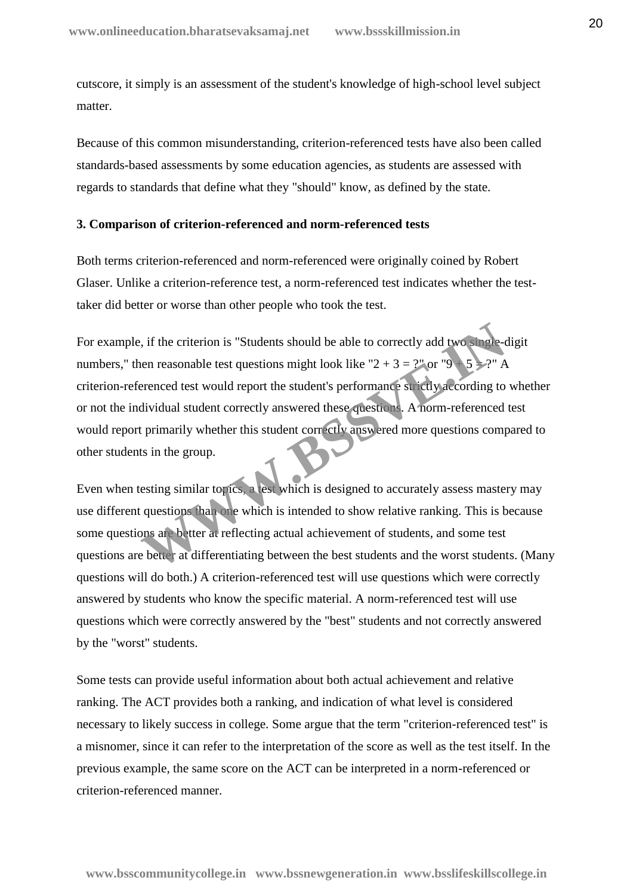cutscore, it simply is an assessment of the student's knowledge of high-school level subject matter.

Because of this common misunderstanding, criterion-referenced tests have also been called standards-based assessments by some education agencies, as students are assessed with regards to standards that define what they "should" know, as defined by the state.

**3. Comparison of criterion-referenced and norm-referenced tests**

Both terms criterion-referenced and norm-referenced were originally coined by Robert Glaser. Unlike a criterion-reference test, a norm-referenced test indicates whether the test-taker did better or worse than other people who took the test.

For example, if the criterion is "Students should be able to correctly add two single-digit numbers," then reasonable test questions might look like "2 + 3 = ?" or "9 + 5 = ?" A criterion-referenced test would report the student's performance strictly according to whether or not the individual student correctly answered these questions. A norm-referenced test would report primarily whether this student correctly answered more questions compared to other students in the group.

Even when testing similar topics, a test which is designed to accurately assess mastery may use different questions than one which is intended to show relative ranking. This is because some questions are better at reflecting actual achievement of students, and some test questions are better at differentiating between the best students and the worst students. (Many questions will do both.) A criterion-referenced test will use questions which were correctly answered by students who know the specific material. A norm-referenced test will use questions which were correctly answered by the "best" students and not correctly answered by the "worst" students.

Some tests can provide useful information about both actual achievement and relative ranking. The ACT provides both a ranking, and indication of what level is considered necessary to likely success in college. Some argue that the term "criterion-referenced test" is a misnomer, since it can refer to the interpretation of the score as well as the test itself. In the previous example, the same score on the ACT can be interpreted in a norm-referenced or criterion-referenced manner.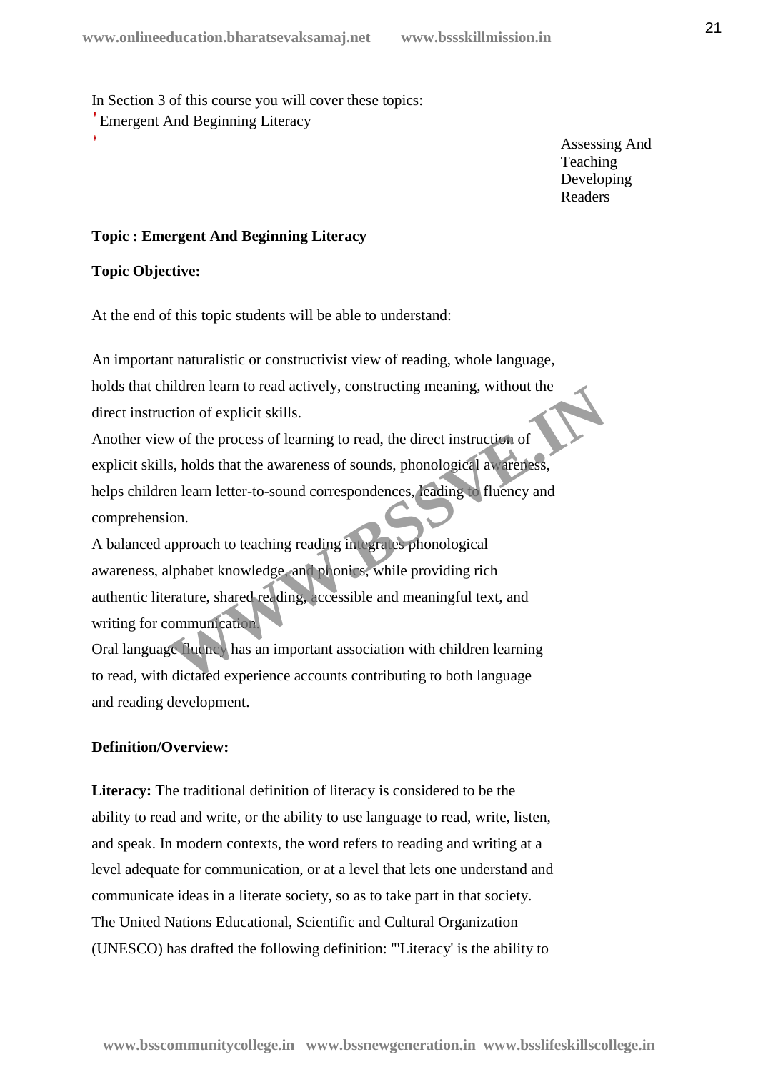In Section 3 of this course you will cover these topics:

- Emergent And Beginning Literacy
- Assessing And Teaching Developing Readers

**Topic : Emergent And Beginning Literacy**

**Topic Objective:**

At the end of this topic students will be able to understand:

An important naturalistic or constructivist view of reading, whole language, holds that children learn to read actively, constructing meaning, without the direct instruction of explicit skills.
Another view of the process of learning to read, the direct instruction of explicit skills, holds that the awareness of sounds, phonological awareness, helps children learn letter-to-sound correspondences, leading to fluency and comprehension.
A balanced approach to teaching reading integrates phonological awareness, alphabet knowledge, and phonics, while providing rich authentic literature, shared reading, accessible and meaningful text, and writing for communication.
Oral language fluency has an important association with children learning to read, with dictated experience accounts contributing to both language and reading development.

**Definition/Overview:**

**Literacy:** The traditional definition of literacy is considered to be the ability to read and write, or the ability to use language to read, write, listen, and speak. In modern contexts, the word refers to reading and writing at a level adequate for communication, or at a level that lets one understand and communicate ideas in a literate society, so as to take part in that society. The United Nations Educational, Scientific and Cultural Organization (UNESCO) has drafted the following definition: "'Literacy' is the ability to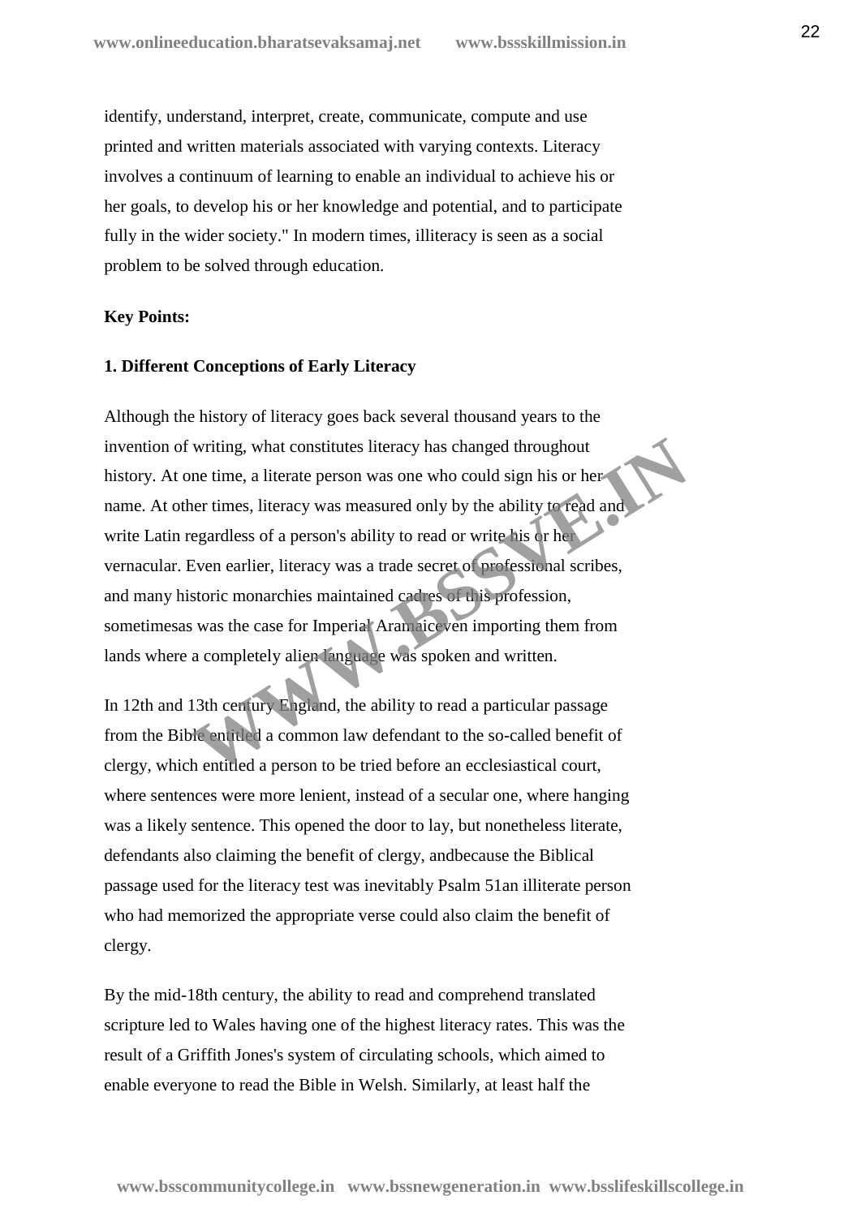identify, understand, interpret, create, communicate, compute and use printed and written materials associated with varying contexts. Literacy involves a continuum of learning to enable an individual to achieve his or her goals, to develop his or her knowledge and potential, and to participate fully in the wider society." In modern times, illiteracy is seen as a social problem to be solved through education.

**Key Points:**

**1. Different Conceptions of Early Literacy**

Although the history of literacy goes back several thousand years to the invention of writing, what constitutes literacy has changed throughout history. At one time, a literate person was one who could sign his or her name. At other times, literacy was measured only by the ability to read and write Latin regardless of a person's ability to read or write his or her vernacular. Even earlier, literacy was a trade secret of professional scribes, and many historic monarchies maintained cadres of this profession, sometimesas was the case for Imperial Aramaiceven importing them from lands where a completely alien language was spoken and written.

In 12th and 13th century England, the ability to read a particular passage from the Bible entitled a common law defendant to the so-called benefit of clergy, which entitled a person to be tried before an ecclesiastical court, where sentences were more lenient, instead of a secular one, where hanging was a likely sentence. This opened the door to lay, but nonetheless literate, defendants also claiming the benefit of clergy, andbecause the Biblical passage used for the literacy test was inevitably Psalm 51an illiterate person who had memorized the appropriate verse could also claim the benefit of clergy.

By the mid-18th century, the ability to read and comprehend translated scripture led to Wales having one of the highest literacy rates. This was the result of a Griffith Jones's system of circulating schools, which aimed to enable everyone to read the Bible in Welsh. Similarly, at least half the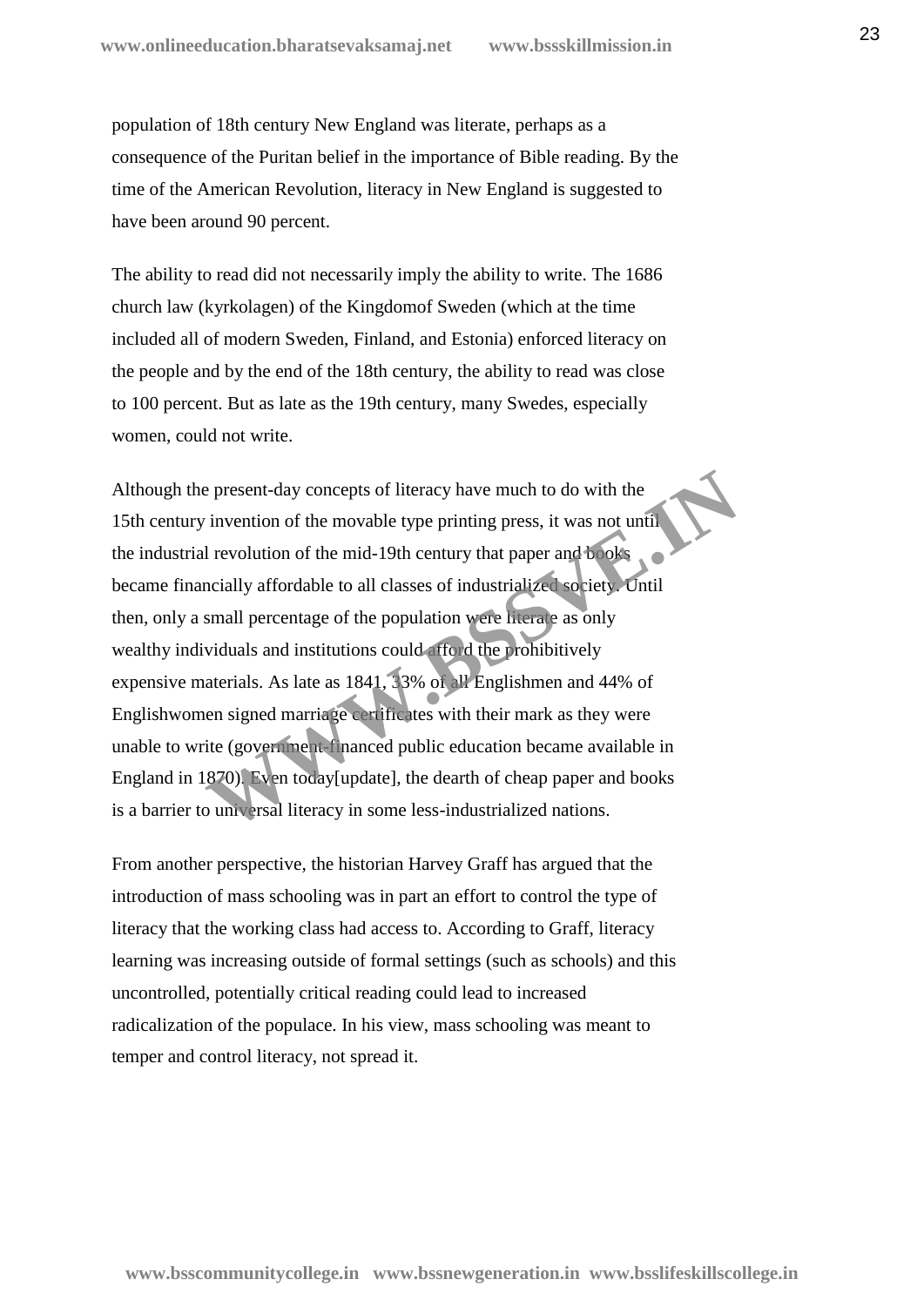population of 18th century New England was literate, perhaps as a consequence of the Puritan belief in the importance of Bible reading. By the time of the American Revolution, literacy in New England is suggested to have been around 90 percent.

The ability to read did not necessarily imply the ability to write. The 1686 church law (kyrkolagen) of the Kingdomof Sweden (which at the time included all of modern Sweden, Finland, and Estonia) enforced literacy on the people and by the end of the 18th century, the ability to read was close to 100 percent. But as late as the 19th century, many Swedes, especially women, could not write.

Although the present-day concepts of literacy have much to do with the 15th century invention of the movable type printing press, it was not until the industrial revolution of the mid-19th century that paper and books became financially affordable to all classes of industrialized society. Until then, only a small percentage of the population were literate as only wealthy individuals and institutions could afford the prohibitively expensive materials. As late as 1841, 33% of all Englishmen and 44% of Englishwomen signed marriage certificates with their mark as they were unable to write (government-financed public education became available in England in 1870). Even today[update], the dearth of cheap paper and books is a barrier to universal literacy in some less-industrialized nations.

From another perspective, the historian Harvey Graff has argued that the introduction of mass schooling was in part an effort to control the type of literacy that the working class had access to. According to Graff, literacy learning was increasing outside of formal settings (such as schools) and this uncontrolled, potentially critical reading could lead to increased radicalization of the populace. In his view, mass schooling was meant to temper and control literacy, not spread it.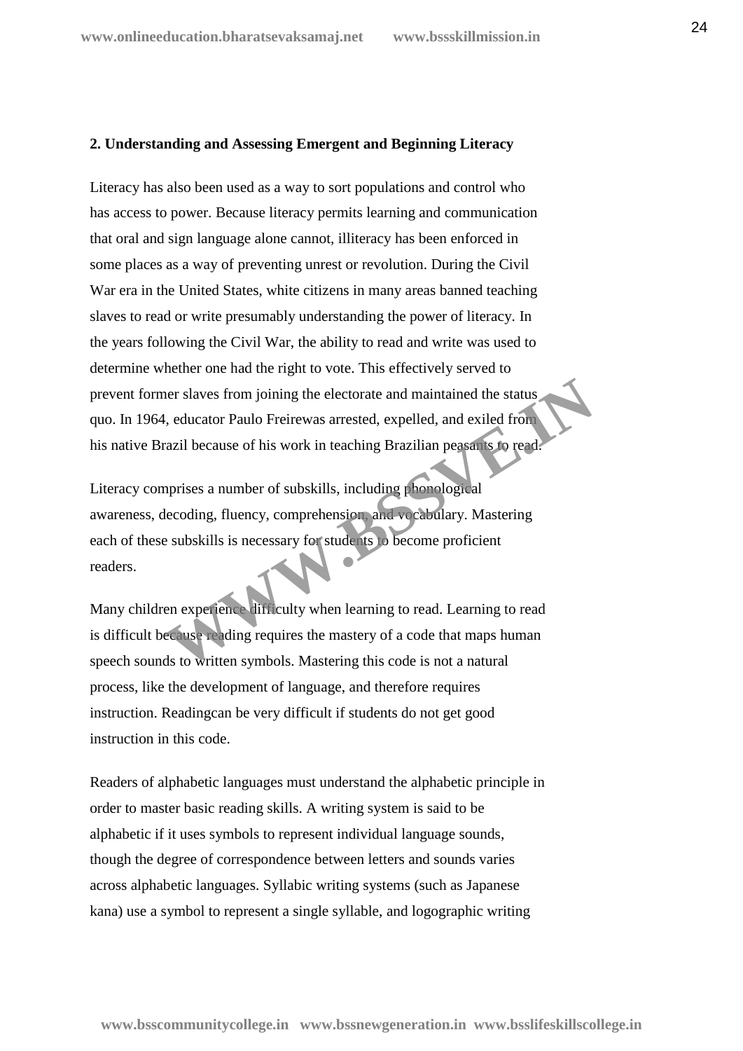**2. Understanding and Assessing Emergent and Beginning Literacy**

Literacy has also been used as a way to sort populations and control who has access to power. Because literacy permits learning and communication that oral and sign language alone cannot, illiteracy has been enforced in some places as a way of preventing unrest or revolution. During the Civil War era in the United States, white citizens in many areas banned teaching slaves to read or write presumably understanding the power of literacy. In the years following the Civil War, the ability to read and write was used to determine whether one had the right to vote. This effectively served to prevent former slaves from joining the electorate and maintained the status quo. In 1964, educator Paulo Freirewas arrested, expelled, and exiled from his native Brazil because of his work in teaching Brazilian peasants to read.

Literacy comprises a number of subskills, including phonological awareness, decoding, fluency, comprehension, and vocabulary. Mastering each of these subskills is necessary for students to become proficient readers.

Many children experience difficulty when learning to read. Learning to read is difficult because reading requires the mastery of a code that maps human speech sounds to written symbols. Mastering this code is not a natural process, like the development of language, and therefore requires instruction. Readingcan be very difficult if students do not get good instruction in this code.

Readers of alphabetic languages must understand the alphabetic principle in order to master basic reading skills. A writing system is said to be alphabetic if it uses symbols to represent individual language sounds, though the degree of correspondence between letters and sounds varies across alphabetic languages. Syllabic writing systems (such as Japanese kana) use a symbol to represent a single syllable, and logographic writing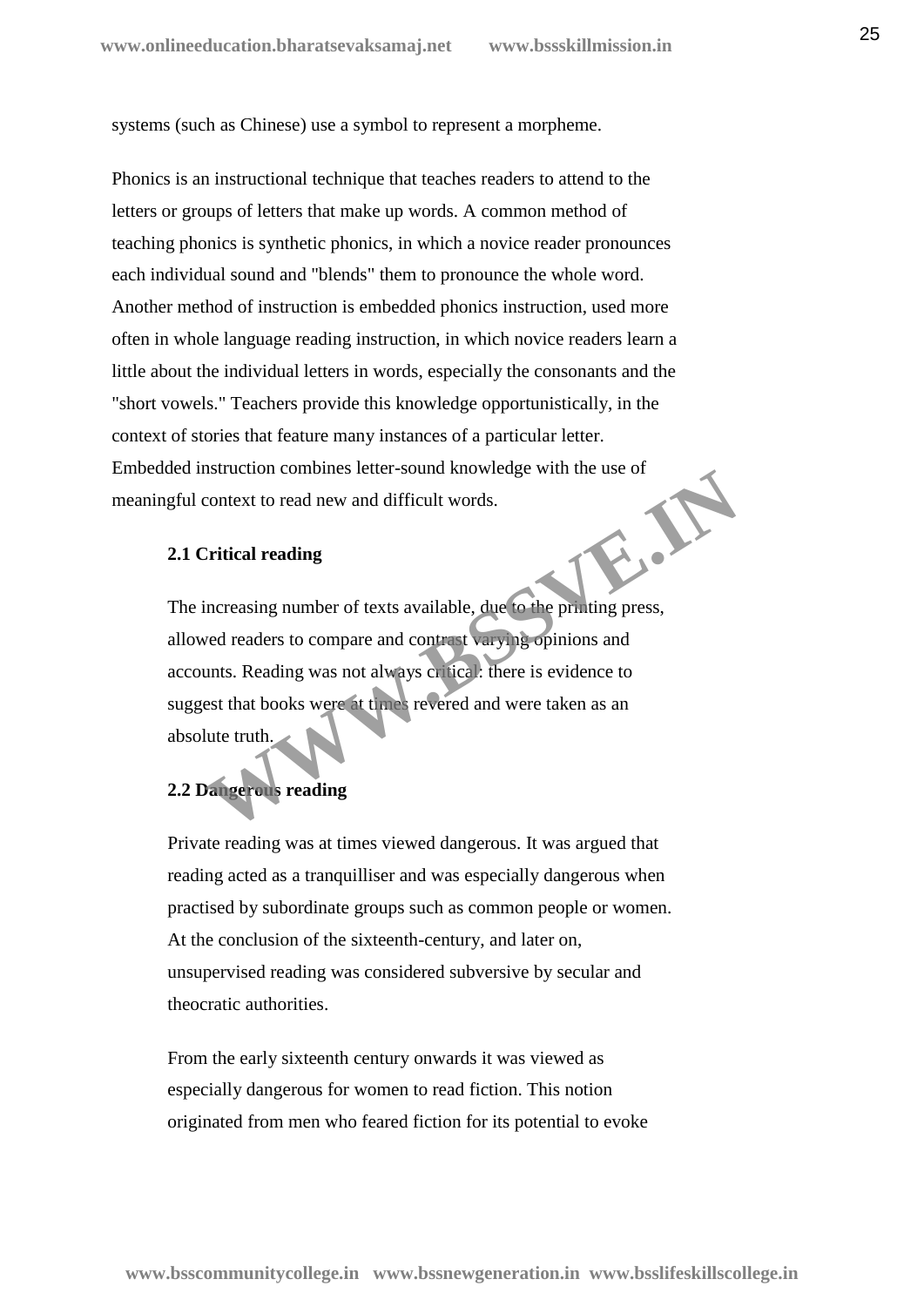systems (such as Chinese) use a symbol to represent a morpheme.

Phonics is an instructional technique that teaches readers to attend to the letters or groups of letters that make up words. A common method of teaching phonics is synthetic phonics, in which a novice reader pronounces each individual sound and "blends" them to pronounce the whole word. Another method of instruction is embedded phonics instruction, used more often in whole language reading instruction, in which novice readers learn a little about the individual letters in words, especially the consonants and the "short vowels." Teachers provide this knowledge opportunistically, in the context of stories that feature many instances of a particular letter. Embedded instruction combines letter-sound knowledge with the use of meaningful context to read new and difficult words.

## 2.1 Critical reading

The increasing number of texts available, due to the printing press, allowed readers to compare and contrast varying opinions and accounts. Reading was not always critical: there is evidence to suggest that books were at times revered and were taken as an absolute truth.

## 2.2 Dangerous reading

Private reading was at times viewed dangerous. It was argued that reading acted as a tranquilliser and was especially dangerous when practised by subordinate groups such as common people or women. At the conclusion of the sixteenth-century, and later on, unsupervised reading was considered subversive by secular and theocratic authorities.

From the early sixteenth century onwards it was viewed as especially dangerous for women to read fiction. This notion originated from men who feared fiction for its potential to evoke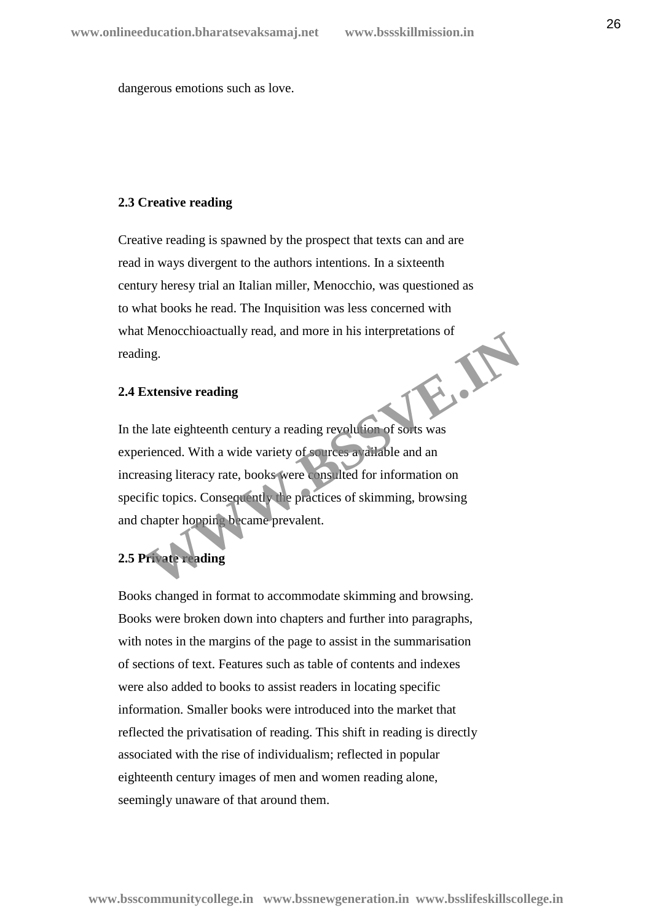dangerous emotions such as love.

### 2.3 Creative reading

Creative reading is spawned by the prospect that texts can and are read in ways divergent to the authors intentions. In a sixteenth century heresy trial an Italian miller, Menocchio, was questioned as to what books he read. The Inquisition was less concerned with what Menocchioactually read, and more in his interpretations of reading.

### 2.4 Extensive reading

In the late eighteenth century a reading revolution of sorts was experienced. With a wide variety of sources available and an increasing literacy rate, books were consulted for information on specific topics. Consequently the practices of skimming, browsing and chapter hopping became prevalent.

### 2.5 Private reading

Books changed in format to accommodate skimming and browsing. Books were broken down into chapters and further into paragraphs, with notes in the margins of the page to assist in the summarisation of sections of text. Features such as table of contents and indexes were also added to books to assist readers in locating specific information. Smaller books were introduced into the market that reflected the privatisation of reading. This shift in reading is directly associated with the rise of individualism; reflected in popular eighteenth century images of men and women reading alone, seemingly unaware of that around them.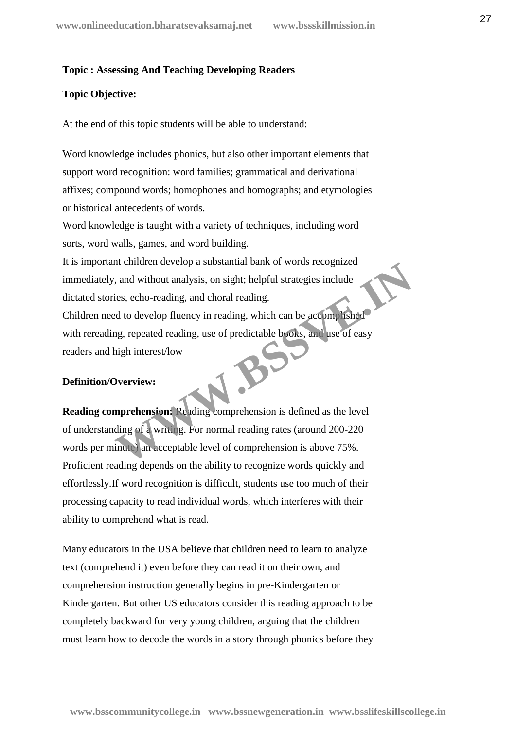**Topic : Assessing And Teaching Developing Readers**

**Topic Objective:**

At the end of this topic students will be able to understand:

Word knowledge includes phonics, but also other important elements that support word recognition: word families; grammatical and derivational affixes; compound words; homophones and homographs; and etymologies or historical antecedents of words.

Word knowledge is taught with a variety of techniques, including word sorts, word walls, games, and word building.

It is important children develop a substantial bank of words recognized immediately, and without analysis, on sight; helpful strategies include dictated stories, echo-reading, and choral reading.

Children need to develop fluency in reading, which can be accomplished with rereading, repeated reading, use of predictable books, and use of easy readers and high interest/low

**Definition/Overview:**

**Reading comprehension:** Reading comprehension is defined as the level of understanding of a writing. For normal reading rates (around 200-220 words per minute) an acceptable level of comprehension is above 75%. Proficient reading depends on the ability to recognize words quickly and effortlessly.If word recognition is difficult, students use too much of their processing capacity to read individual words, which interferes with their ability to comprehend what is read.

Many educators in the USA believe that children need to learn to analyze text (comprehend it) even before they can read it on their own, and comprehension instruction generally begins in pre-Kindergarten or Kindergarten. But other US educators consider this reading approach to be completely backward for very young children, arguing that the children must learn how to decode the words in a story through phonics before they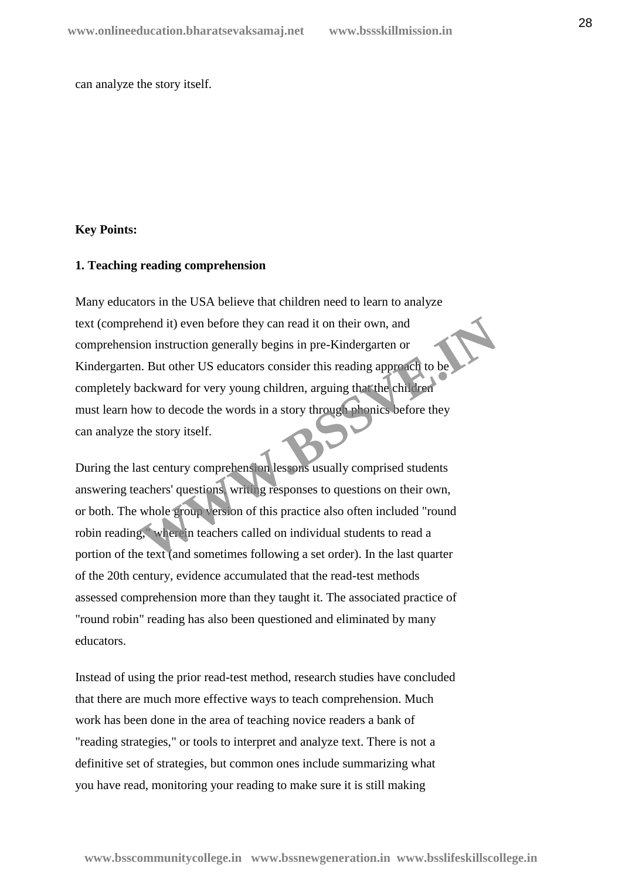can analyze the story itself.

**Key Points:**

**1. Teaching reading comprehension**

Many educators in the USA believe that children need to learn to analyze text (comprehend it) even before they can read it on their own, and comprehension instruction generally begins in pre-Kindergarten or Kindergarten. But other US educators consider this reading approach to be completely backward for very young children, arguing that the children must learn how to decode the words in a story through phonics before they can analyze the story itself.

During the last century comprehension lessons usually comprised students answering teachers' questions, writing responses to questions on their own, or both. The whole group version of this practice also often included "round robin reading," wherein teachers called on individual students to read a portion of the text (and sometimes following a set order). In the last quarter of the 20th century, evidence accumulated that the read-test methods assessed comprehension more than they taught it. The associated practice of "round robin" reading has also been questioned and eliminated by many educators.

Instead of using the prior read-test method, research studies have concluded that there are much more effective ways to teach comprehension. Much work has been done in the area of teaching novice readers a bank of "reading strategies," or tools to interpret and analyze text. There is not a definitive set of strategies, but common ones include summarizing what you have read, monitoring your reading to make sure it is still making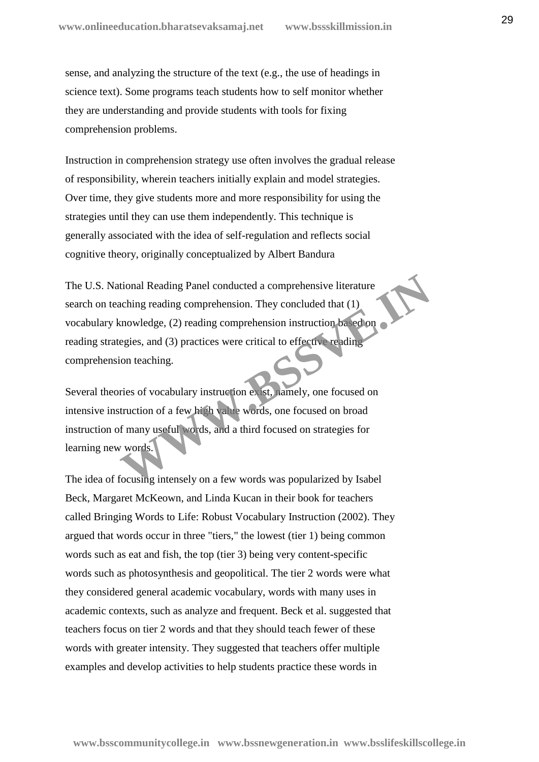sense, and analyzing the structure of the text (e.g., the use of headings in science text). Some programs teach students how to self monitor whether they are understanding and provide students with tools for fixing comprehension problems.

Instruction in comprehension strategy use often involves the gradual release of responsibility, wherein teachers initially explain and model strategies. Over time, they give students more and more responsibility for using the strategies until they can use them independently. This technique is generally associated with the idea of self-regulation and reflects social cognitive theory, originally conceptualized by Albert Bandura

The U.S. National Reading Panel conducted a comprehensive literature search on teaching reading comprehension. They concluded that (1) vocabulary knowledge, (2) reading comprehension instruction based on reading strategies, and (3) practices were critical to effective reading comprehension teaching.

Several theories of vocabulary instruction exist, namely, one focused on intensive instruction of a few high value words, one focused on broad instruction of many useful words, and a third focused on strategies for learning new words.

The idea of focusing intensely on a few words was popularized by Isabel Beck, Margaret McKeown, and Linda Kucan in their book for teachers called Bringing Words to Life: Robust Vocabulary Instruction (2002). They argued that words occur in three "tiers," the lowest (tier 1) being common words such as eat and fish, the top (tier 3) being very content-specific words such as photosynthesis and geopolitical. The tier 2 words were what they considered general academic vocabulary, words with many uses in academic contexts, such as analyze and frequent. Beck et al. suggested that teachers focus on tier 2 words and that they should teach fewer of these words with greater intensity. They suggested that teachers offer multiple examples and develop activities to help students practice these words in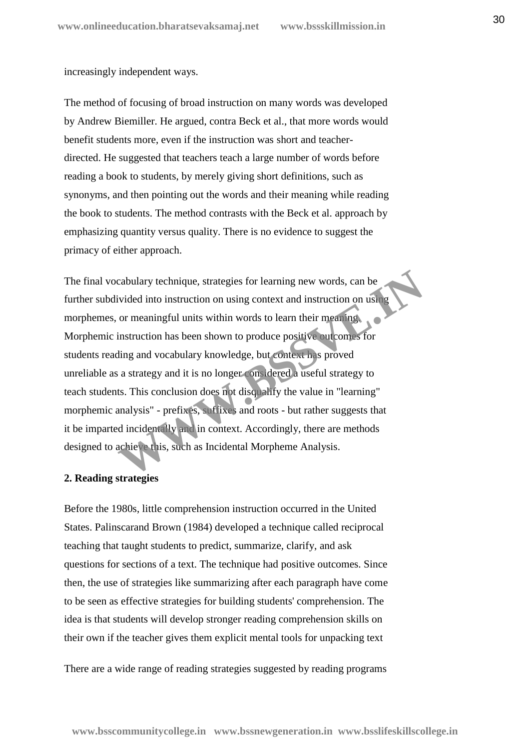increasingly independent ways.

The method of focusing of broad instruction on many words was developed by Andrew Biemiller. He argued, contra Beck et al., that more words would benefit students more, even if the instruction was short and teacher-directed. He suggested that teachers teach a large number of words before reading a book to students, by merely giving short definitions, such as synonyms, and then pointing out the words and their meaning while reading the book to students. The method contrasts with the Beck et al. approach by emphasizing quantity versus quality. There is no evidence to suggest the primacy of either approach.

The final vocabulary technique, strategies for learning new words, can be further subdivided into instruction on using context and instruction on using morphemes, or meaningful units within words to learn their meaning. Morphemic instruction has been shown to produce positive outcomes for students reading and vocabulary knowledge, but context has proved unreliable as a strategy and it is no longer considered a useful strategy to teach students. This conclusion does not disqualify the value in "learning" morphemic analysis" - prefixes, suffixes and roots - but rather suggests that it be imparted incidentally and in context. Accordingly, there are methods designed to achieve this, such as Incidental Morpheme Analysis.

**2. Reading strategies**

Before the 1980s, little comprehension instruction occurred in the United States. Palinscarand Brown (1984) developed a technique called reciprocal teaching that taught students to predict, summarize, clarify, and ask questions for sections of a text. The technique had positive outcomes. Since then, the use of strategies like summarizing after each paragraph have come to be seen as effective strategies for building students' comprehension. The idea is that students will develop stronger reading comprehension skills on their own if the teacher gives them explicit mental tools for unpacking text

There are a wide range of reading strategies suggested by reading programs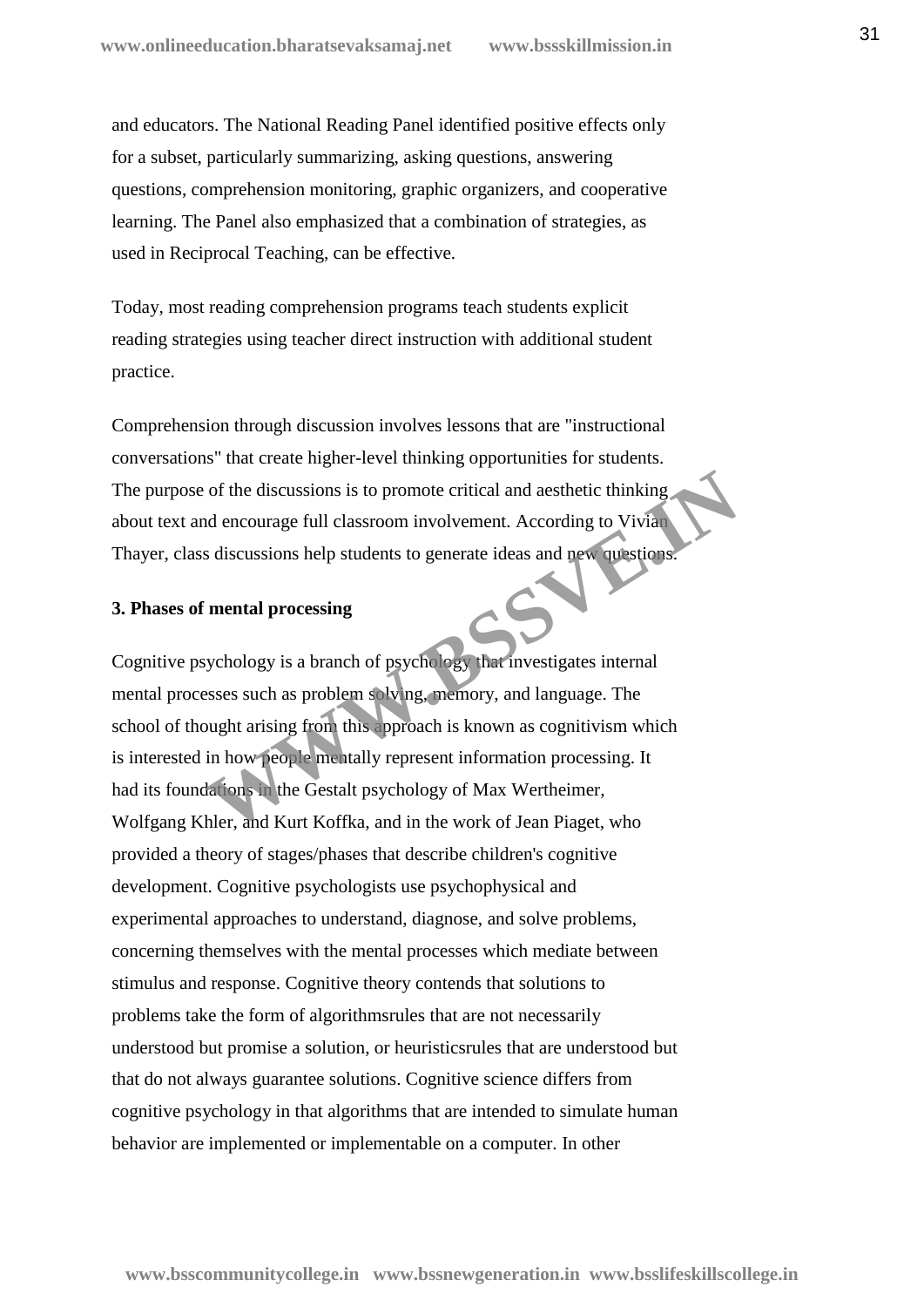and educators. The National Reading Panel identified positive effects only for a subset, particularly summarizing, asking questions, answering questions, comprehension monitoring, graphic organizers, and cooperative learning. The Panel also emphasized that a combination of strategies, as used in Reciprocal Teaching, can be effective.

Today, most reading comprehension programs teach students explicit reading strategies using teacher direct instruction with additional student practice.

Comprehension through discussion involves lessons that are "instructional conversations" that create higher-level thinking opportunities for students. The purpose of the discussions is to promote critical and aesthetic thinking about text and encourage full classroom involvement. According to Vivian Thayer, class discussions help students to generate ideas and new questions.

**3. Phases of mental processing**

Cognitive psychology is a branch of psychology that investigates internal mental processes such as problem solving, memory, and language. The school of thought arising from this approach is known as cognitivism which is interested in how people mentally represent information processing. It had its foundations in the Gestalt psychology of Max Wertheimer, Wolfgang Khler, and Kurt Koffka, and in the work of Jean Piaget, who provided a theory of stages/phases that describe children's cognitive development. Cognitive psychologists use psychophysical and experimental approaches to understand, diagnose, and solve problems, concerning themselves with the mental processes which mediate between stimulus and response. Cognitive theory contends that solutions to problems take the form of algorithmsrules that are not necessarily understood but promise a solution, or heuristicsrules that are understood but that do not always guarantee solutions. Cognitive science differs from cognitive psychology in that algorithms that are intended to simulate human behavior are implemented or implementable on a computer. In other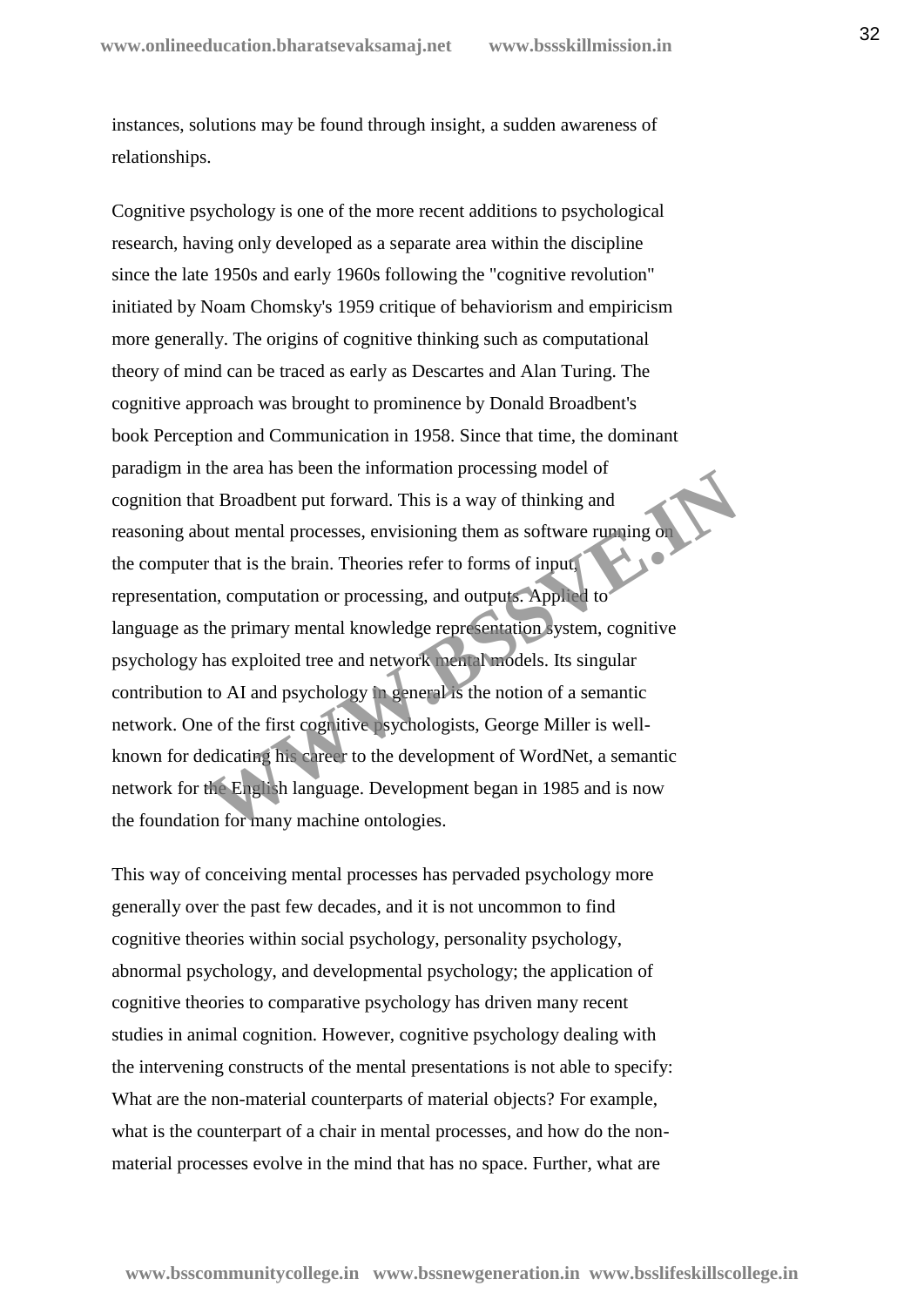instances, solutions may be found through insight, a sudden awareness of relationships.

Cognitive psychology is one of the more recent additions to psychological research, having only developed as a separate area within the discipline since the late 1950s and early 1960s following the "cognitive revolution" initiated by Noam Chomsky's 1959 critique of behaviorism and empiricism more generally. The origins of cognitive thinking such as computational theory of mind can be traced as early as Descartes and Alan Turing. The cognitive approach was brought to prominence by Donald Broadbent's book Perception and Communication in 1958. Since that time, the dominant paradigm in the area has been the information processing model of cognition that Broadbent put forward. This is a way of thinking and reasoning about mental processes, envisioning them as software running on the computer that is the brain. Theories refer to forms of input, representation, computation or processing, and outputs. Applied to language as the primary mental knowledge representation system, cognitive psychology has exploited tree and network mental models. Its singular contribution to AI and psychology in general is the notion of a semantic network. One of the first cognitive psychologists, George Miller is well-known for dedicating his career to the development of WordNet, a semantic network for the English language. Development began in 1985 and is now the foundation for many machine ontologies.

This way of conceiving mental processes has pervaded psychology more generally over the past few decades, and it is not uncommon to find cognitive theories within social psychology, personality psychology, abnormal psychology, and developmental psychology; the application of cognitive theories to comparative psychology has driven many recent studies in animal cognition. However, cognitive psychology dealing with the intervening constructs of the mental presentations is not able to specify: What are the non-material counterparts of material objects? For example, what is the counterpart of a chair in mental processes, and how do the non-material processes evolve in the mind that has no space. Further, what are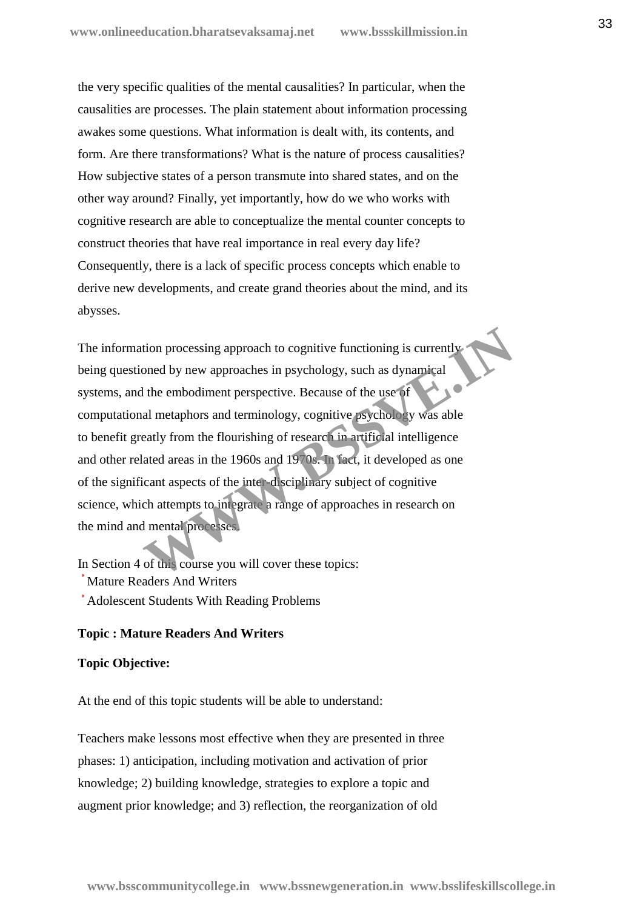the very specific qualities of the mental causalities? In particular, when the causalities are processes. The plain statement about information processing awakes some questions. What information is dealt with, its contents, and form. Are there transformations? What is the nature of process causalities? How subjective states of a person transmute into shared states, and on the other way around? Finally, yet importantly, how do we who works with cognitive research are able to conceptualize the mental counter concepts to construct theories that have real importance in real every day life? Consequently, there is a lack of specific process concepts which enable to derive new developments, and create grand theories about the mind, and its abysses.

The information processing approach to cognitive functioning is currently being questioned by new approaches in psychology, such as dynamical systems, and the embodiment perspective. Because of the use of computational metaphors and terminology, cognitive psychology was able to benefit greatly from the flourishing of research in artificial intelligence and other related areas in the 1960s and 1970s. In fact, it developed as one of the significant aspects of the inter-disciplinary subject of cognitive science, which attempts to integrate a range of approaches in research on the mind and mental processes.

In Section 4 of this course you will cover these topics:

- Mature Readers And Writers
- Adolescent Students With Reading Problems

**Topic : Mature Readers And Writers**

**Topic Objective:**

At the end of this topic students will be able to understand:

Teachers make lessons most effective when they are presented in three phases: 1) anticipation, including motivation and activation of prior knowledge; 2) building knowledge, strategies to explore a topic and augment prior knowledge; and 3) reflection, the reorganization of old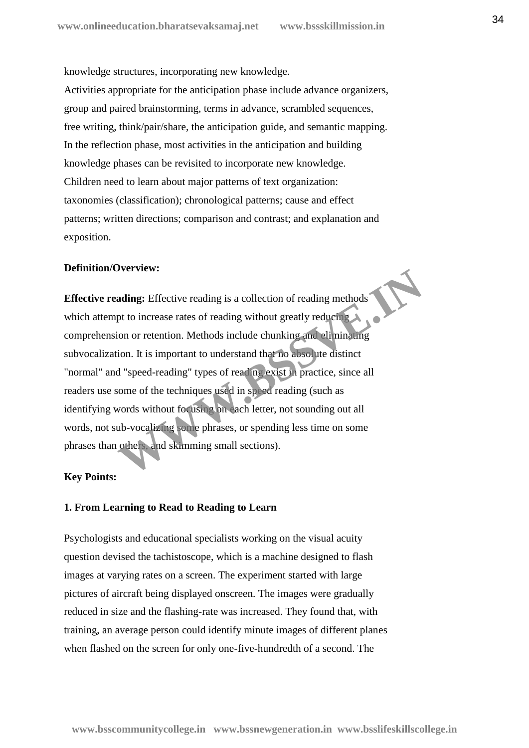knowledge structures, incorporating new knowledge.

Activities appropriate for the anticipation phase include advance organizers, group and paired brainstorming, terms in advance, scrambled sequences, free writing, think/pair/share, the anticipation guide, and semantic mapping.

In the reflection phase, most activities in the anticipation and building knowledge phases can be revisited to incorporate new knowledge.

Children need to learn about major patterns of text organization: taxonomies (classification); chronological patterns; cause and effect patterns; written directions; comparison and contrast; and explanation and exposition.

**Definition/Overview:**

**Effective reading:** Effective reading is a collection of reading methods which attempt to increase rates of reading without greatly reducing comprehension or retention. Methods include chunking and eliminating subvocalization. It is important to understand that no absolute distinct "normal" and "speed-reading" types of reading exist in practice, since all readers use some of the techniques used in speed reading (such as identifying words without focusing on each letter, not sounding out all words, not sub-vocalizing some phrases, or spending less time on some phrases than others, and skimming small sections).

**Key Points:**

**1. From Learning to Read to Reading to Learn**

Psychologists and educational specialists working on the visual acuity question devised the tachistoscope, which is a machine designed to flash images at varying rates on a screen. The experiment started with large pictures of aircraft being displayed onscreen. The images were gradually reduced in size and the flashing-rate was increased. They found that, with training, an average person could identify minute images of different planes when flashed on the screen for only one-five-hundredth of a second. The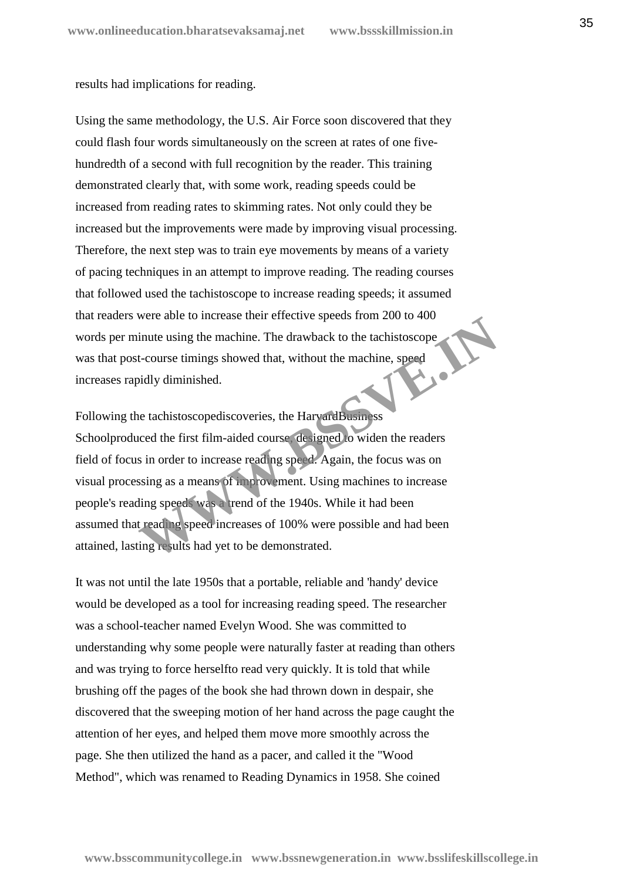results had implications for reading.

Using the same methodology, the U.S. Air Force soon discovered that they could flash four words simultaneously on the screen at rates of one five-hundredth of a second with full recognition by the reader. This training demonstrated clearly that, with some work, reading speeds could be increased from reading rates to skimming rates. Not only could they be increased but the improvements were made by improving visual processing. Therefore, the next step was to train eye movements by means of a variety of pacing techniques in an attempt to improve reading. The reading courses that followed used the tachistoscope to increase reading speeds; it assumed that readers were able to increase their effective speeds from 200 to 400 words per minute using the machine. The drawback to the tachistoscope was that post-course timings showed that, without the machine, speed increases rapidly diminished.

Following the tachistoscopediscoveries, the HarvardBusiness Schoolproduced the first film-aided course, designed to widen the readers field of focus in order to increase reading speed. Again, the focus was on visual processing as a means of improvement. Using machines to increase people's reading speeds was a trend of the 1940s. While it had been assumed that reading speed increases of 100% were possible and had been attained, lasting results had yet to be demonstrated.

It was not until the late 1950s that a portable, reliable and 'handy' device would be developed as a tool for increasing reading speed. The researcher was a school-teacher named Evelyn Wood. She was committed to understanding why some people were naturally faster at reading than others and was trying to force herselfto read very quickly. It is told that while brushing off the pages of the book she had thrown down in despair, she discovered that the sweeping motion of her hand across the page caught the attention of her eyes, and helped them move more smoothly across the page. She then utilized the hand as a pacer, and called it the "Wood Method", which was renamed to Reading Dynamics in 1958. She coined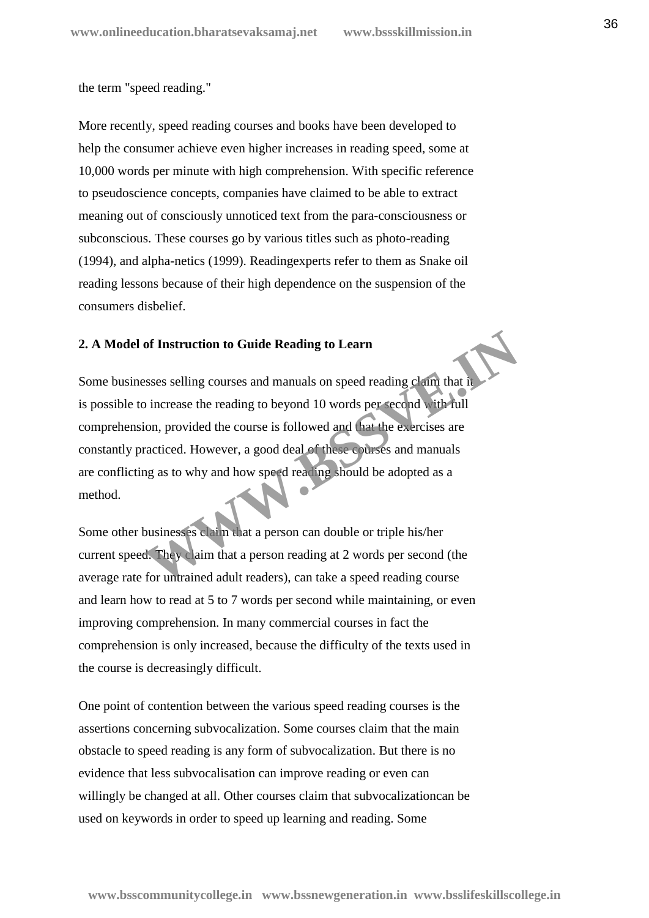the term "speed reading."

More recently, speed reading courses and books have been developed to help the consumer achieve even higher increases in reading speed, some at 10,000 words per minute with high comprehension. With specific reference to pseudoscience concepts, companies have claimed to be able to extract meaning out of consciously unnoticed text from the para-consciousness or subconscious. These courses go by various titles such as photo-reading (1994), and alpha-netics (1999). Readingexperts refer to them as Snake oil reading lessons because of their high dependence on the suspension of the consumers disbelief.

**2. A Model of Instruction to Guide Reading to Learn**

Some businesses selling courses and manuals on speed reading claim that it is possible to increase the reading to beyond 10 words per second with full comprehension, provided the course is followed and that the exercises are constantly practiced. However, a good deal of these courses and manuals are conflicting as to why and how speed reading should be adopted as a method.

Some other businesses claim that a person can double or triple his/her current speed. They claim that a person reading at 2 words per second (the average rate for untrained adult readers), can take a speed reading course and learn how to read at 5 to 7 words per second while maintaining, or even improving comprehension. In many commercial courses in fact the comprehension is only increased, because the difficulty of the texts used in the course is decreasingly difficult.

One point of contention between the various speed reading courses is the assertions concerning subvocalization. Some courses claim that the main obstacle to speed reading is any form of subvocalization. But there is no evidence that less subvocalisation can improve reading or even can willingly be changed at all. Other courses claim that subvocalizationcan be used on keywords in order to speed up learning and reading. Some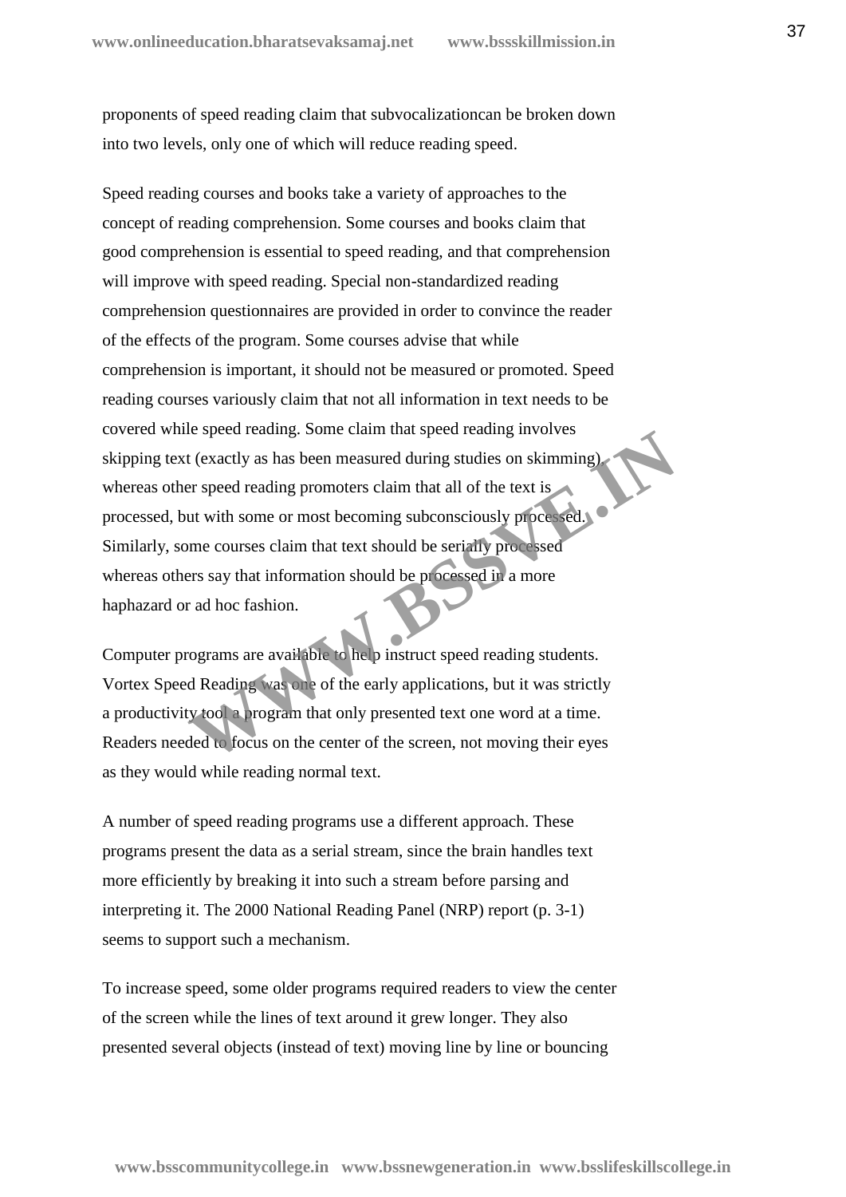proponents of speed reading claim that subvocalizationcan be broken down into two levels, only one of which will reduce reading speed.

Speed reading courses and books take a variety of approaches to the concept of reading comprehension. Some courses and books claim that good comprehension is essential to speed reading, and that comprehension will improve with speed reading. Special non-standardized reading comprehension questionnaires are provided in order to convince the reader of the effects of the program. Some courses advise that while comprehension is important, it should not be measured or promoted. Speed reading courses variously claim that not all information in text needs to be covered while speed reading. Some claim that speed reading involves skipping text (exactly as has been measured during studies on skimming), whereas other speed reading promoters claim that all of the text is processed, but with some or most becoming subconsciously processed. Similarly, some courses claim that text should be serially processed whereas others say that information should be processed in a more haphazard or ad hoc fashion.

Computer programs are available to help instruct speed reading students. Vortex Speed Reading was one of the early applications, but it was strictly a productivity tool a program that only presented text one word at a time. Readers needed to focus on the center of the screen, not moving their eyes as they would while reading normal text.

A number of speed reading programs use a different approach. These programs present the data as a serial stream, since the brain handles text more efficiently by breaking it into such a stream before parsing and interpreting it. The 2000 National Reading Panel (NRP) report (p. 3-1) seems to support such a mechanism.

To increase speed, some older programs required readers to view the center of the screen while the lines of text around it grew longer. They also presented several objects (instead of text) moving line by line or bouncing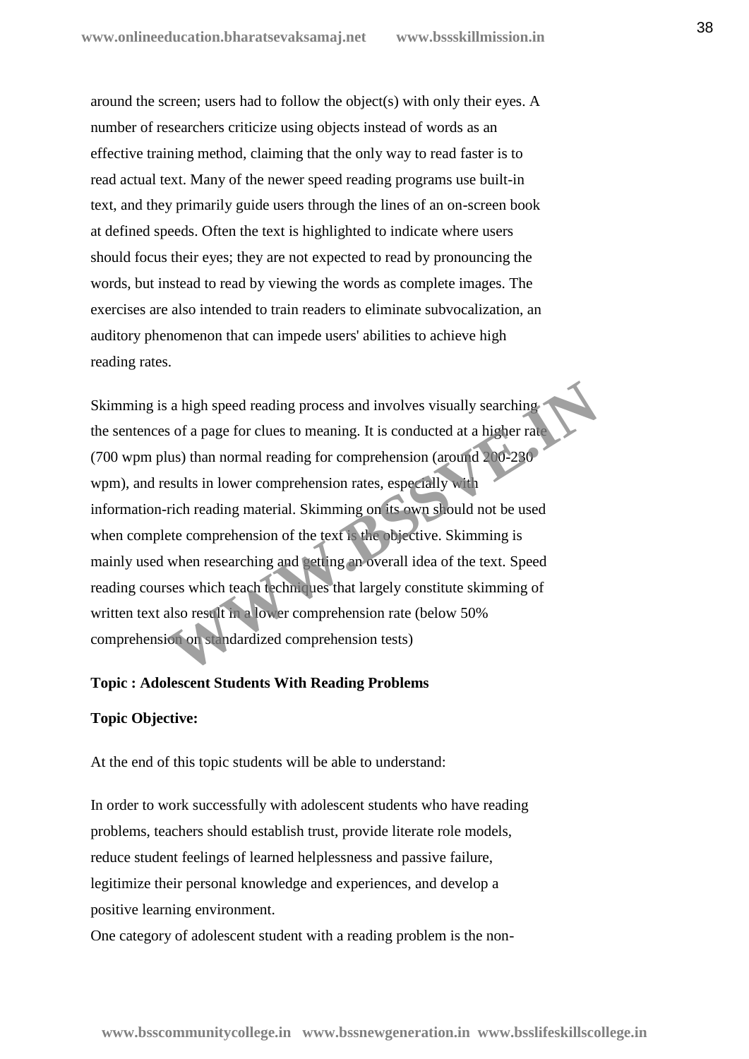around the screen; users had to follow the object(s) with only their eyes. A number of researchers criticize using objects instead of words as an effective training method, claiming that the only way to read faster is to read actual text. Many of the newer speed reading programs use built-in text, and they primarily guide users through the lines of an on-screen book at defined speeds. Often the text is highlighted to indicate where users should focus their eyes; they are not expected to read by pronouncing the words, but instead to read by viewing the words as complete images. The exercises are also intended to train readers to eliminate subvocalization, an auditory phenomenon that can impede users' abilities to achieve high reading rates.

Skimming is a high speed reading process and involves visually searching the sentences of a page for clues to meaning. It is conducted at a higher rate (700 wpm plus) than normal reading for comprehension (around 200-230 wpm), and results in lower comprehension rates, especially with information-rich reading material. Skimming on its own should not be used when complete comprehension of the text is the objective. Skimming is mainly used when researching and getting an overall idea of the text. Speed reading courses which teach techniques that largely constitute skimming of written text also result in a lower comprehension rate (below 50% comprehension on standardized comprehension tests)

**Topic : Adolescent Students With Reading Problems**

**Topic Objective:**

At the end of this topic students will be able to understand:

In order to work successfully with adolescent students who have reading problems, teachers should establish trust, provide literate role models, reduce student feelings of learned helplessness and passive failure, legitimize their personal knowledge and experiences, and develop a positive learning environment.

One category of adolescent student with a reading problem is the non-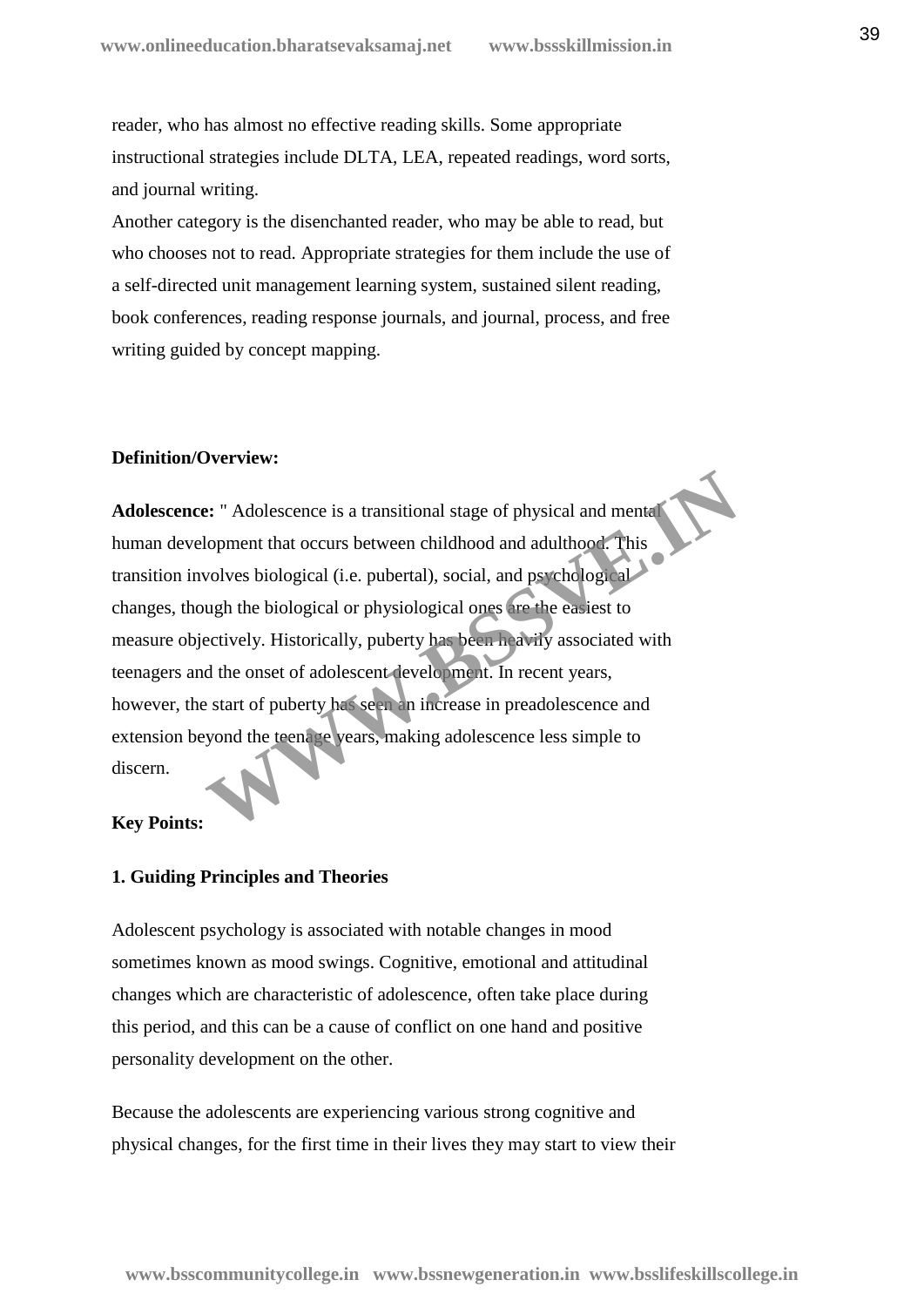reader, who has almost no effective reading skills. Some appropriate instructional strategies include DLTA, LEA, repeated readings, word sorts, and journal writing.

Another category is the disenchanted reader, who may be able to read, but who chooses not to read. Appropriate strategies for them include the use of a self-directed unit management learning system, sustained silent reading, book conferences, reading response journals, and journal, process, and free writing guided by concept mapping.

**Definition/Overview:**

**Adolescence:** " Adolescence is a transitional stage of physical and mental human development that occurs between childhood and adulthood. This transition involves biological (i.e. pubertal), social, and psychological changes, though the biological or physiological ones are the easiest to measure objectively. Historically, puberty has been heavily associated with teenagers and the onset of adolescent development. In recent years, however, the start of puberty has seen an increase in preadolescence and extension beyond the teenage years, making adolescence less simple to discern.

**Key Points:**

**1. Guiding Principles and Theories**

Adolescent psychology is associated with notable changes in mood sometimes known as mood swings. Cognitive, emotional and attitudinal changes which are characteristic of adolescence, often take place during this period, and this can be a cause of conflict on one hand and positive personality development on the other.

Because the adolescents are experiencing various strong cognitive and physical changes, for the first time in their lives they may start to view their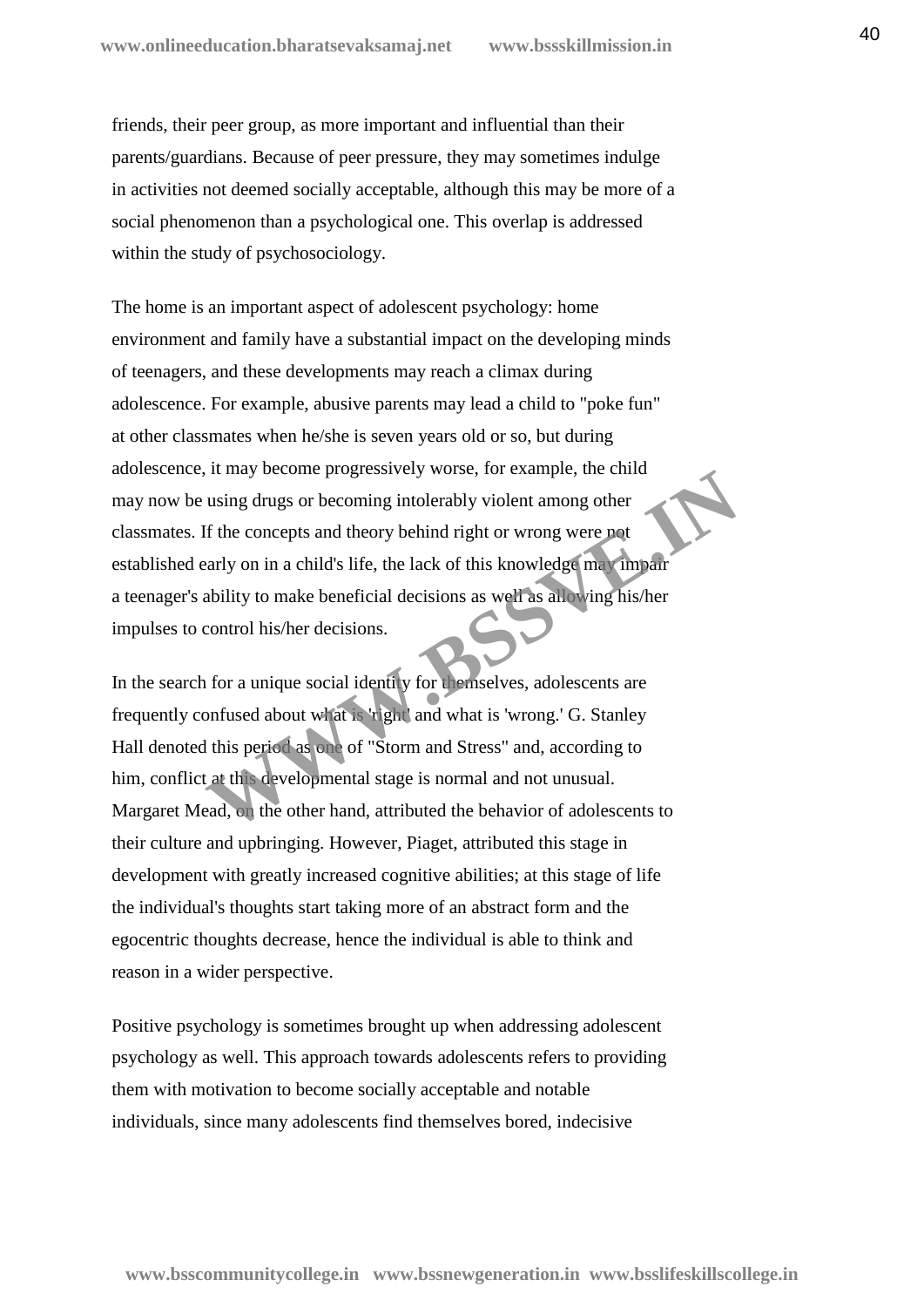friends, their peer group, as more important and influential than their parents/guardians. Because of peer pressure, they may sometimes indulge in activities not deemed socially acceptable, although this may be more of a social phenomenon than a psychological one. This overlap is addressed within the study of psychosociology.

The home is an important aspect of adolescent psychology: home environment and family have a substantial impact on the developing minds of teenagers, and these developments may reach a climax during adolescence. For example, abusive parents may lead a child to "poke fun" at other classmates when he/she is seven years old or so, but during adolescence, it may become progressively worse, for example, the child may now be using drugs or becoming intolerably violent among other classmates. If the concepts and theory behind right or wrong were not established early on in a child's life, the lack of this knowledge may impair a teenager's ability to make beneficial decisions as well as allowing his/her impulses to control his/her decisions.

In the search for a unique social identity for themselves, adolescents are frequently confused about what is 'right' and what is 'wrong.' G. Stanley Hall denoted this period as one of "Storm and Stress" and, according to him, conflict at this developmental stage is normal and not unusual. Margaret Mead, on the other hand, attributed the behavior of adolescents to their culture and upbringing. However, Piaget, attributed this stage in development with greatly increased cognitive abilities; at this stage of life the individual's thoughts start taking more of an abstract form and the egocentric thoughts decrease, hence the individual is able to think and reason in a wider perspective.

Positive psychology is sometimes brought up when addressing adolescent psychology as well. This approach towards adolescents refers to providing them with motivation to become socially acceptable and notable individuals, since many adolescents find themselves bored, indecisive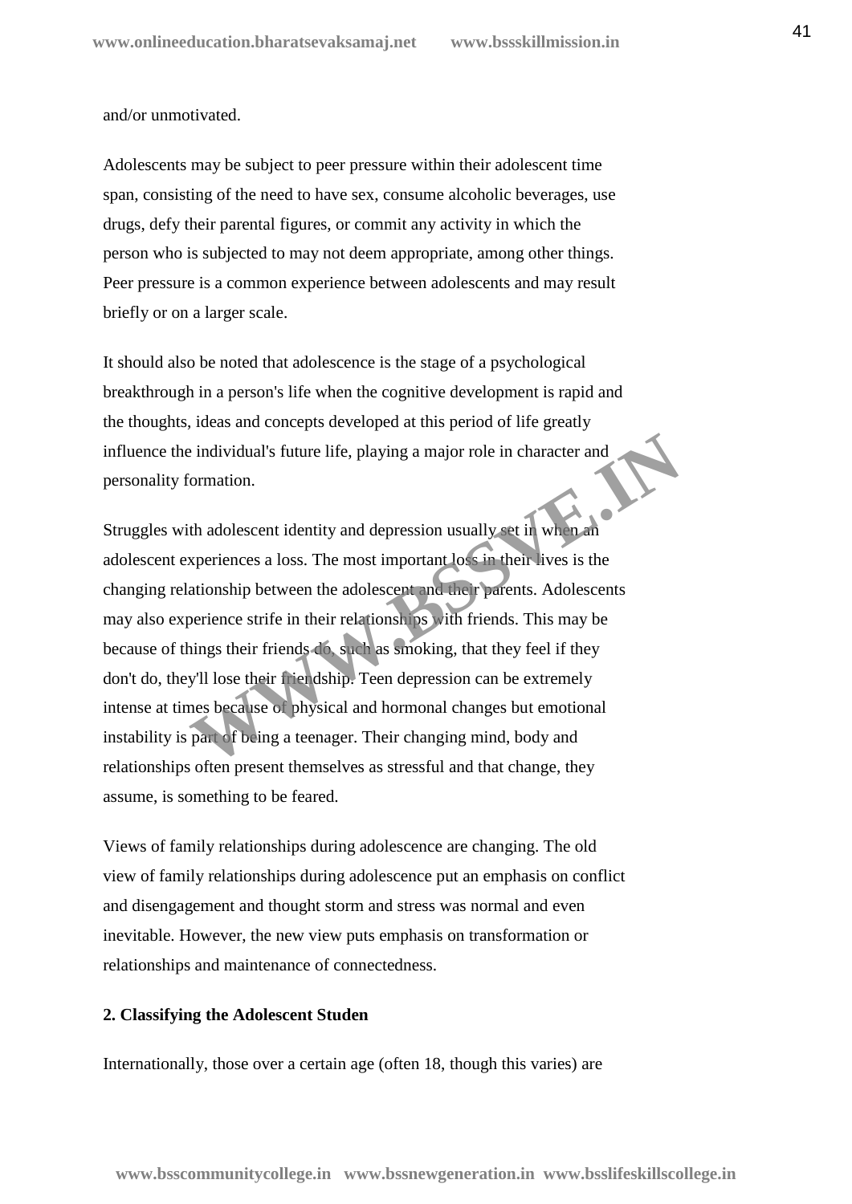and/or unmotivated.

Adolescents may be subject to peer pressure within their adolescent time span, consisting of the need to have sex, consume alcoholic beverages, use drugs, defy their parental figures, or commit any activity in which the person who is subjected to may not deem appropriate, among other things. Peer pressure is a common experience between adolescents and may result briefly or on a larger scale.

It should also be noted that adolescence is the stage of a psychological breakthrough in a person's life when the cognitive development is rapid and the thoughts, ideas and concepts developed at this period of life greatly influence the individual's future life, playing a major role in character and personality formation.

Struggles with adolescent identity and depression usually set in when an adolescent experiences a loss. The most important loss in their lives is the changing relationship between the adolescent and their parents. Adolescents may also experience strife in their relationships with friends. This may be because of things their friends do, such as smoking, that they feel if they don't do, they'll lose their friendship. Teen depression can be extremely intense at times because of physical and hormonal changes but emotional instability is part of being a teenager. Their changing mind, body and relationships often present themselves as stressful and that change, they assume, is something to be feared.

Views of family relationships during adolescence are changing. The old view of family relationships during adolescence put an emphasis on conflict and disengagement and thought storm and stress was normal and even inevitable. However, the new view puts emphasis on transformation or relationships and maintenance of connectedness.

**2. Classifying the Adolescent Studen**

Internationally, those over a certain age (often 18, though this varies) are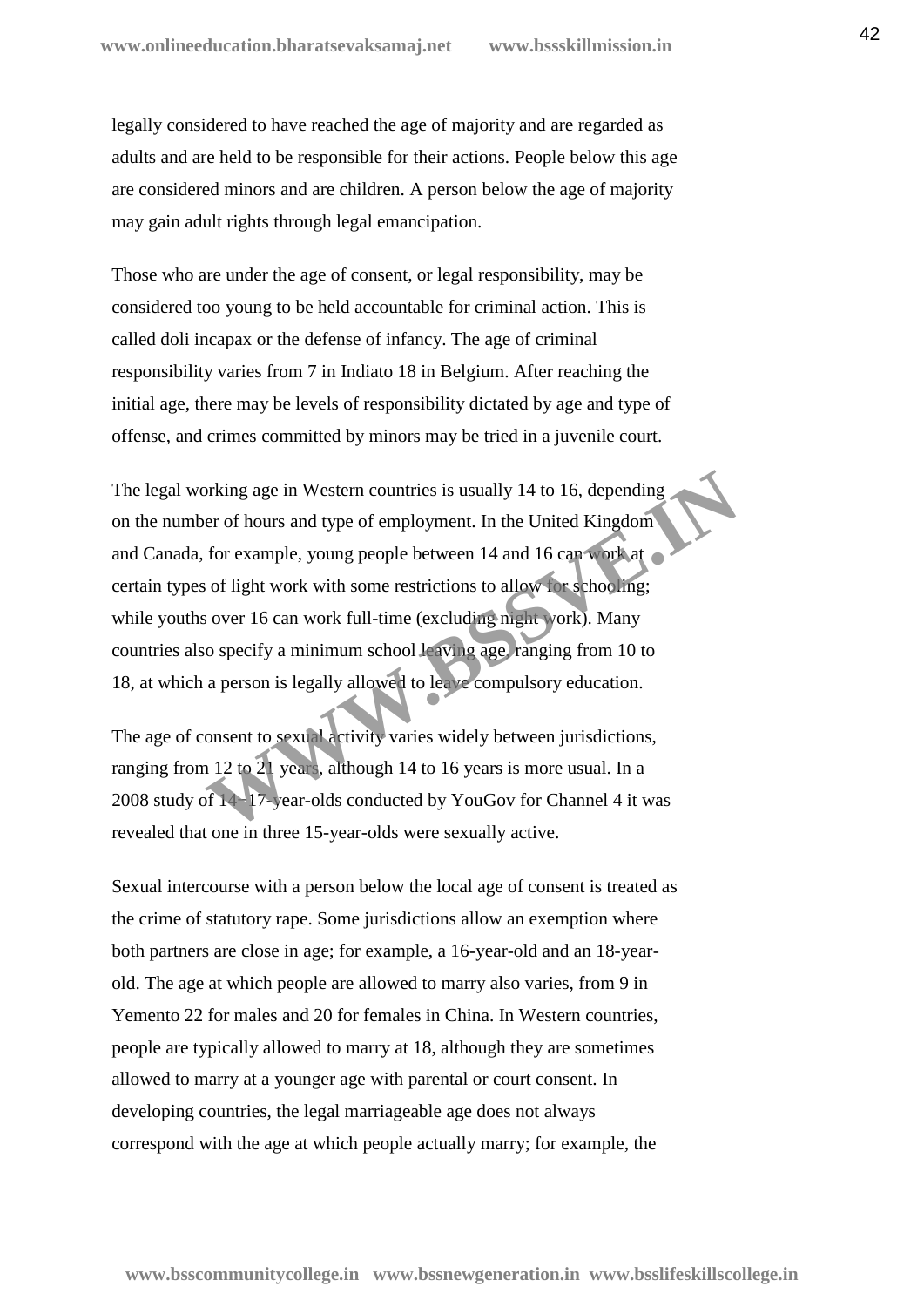legally considered to have reached the age of majority and are regarded as adults and are held to be responsible for their actions. People below this age are considered minors and are children. A person below the age of majority may gain adult rights through legal emancipation.

Those who are under the age of consent, or legal responsibility, may be considered too young to be held accountable for criminal action. This is called doli incapax or the defense of infancy. The age of criminal responsibility varies from 7 in Indiato 18 in Belgium. After reaching the initial age, there may be levels of responsibility dictated by age and type of offense, and crimes committed by minors may be tried in a juvenile court.

The legal working age in Western countries is usually 14 to 16, depending on the number of hours and type of employment. In the United Kingdom and Canada, for example, young people between 14 and 16 can work at certain types of light work with some restrictions to allow for schooling; while youths over 16 can work full-time (excluding night work). Many countries also specify a minimum school leaving age, ranging from 10 to 18, at which a person is legally allowed to leave compulsory education.

The age of consent to sexual activity varies widely between jurisdictions, ranging from 12 to 21 years, although 14 to 16 years is more usual. In a 2008 study of 14–17-year-olds conducted by YouGov for Channel 4 it was revealed that one in three 15-year-olds were sexually active.

Sexual intercourse with a person below the local age of consent is treated as the crime of statutory rape. Some jurisdictions allow an exemption where both partners are close in age; for example, a 16-year-old and an 18-year-old. The age at which people are allowed to marry also varies, from 9 in Yemento 22 for males and 20 for females in China. In Western countries, people are typically allowed to marry at 18, although they are sometimes allowed to marry at a younger age with parental or court consent. In developing countries, the legal marriageable age does not always correspond with the age at which people actually marry; for example, the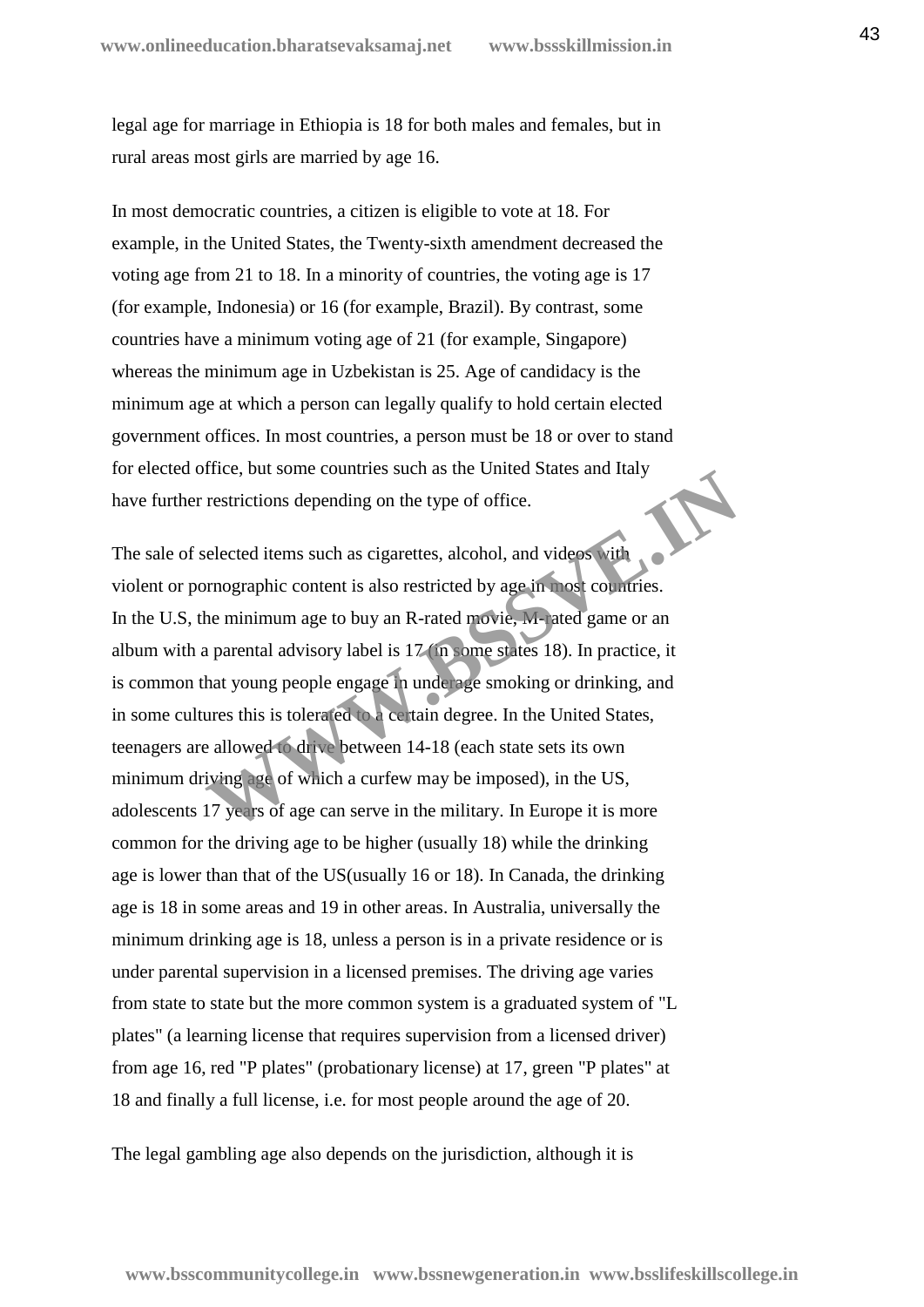legal age for marriage in Ethiopia is 18 for both males and females, but in rural areas most girls are married by age 16.

In most democratic countries, a citizen is eligible to vote at 18. For example, in the United States, the Twenty-sixth amendment decreased the voting age from 21 to 18. In a minority of countries, the voting age is 17 (for example, Indonesia) or 16 (for example, Brazil). By contrast, some countries have a minimum voting age of 21 (for example, Singapore) whereas the minimum age in Uzbekistan is 25. Age of candidacy is the minimum age at which a person can legally qualify to hold certain elected government offices. In most countries, a person must be 18 or over to stand for elected office, but some countries such as the United States and Italy have further restrictions depending on the type of office.

The sale of selected items such as cigarettes, alcohol, and videos with violent or pornographic content is also restricted by age in most countries. In the U.S, the minimum age to buy an R-rated movie, M-rated game or an album with a parental advisory label is 17 (in some states 18). In practice, it is common that young people engage in underage smoking or drinking, and in some cultures this is tolerated to a certain degree. In the United States, teenagers are allowed to drive between 14-18 (each state sets its own minimum driving age of which a curfew may be imposed), in the US, adolescents 17 years of age can serve in the military. In Europe it is more common for the driving age to be higher (usually 18) while the drinking age is lower than that of the US(usually 16 or 18). In Canada, the drinking age is 18 in some areas and 19 in other areas. In Australia, universally the minimum drinking age is 18, unless a person is in a private residence or is under parental supervision in a licensed premises. The driving age varies from state to state but the more common system is a graduated system of "L plates" (a learning license that requires supervision from a licensed driver) from age 16, red "P plates" (probationary license) at 17, green "P plates" at 18 and finally a full license, i.e. for most people around the age of 20.

The legal gambling age also depends on the jurisdiction, although it is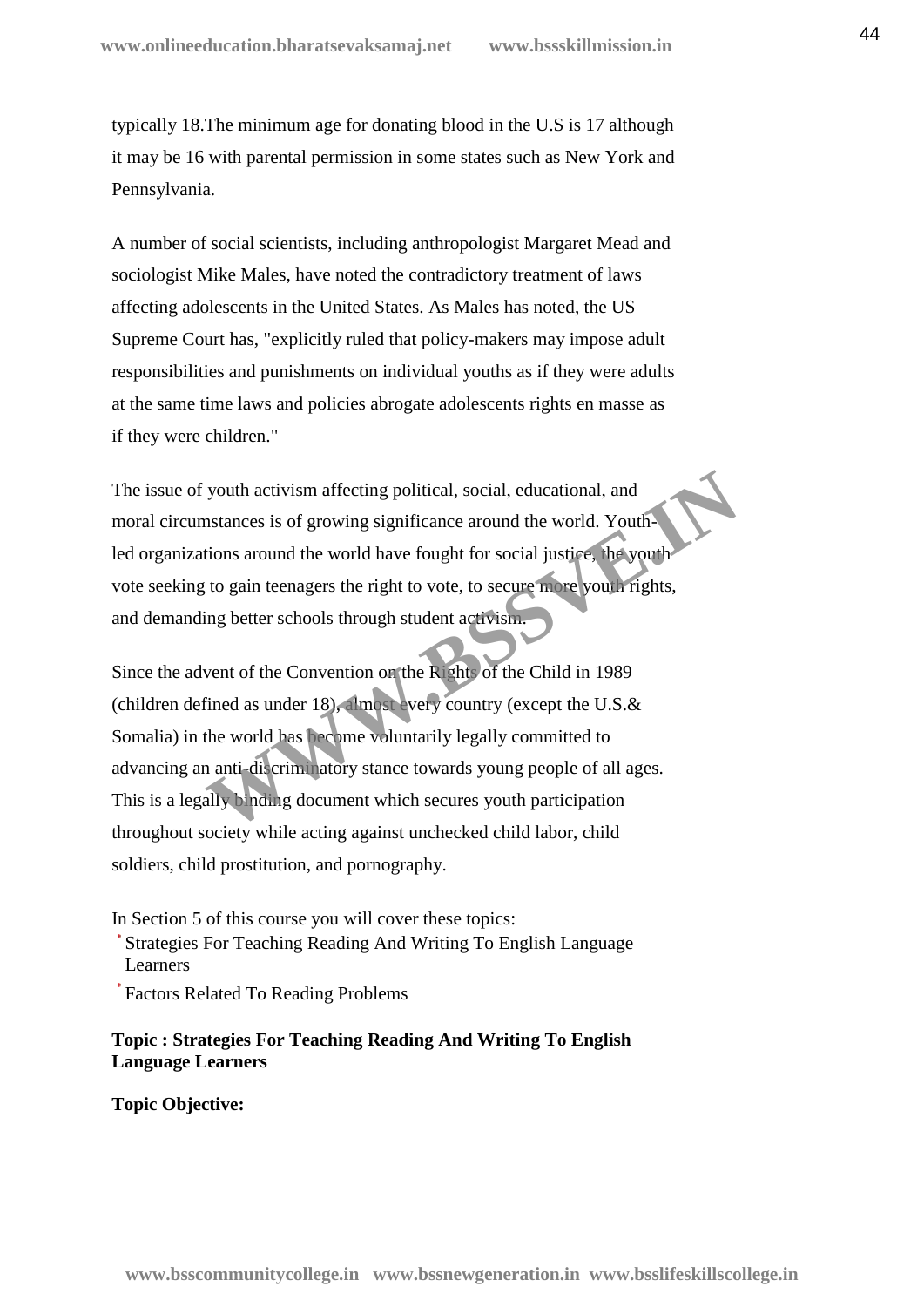typically 18.The minimum age for donating blood in the U.S is 17 although it may be 16 with parental permission in some states such as New York and Pennsylvania.

A number of social scientists, including anthropologist Margaret Mead and sociologist Mike Males, have noted the contradictory treatment of laws affecting adolescents in the United States. As Males has noted, the US Supreme Court has, "explicitly ruled that policy-makers may impose adult responsibilities and punishments on individual youths as if they were adults at the same time laws and policies abrogate adolescents rights en masse as if they were children."

The issue of youth activism affecting political, social, educational, and moral circumstances is of growing significance around the world. Youth-led organizations around the world have fought for social justice, the youth vote seeking to gain teenagers the right to vote, to secure more youth rights, and demanding better schools through student activism.

Since the advent of the Convention on the Rights of the Child in 1989 (children defined as under 18), almost every country (except the U.S.& Somalia) in the world has become voluntarily legally committed to advancing an anti-discriminatory stance towards young people of all ages. This is a legally binding document which secures youth participation throughout society while acting against unchecked child labor, child soldiers, child prostitution, and pornography.

In Section 5 of this course you will cover these topics:

- Strategies For Teaching Reading And Writing To English Language Learners
- Factors Related To Reading Problems

**Topic : Strategies For Teaching Reading And Writing To English Language Learners**

**Topic Objective:**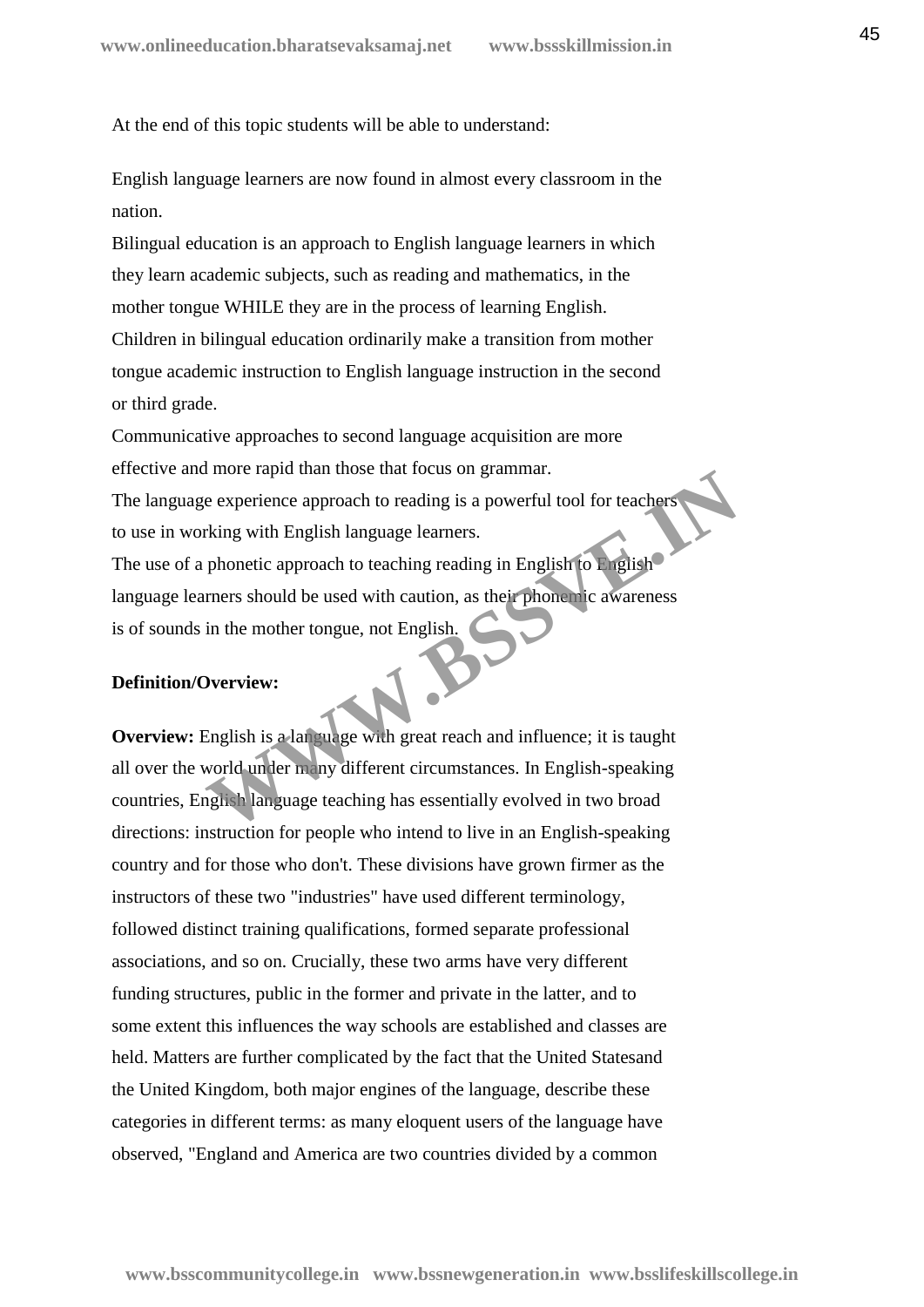At the end of this topic students will be able to understand:

English language learners are now found in almost every classroom in the nation.
Bilingual education is an approach to English language learners in which they learn academic subjects, such as reading and mathematics, in the mother tongue WHILE they are in the process of learning English.
Children in bilingual education ordinarily make a transition from mother tongue academic instruction to English language instruction in the second or third grade.
Communicative approaches to second language acquisition are more effective and more rapid than those that focus on grammar.
The language experience approach to reading is a powerful tool for teachers to use in working with English language learners.
The use of a phonetic approach to teaching reading in English to English language learners should be used with caution, as their phonemic awareness is of sounds in the mother tongue, not English.

**Definition/Overview:**

**Overview:** English is a language with great reach and influence; it is taught all over the world under many different circumstances. In English-speaking countries, English language teaching has essentially evolved in two broad directions: instruction for people who intend to live in an English-speaking country and for those who don't. These divisions have grown firmer as the instructors of these two "industries" have used different terminology, followed distinct training qualifications, formed separate professional associations, and so on. Crucially, these two arms have very different funding structures, public in the former and private in the latter, and to some extent this influences the way schools are established and classes are held. Matters are further complicated by the fact that the United Statesand the United Kingdom, both major engines of the language, describe these categories in different terms: as many eloquent users of the language have observed, "England and America are two countries divided by a common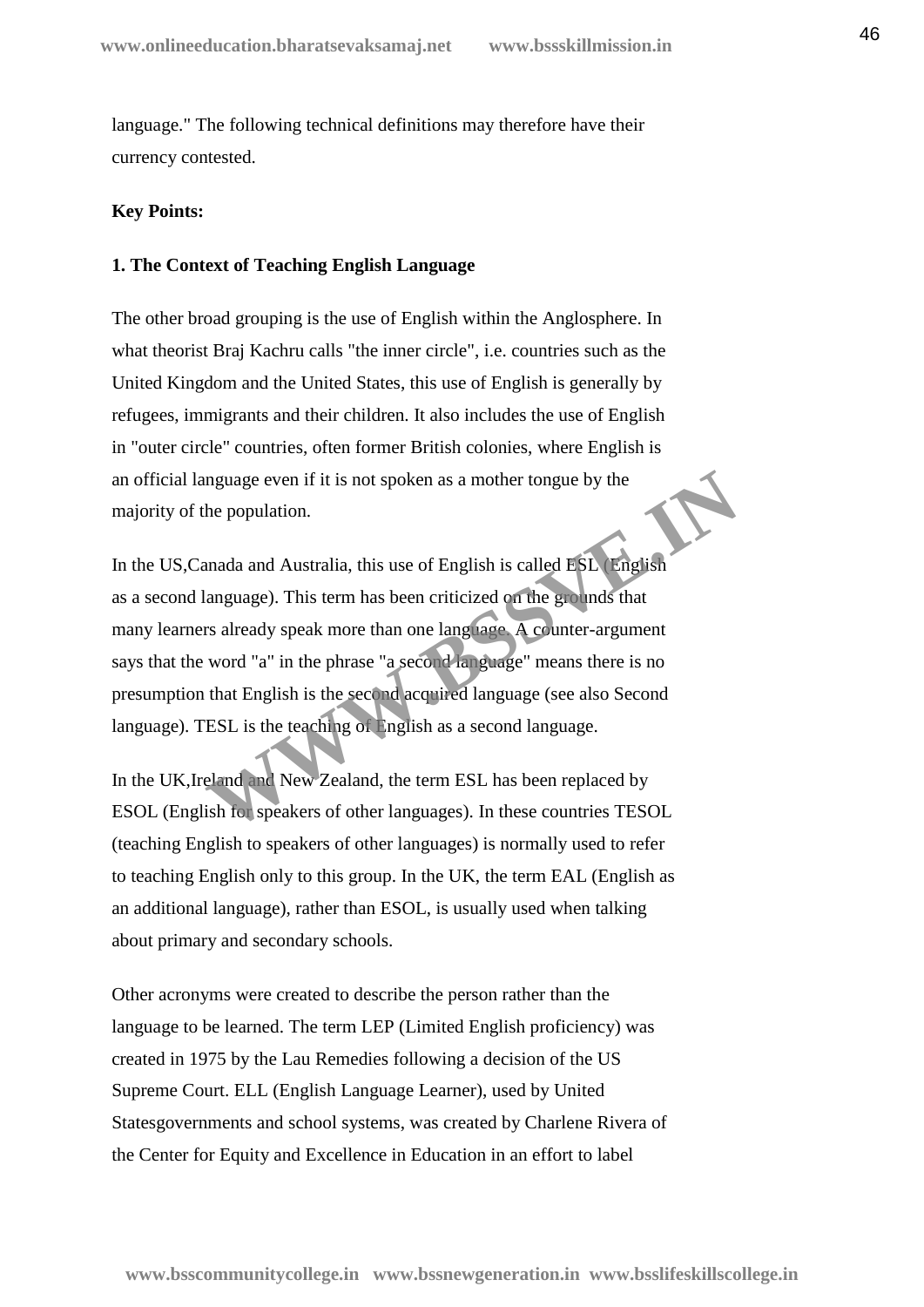language." The following technical definitions may therefore have their currency contested.

**Key Points:**

**1. The Context of Teaching English Language**

The other broad grouping is the use of English within the Anglosphere. In what theorist Braj Kachru calls "the inner circle", i.e. countries such as the United Kingdom and the United States, this use of English is generally by refugees, immigrants and their children. It also includes the use of English in "outer circle" countries, often former British colonies, where English is an official language even if it is not spoken as a mother tongue by the majority of the population.

In the US,Canada and Australia, this use of English is called ESL (English as a second language). This term has been criticized on the grounds that many learners already speak more than one language. A counter-argument says that the word "a" in the phrase "a second language" means there is no presumption that English is the second acquired language (see also Second language). TESL is the teaching of English as a second language.

In the UK,Ireland and New Zealand, the term ESL has been replaced by ESOL (English for speakers of other languages). In these countries TESOL (teaching English to speakers of other languages) is normally used to refer to teaching English only to this group. In the UK, the term EAL (English as an additional language), rather than ESOL, is usually used when talking about primary and secondary schools.

Other acronyms were created to describe the person rather than the language to be learned. The term LEP (Limited English proficiency) was created in 1975 by the Lau Remedies following a decision of the US Supreme Court. ELL (English Language Learner), used by United Statesgovernments and school systems, was created by Charlene Rivera of the Center for Equity and Excellence in Education in an effort to label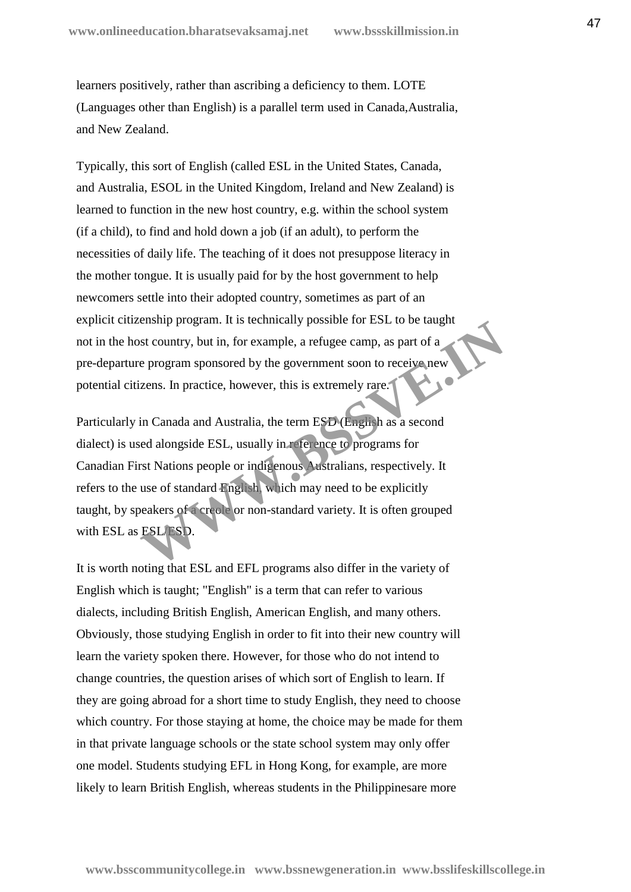learners positively, rather than ascribing a deficiency to them. LOTE (Languages other than English) is a parallel term used in Canada,Australia, and New Zealand.

Typically, this sort of English (called ESL in the United States, Canada, and Australia, ESOL in the United Kingdom, Ireland and New Zealand) is learned to function in the new host country, e.g. within the school system (if a child), to find and hold down a job (if an adult), to perform the necessities of daily life. The teaching of it does not presuppose literacy in the mother tongue. It is usually paid for by the host government to help newcomers settle into their adopted country, sometimes as part of an explicit citizenship program. It is technically possible for ESL to be taught not in the host country, but in, for example, a refugee camp, as part of a pre-departure program sponsored by the government soon to receive new potential citizens. In practice, however, this is extremely rare.

Particularly in Canada and Australia, the term ESD (English as a second dialect) is used alongside ESL, usually in reference to programs for Canadian First Nations people or indigenous Australians, respectively. It refers to the use of standard English, which may need to be explicitly taught, by speakers of a creole or non-standard variety. It is often grouped with ESL as ESL/ESD.

It is worth noting that ESL and EFL programs also differ in the variety of English which is taught; "English" is a term that can refer to various dialects, including British English, American English, and many others. Obviously, those studying English in order to fit into their new country will learn the variety spoken there. However, for those who do not intend to change countries, the question arises of which sort of English to learn. If they are going abroad for a short time to study English, they need to choose which country. For those staying at home, the choice may be made for them in that private language schools or the state school system may only offer one model. Students studying EFL in Hong Kong, for example, are more likely to learn British English, whereas students in the Philippinesare more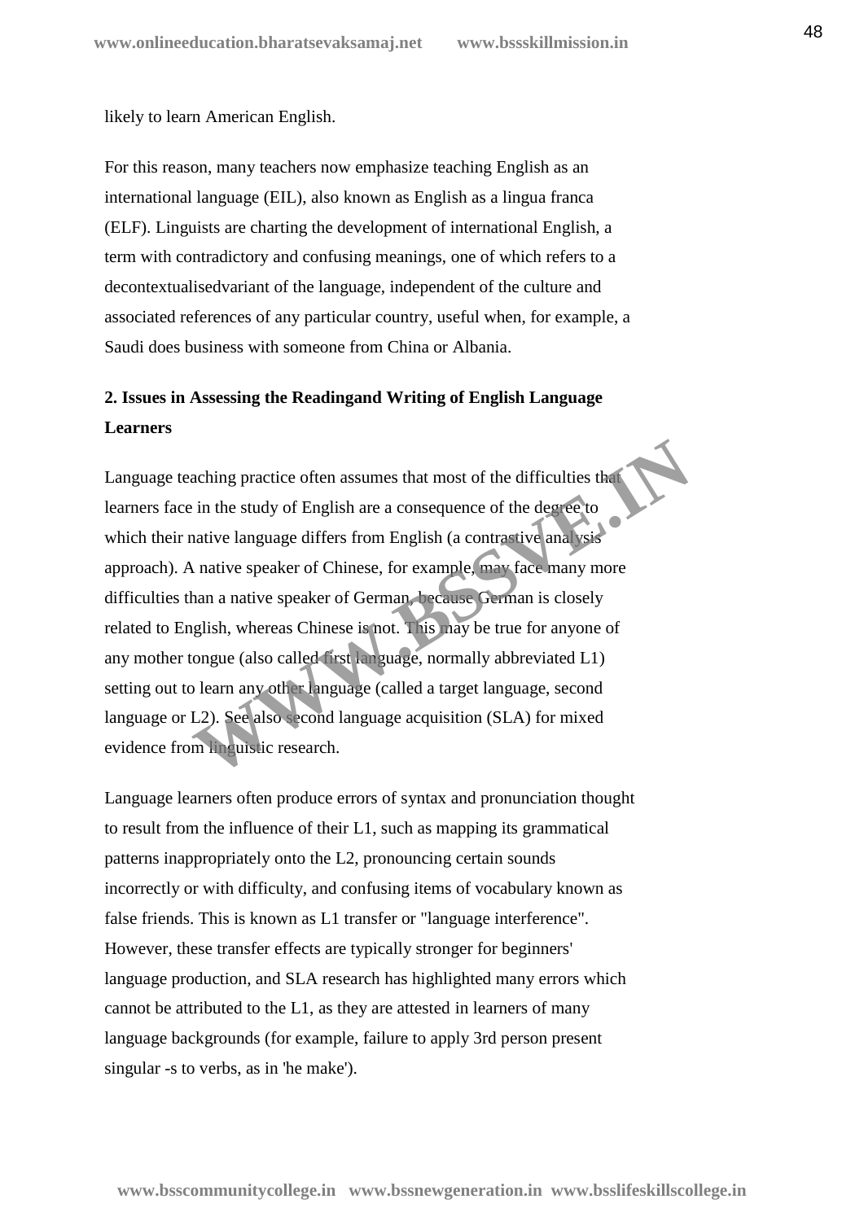likely to learn American English.

For this reason, many teachers now emphasize teaching English as an international language (EIL), also known as English as a lingua franca (ELF). Linguists are charting the development of international English, a term with contradictory and confusing meanings, one of which refers to a decontextualisedvariant of the language, independent of the culture and associated references of any particular country, useful when, for example, a Saudi does business with someone from China or Albania.

## 2. Issues in Assessing the Readingand Writing of English Language Learners

Language teaching practice often assumes that most of the difficulties that learners face in the study of English are a consequence of the degree to which their native language differs from English (a contrastive analysis approach). A native speaker of Chinese, for example, may face many more difficulties than a native speaker of German, because German is closely related to English, whereas Chinese is not. This may be true for anyone of any mother tongue (also called first language, normally abbreviated L1) setting out to learn any other language (called a target language, second language or L2). See also second language acquisition (SLA) for mixed evidence from linguistic research.

Language learners often produce errors of syntax and pronunciation thought to result from the influence of their L1, such as mapping its grammatical patterns inappropriately onto the L2, pronouncing certain sounds incorrectly or with difficulty, and confusing items of vocabulary known as false friends. This is known as L1 transfer or "language interference". However, these transfer effects are typically stronger for beginners' language production, and SLA research has highlighted many errors which cannot be attributed to the L1, as they are attested in learners of many language backgrounds (for example, failure to apply 3rd person present singular -s to verbs, as in 'he make').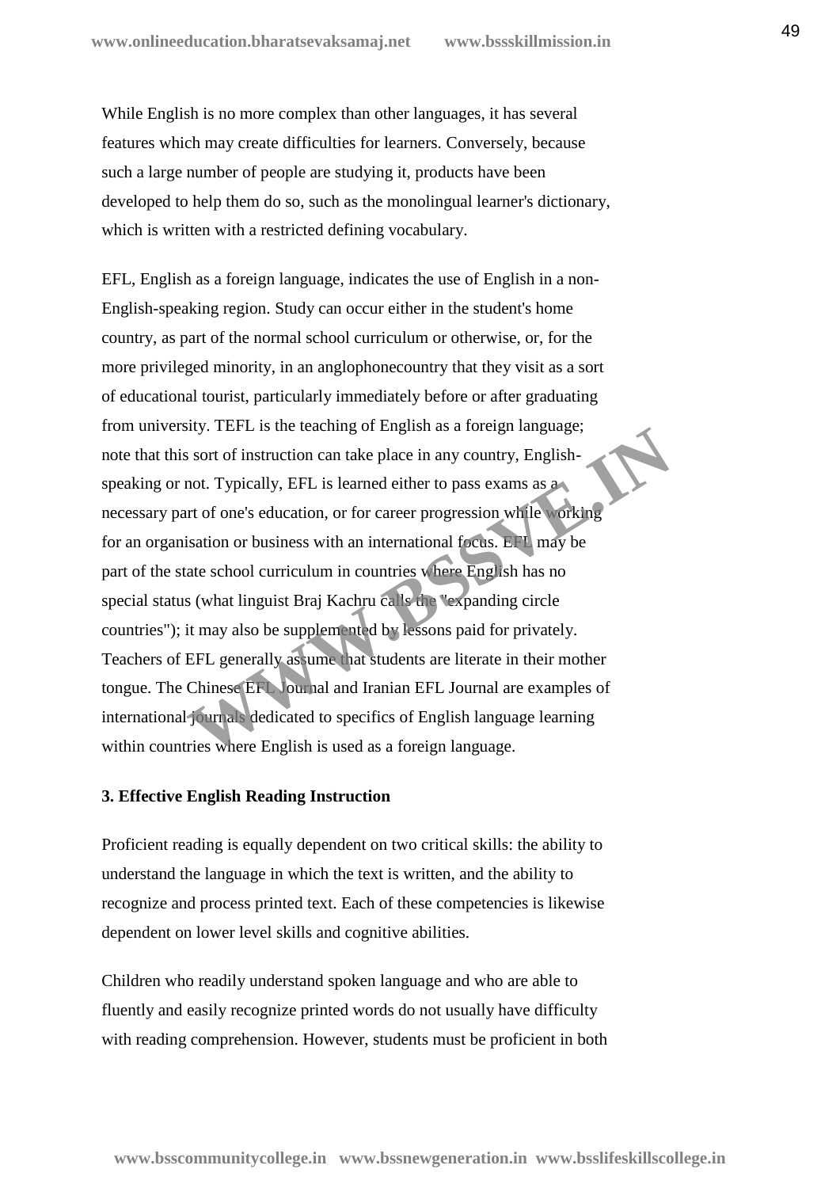While English is no more complex than other languages, it has several features which may create difficulties for learners. Conversely, because such a large number of people are studying it, products have been developed to help them do so, such as the monolingual learner's dictionary, which is written with a restricted defining vocabulary.

EFL, English as a foreign language, indicates the use of English in a non-English-speaking region. Study can occur either in the student's home country, as part of the normal school curriculum or otherwise, or, for the more privileged minority, in an anglophonecountry that they visit as a sort of educational tourist, particularly immediately before or after graduating from university. TEFL is the teaching of English as a foreign language; note that this sort of instruction can take place in any country, English-speaking or not. Typically, EFL is learned either to pass exams as a necessary part of one's education, or for career progression while working for an organisation or business with an international focus. EFL may be part of the state school curriculum in countries where English has no special status (what linguist Braj Kachru calls the "expanding circle countries"); it may also be supplemented by lessons paid for privately. Teachers of EFL generally assume that students are literate in their mother tongue. The Chinese EFL Journal and Iranian EFL Journal are examples of international journals dedicated to specifics of English language learning within countries where English is used as a foreign language.

### 3. Effective English Reading Instruction

Proficient reading is equally dependent on two critical skills: the ability to understand the language in which the text is written, and the ability to recognize and process printed text. Each of these competencies is likewise dependent on lower level skills and cognitive abilities.

Children who readily understand spoken language and who are able to fluently and easily recognize printed words do not usually have difficulty with reading comprehension. However, students must be proficient in both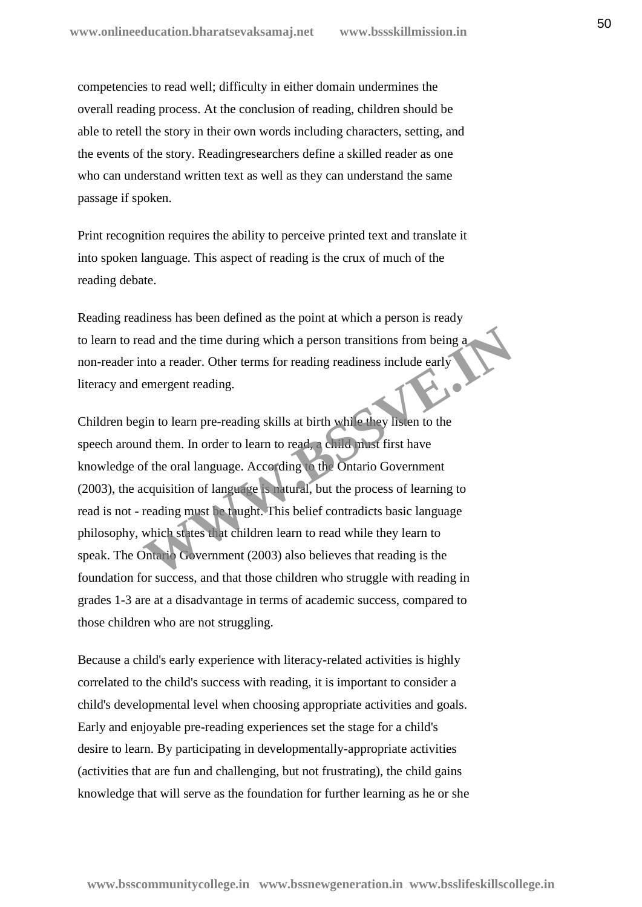competencies to read well; difficulty in either domain undermines the overall reading process. At the conclusion of reading, children should be able to retell the story in their own words including characters, setting, and the events of the story. Readingresearchers define a skilled reader as one who can understand written text as well as they can understand the same passage if spoken.

Print recognition requires the ability to perceive printed text and translate it into spoken language. This aspect of reading is the crux of much of the reading debate.

Reading readiness has been defined as the point at which a person is ready to learn to read and the time during which a person transitions from being a non-reader into a reader. Other terms for reading readiness include early literacy and emergent reading.

Children begin to learn pre-reading skills at birth while they listen to the speech around them. In order to learn to read, a child must first have knowledge of the oral language. According to the Ontario Government (2003), the acquisition of language is natural, but the process of learning to read is not - reading must be taught. This belief contradicts basic language philosophy, which states that children learn to read while they learn to speak. The Ontario Government (2003) also believes that reading is the foundation for success, and that those children who struggle with reading in grades 1-3 are at a disadvantage in terms of academic success, compared to those children who are not struggling.

Because a child's early experience with literacy-related activities is highly correlated to the child's success with reading, it is important to consider a child's developmental level when choosing appropriate activities and goals. Early and enjoyable pre-reading experiences set the stage for a child's desire to learn. By participating in developmentally-appropriate activities (activities that are fun and challenging, but not frustrating), the child gains knowledge that will serve as the foundation for further learning as he or she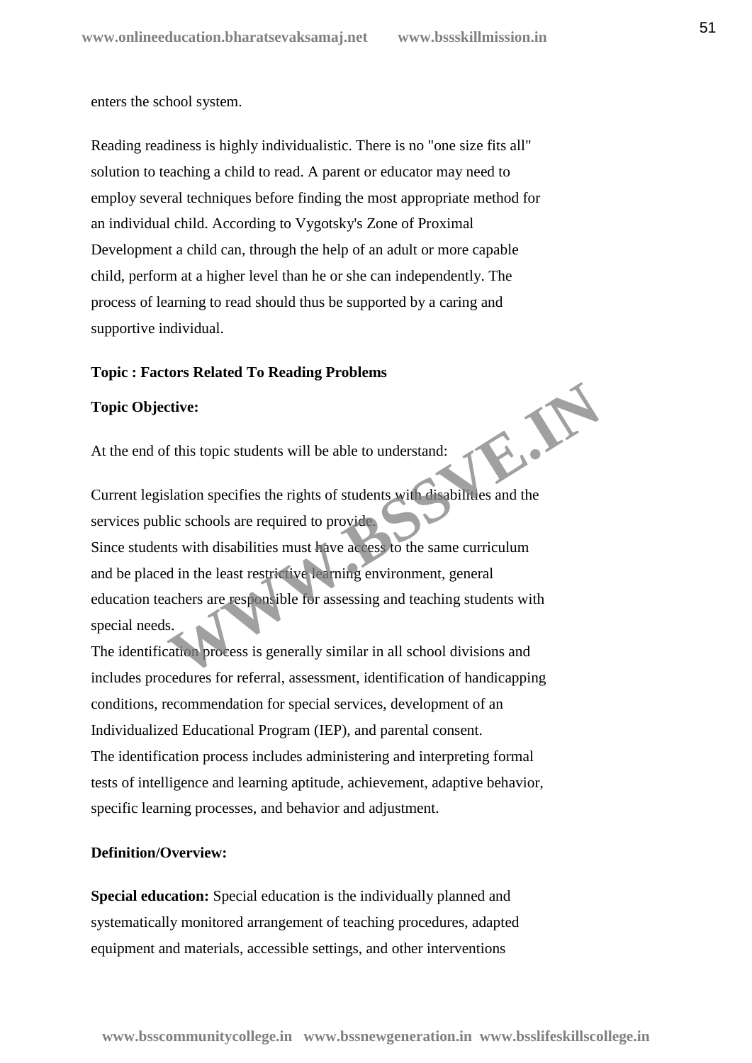enters the school system.

Reading readiness is highly individualistic. There is no "one size fits all" solution to teaching a child to read. A parent or educator may need to employ several techniques before finding the most appropriate method for an individual child. According to Vygotsky's Zone of Proximal Development a child can, through the help of an adult or more capable child, perform at a higher level than he or she can independently. The process of learning to read should thus be supported by a caring and supportive individual.

**Topic : Factors Related To Reading Problems**

**Topic Objective:**

At the end of this topic students will be able to understand:

Current legislation specifies the rights of students with disabilities and the services public schools are required to provide.
Since students with disabilities must have access to the same curriculum and be placed in the least restrictive learning environment, general education teachers are responsible for assessing and teaching students with special needs.
The identification process is generally similar in all school divisions and includes procedures for referral, assessment, identification of handicapping conditions, recommendation for special services, development of an Individualized Educational Program (IEP), and parental consent.
The identification process includes administering and interpreting formal tests of intelligence and learning aptitude, achievement, adaptive behavior, specific learning processes, and behavior and adjustment.

**Definition/Overview:**

**Special education:** Special education is the individually planned and systematically monitored arrangement of teaching procedures, adapted equipment and materials, accessible settings, and other interventions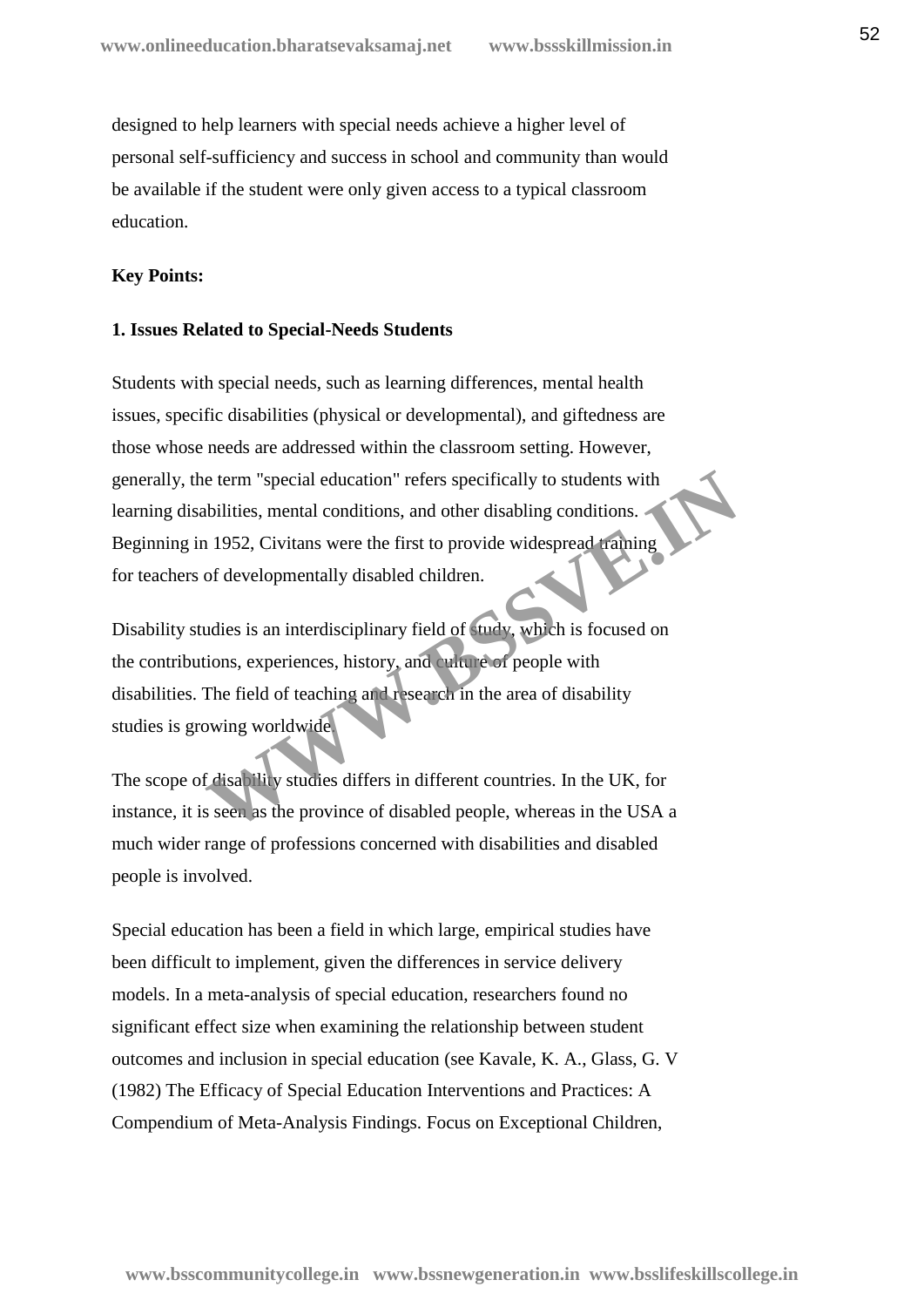designed to help learners with special needs achieve a higher level of personal self-sufficiency and success in school and community than would be available if the student were only given access to a typical classroom education.

**Key Points:**

**1. Issues Related to Special-Needs Students**

Students with special needs, such as learning differences, mental health issues, specific disabilities (physical or developmental), and giftedness are those whose needs are addressed within the classroom setting. However, generally, the term "special education" refers specifically to students with learning disabilities, mental conditions, and other disabling conditions. Beginning in 1952, Civitans were the first to provide widespread training for teachers of developmentally disabled children.

Disability studies is an interdisciplinary field of study, which is focused on the contributions, experiences, history, and culture of people with disabilities. The field of teaching and research in the area of disability studies is growing worldwide.

The scope of disability studies differs in different countries. In the UK, for instance, it is seen as the province of disabled people, whereas in the USA a much wider range of professions concerned with disabilities and disabled people is involved.

Special education has been a field in which large, empirical studies have been difficult to implement, given the differences in service delivery models. In a meta-analysis of special education, researchers found no significant effect size when examining the relationship between student outcomes and inclusion in special education (see Kavale, K. A., Glass, G. V (1982) The Efficacy of Special Education Interventions and Practices: A Compendium of Meta-Analysis Findings. Focus on Exceptional Children,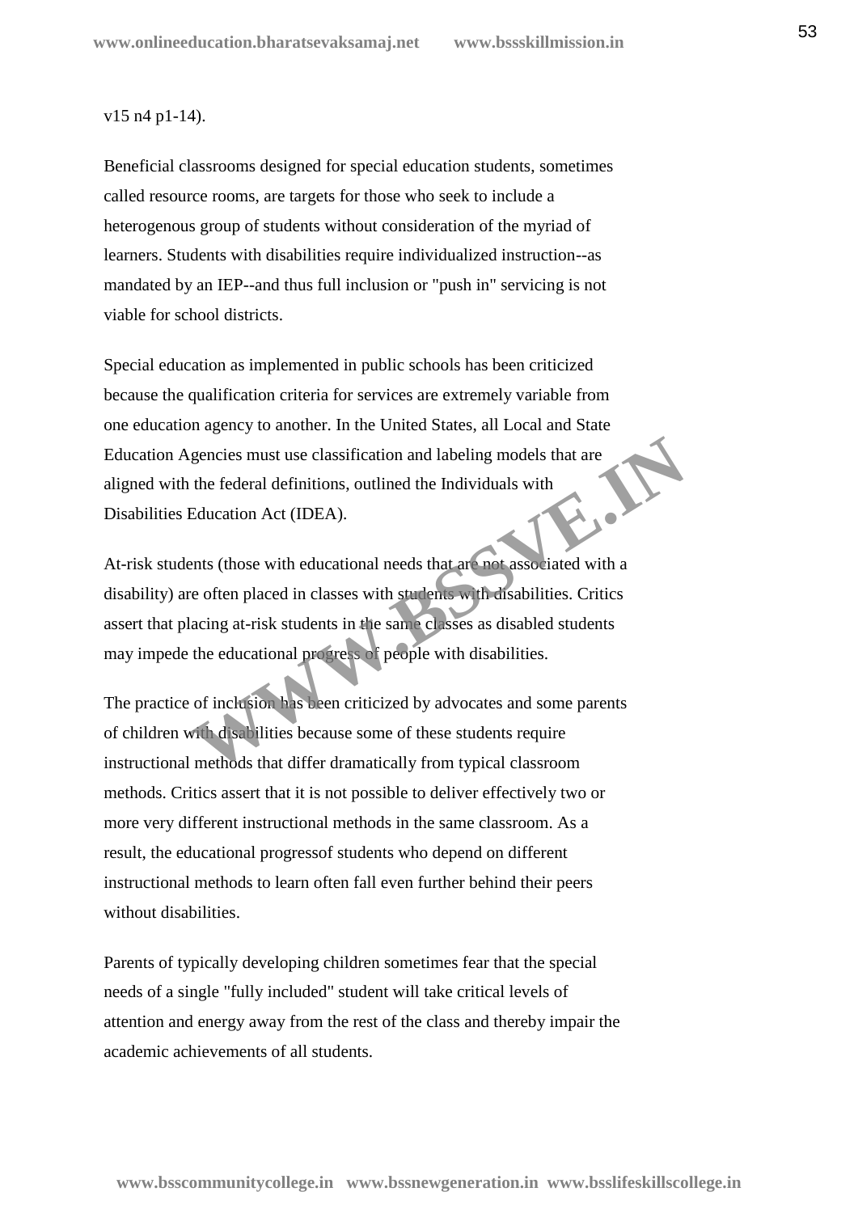v15 n4 p1-14).

Beneficial classrooms designed for special education students, sometimes called resource rooms, are targets for those who seek to include a heterogenous group of students without consideration of the myriad of learners. Students with disabilities require individualized instruction--as mandated by an IEP--and thus full inclusion or "push in" servicing is not viable for school districts.

Special education as implemented in public schools has been criticized because the qualification criteria for services are extremely variable from one education agency to another. In the United States, all Local and State Education Agencies must use classification and labeling models that are aligned with the federal definitions, outlined the Individuals with Disabilities Education Act (IDEA).

At-risk students (those with educational needs that are not associated with a disability) are often placed in classes with students with disabilities. Critics assert that placing at-risk students in the same classes as disabled students may impede the educational progress of people with disabilities.

The practice of inclusion has been criticized by advocates and some parents of children with disabilities because some of these students require instructional methods that differ dramatically from typical classroom methods. Critics assert that it is not possible to deliver effectively two or more very different instructional methods in the same classroom. As a result, the educational progressof students who depend on different instructional methods to learn often fall even further behind their peers without disabilities.

Parents of typically developing children sometimes fear that the special needs of a single "fully included" student will take critical levels of attention and energy away from the rest of the class and thereby impair the academic achievements of all students.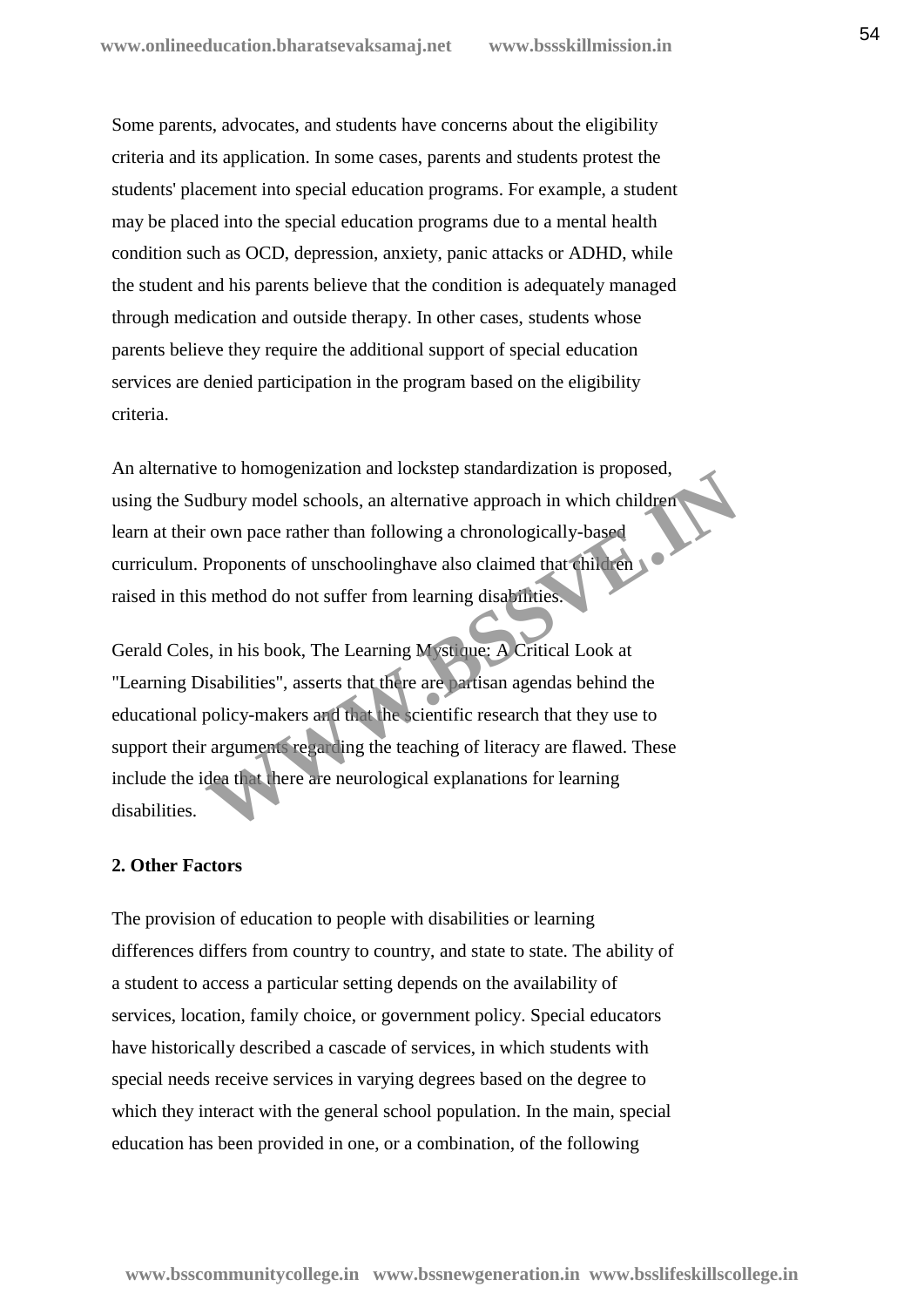Some parents, advocates, and students have concerns about the eligibility criteria and its application. In some cases, parents and students protest the students' placement into special education programs. For example, a student may be placed into the special education programs due to a mental health condition such as OCD, depression, anxiety, panic attacks or ADHD, while the student and his parents believe that the condition is adequately managed through medication and outside therapy. In other cases, students whose parents believe they require the additional support of special education services are denied participation in the program based on the eligibility criteria.

An alternative to homogenization and lockstep standardization is proposed, using the Sudbury model schools, an alternative approach in which children learn at their own pace rather than following a chronologically-based curriculum. Proponents of unschoolinghave also claimed that children raised in this method do not suffer from learning disabilities.

Gerald Coles, in his book, The Learning Mystique: A Critical Look at "Learning Disabilities", asserts that there are partisan agendas behind the educational policy-makers and that the scientific research that they use to support their arguments regarding the teaching of literacy are flawed. These include the idea that there are neurological explanations for learning disabilities.

**2. Other Factors**

The provision of education to people with disabilities or learning differences differs from country to country, and state to state. The ability of a student to access a particular setting depends on the availability of services, location, family choice, or government policy. Special educators have historically described a cascade of services, in which students with special needs receive services in varying degrees based on the degree to which they interact with the general school population. In the main, special education has been provided in one, or a combination, of the following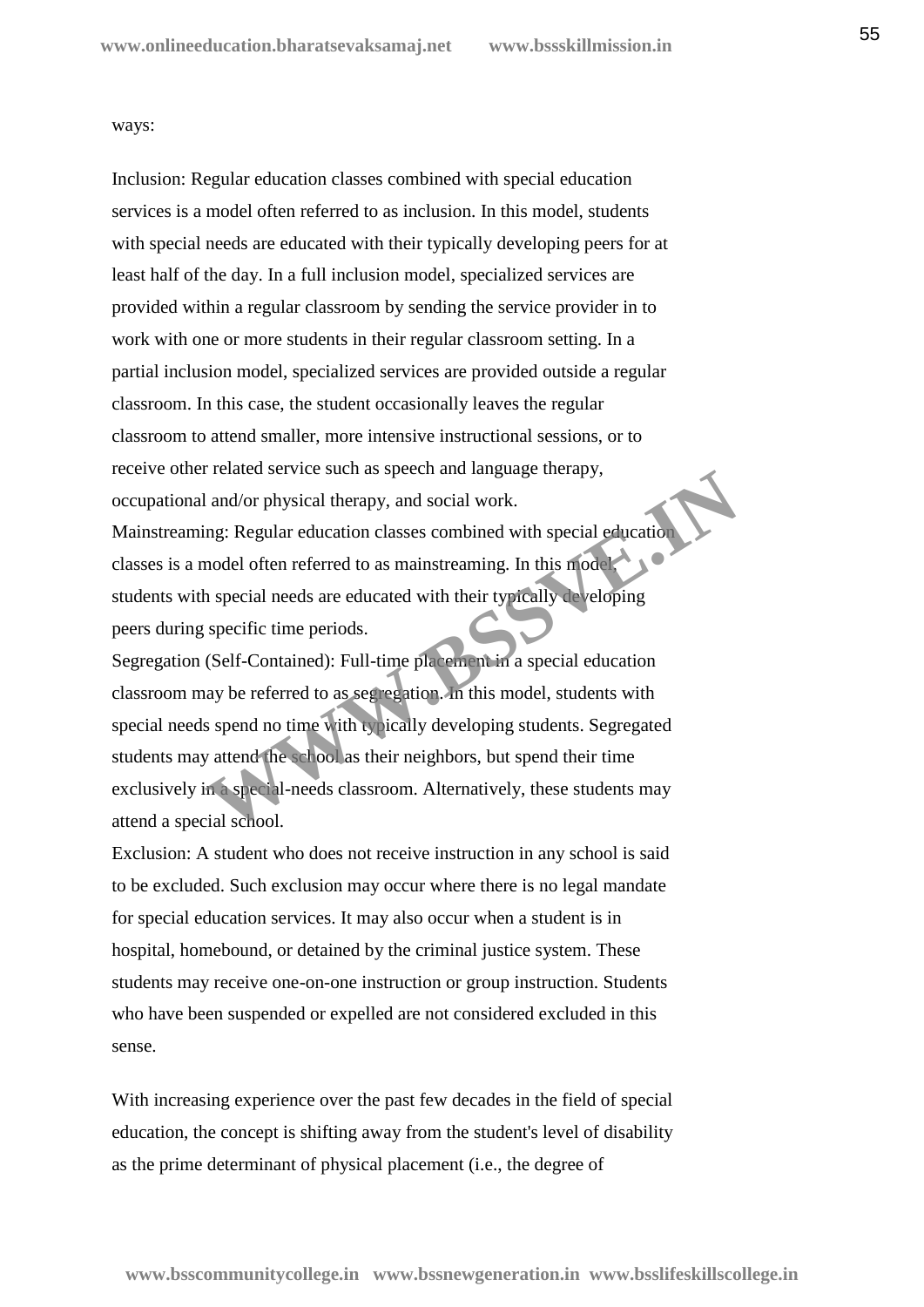ways:

Inclusion: Regular education classes combined with special education services is a model often referred to as inclusion. In this model, students with special needs are educated with their typically developing peers for at least half of the day. In a full inclusion model, specialized services are provided within a regular classroom by sending the service provider in to work with one or more students in their regular classroom setting. In a partial inclusion model, specialized services are provided outside a regular classroom. In this case, the student occasionally leaves the regular classroom to attend smaller, more intensive instructional sessions, or to receive other related service such as speech and language therapy, occupational and/or physical therapy, and social work.
Mainstreaming: Regular education classes combined with special education classes is a model often referred to as mainstreaming. In this model, students with special needs are educated with their typically developing peers during specific time periods.
Segregation (Self-Contained): Full-time placement in a special education classroom may be referred to as segregation. In this model, students with special needs spend no time with typically developing students. Segregated students may attend the school as their neighbors, but spend their time exclusively in a special-needs classroom. Alternatively, these students may attend a special school.
Exclusion: A student who does not receive instruction in any school is said to be excluded. Such exclusion may occur where there is no legal mandate for special education services. It may also occur when a student is in hospital, homebound, or detained by the criminal justice system. These students may receive one-on-one instruction or group instruction. Students who have been suspended or expelled are not considered excluded in this sense.

With increasing experience over the past few decades in the field of special education, the concept is shifting away from the student's level of disability as the prime determinant of physical placement (i.e., the degree of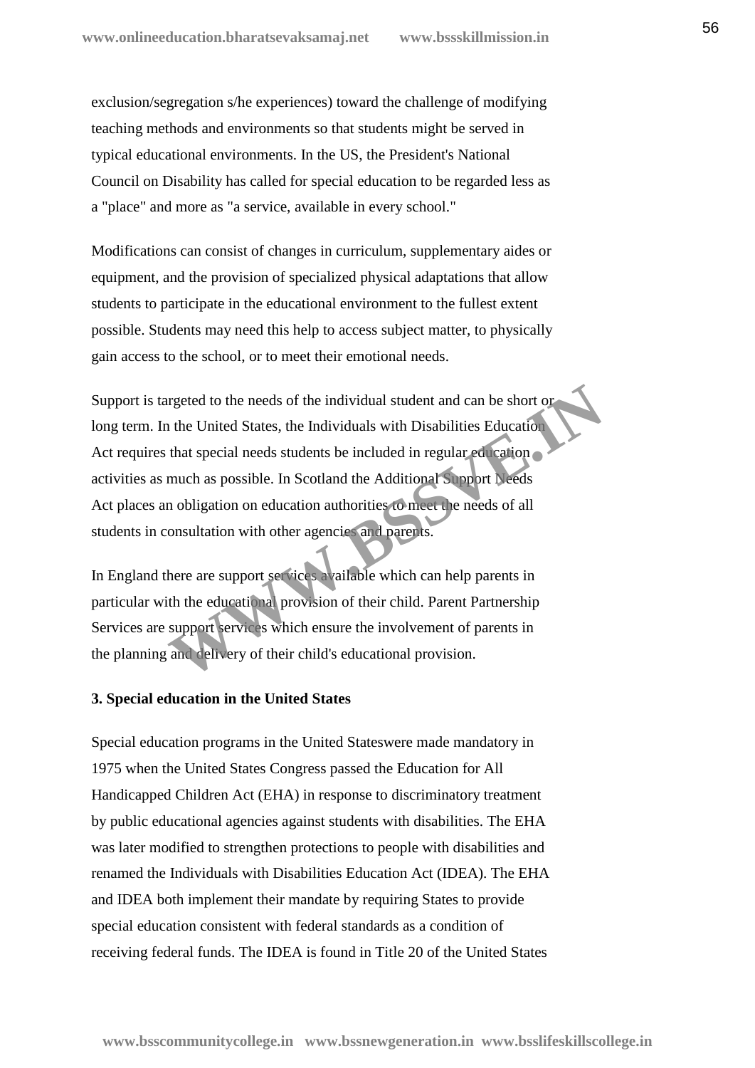exclusion/segregation s/he experiences) toward the challenge of modifying teaching methods and environments so that students might be served in typical educational environments. In the US, the President's National Council on Disability has called for special education to be regarded less as a "place" and more as "a service, available in every school."

Modifications can consist of changes in curriculum, supplementary aides or equipment, and the provision of specialized physical adaptations that allow students to participate in the educational environment to the fullest extent possible. Students may need this help to access subject matter, to physically gain access to the school, or to meet their emotional needs.

Support is targeted to the needs of the individual student and can be short or long term. In the United States, the Individuals with Disabilities Education Act requires that special needs students be included in regular education activities as much as possible. In Scotland the Additional Support Needs Act places an obligation on education authorities to meet the needs of all students in consultation with other agencies and parents.

In England there are support services available which can help parents in particular with the educational provision of their child. Parent Partnership Services are support services which ensure the involvement of parents in the planning and delivery of their child's educational provision.

**3. Special education in the United States**

Special education programs in the United Stateswere made mandatory in 1975 when the United States Congress passed the Education for All Handicapped Children Act (EHA) in response to discriminatory treatment by public educational agencies against students with disabilities. The EHA was later modified to strengthen protections to people with disabilities and renamed the Individuals with Disabilities Education Act (IDEA). The EHA and IDEA both implement their mandate by requiring States to provide special education consistent with federal standards as a condition of receiving federal funds. The IDEA is found in Title 20 of the United States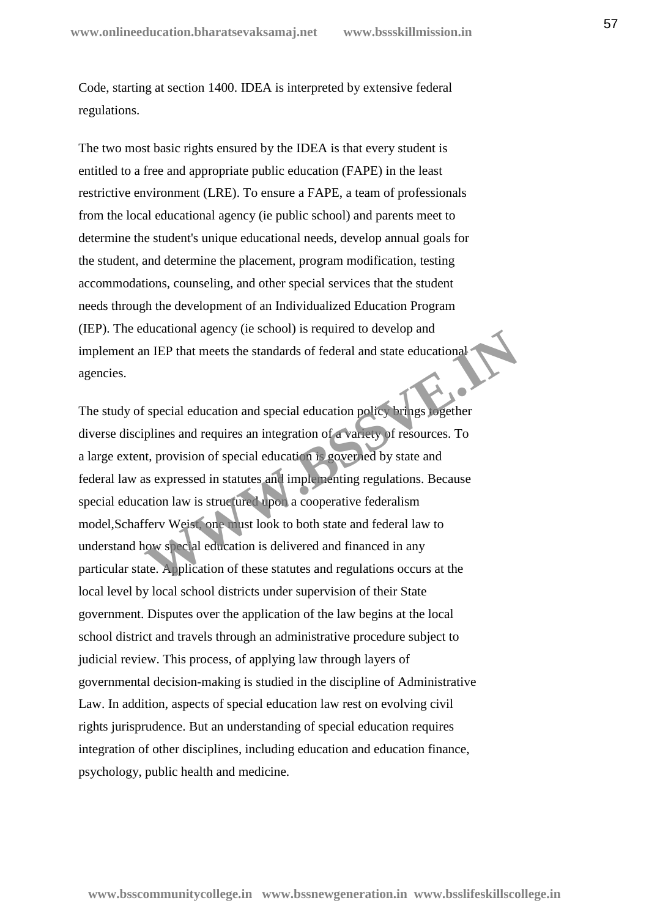Code, starting at section 1400. IDEA is interpreted by extensive federal regulations.

The two most basic rights ensured by the IDEA is that every student is entitled to a free and appropriate public education (FAPE) in the least restrictive environment (LRE). To ensure a FAPE, a team of professionals from the local educational agency (ie public school) and parents meet to determine the student's unique educational needs, develop annual goals for the student, and determine the placement, program modification, testing accommodations, counseling, and other special services that the student needs through the development of an Individualized Education Program (IEP). The educational agency (ie school) is required to develop and implement an IEP that meets the standards of federal and state educational agencies.

The study of special education and special education policy brings together diverse disciplines and requires an integration of a variety of resources. To a large extent, provision of special education is governed by state and federal law as expressed in statutes and implementing regulations. Because special education law is structured upon a cooperative federalism model,Schafferv Weist, one must look to both state and federal law to understand how special education is delivered and financed in any particular state. Application of these statutes and regulations occurs at the local level by local school districts under supervision of their State government. Disputes over the application of the law begins at the local school district and travels through an administrative procedure subject to judicial review. This process, of applying law through layers of governmental decision-making is studied in the discipline of Administrative Law. In addition, aspects of special education law rest on evolving civil rights jurisprudence. But an understanding of special education requires integration of other disciplines, including education and education finance, psychology, public health and medicine.